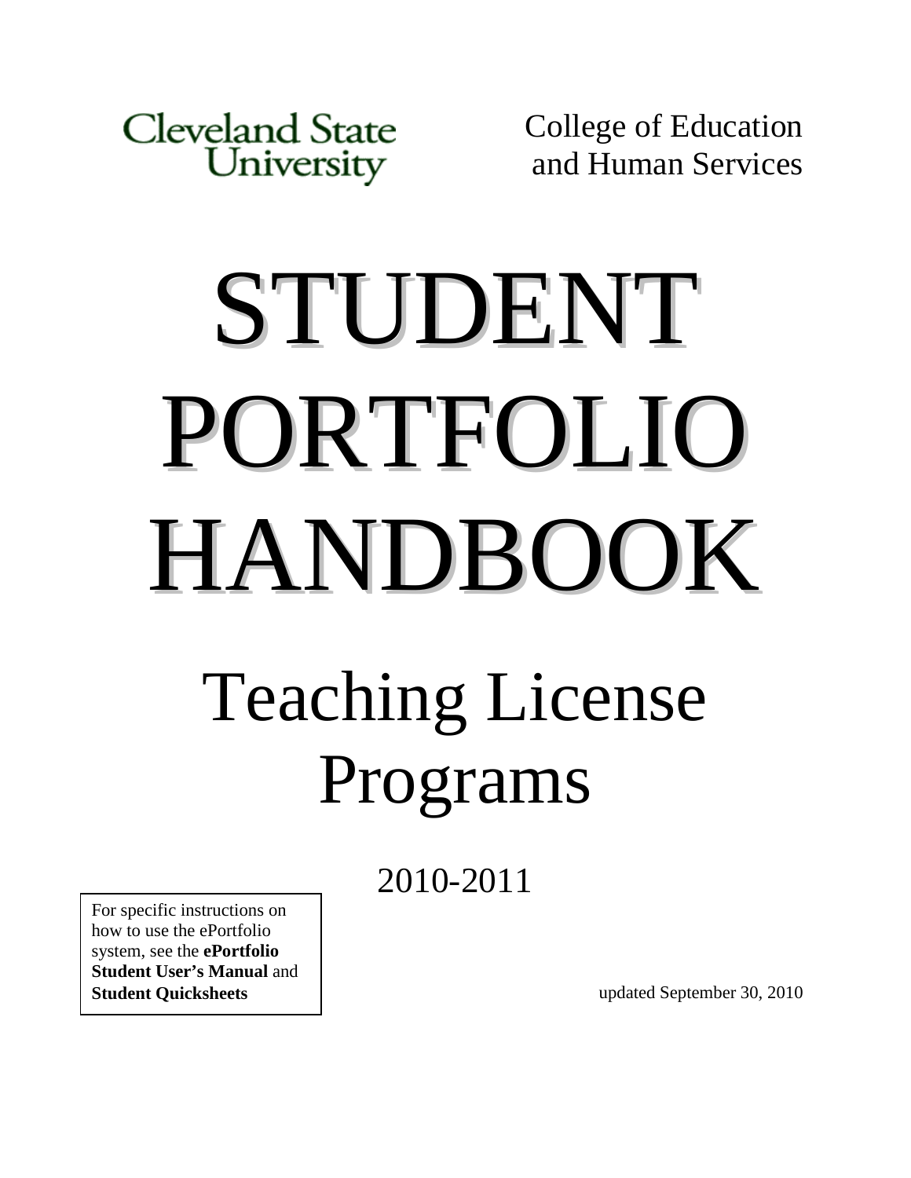Cleveland State University

College of Education and Human Services

# STUDENT PORTFOLIO HANDBOOK

## Teaching License Programs

2010-2011

For specific instructions on how to use the ePortfolio system, see the **ePortfolio Student User's Manual** and **Student Quicksheets**

updated September 30, 2010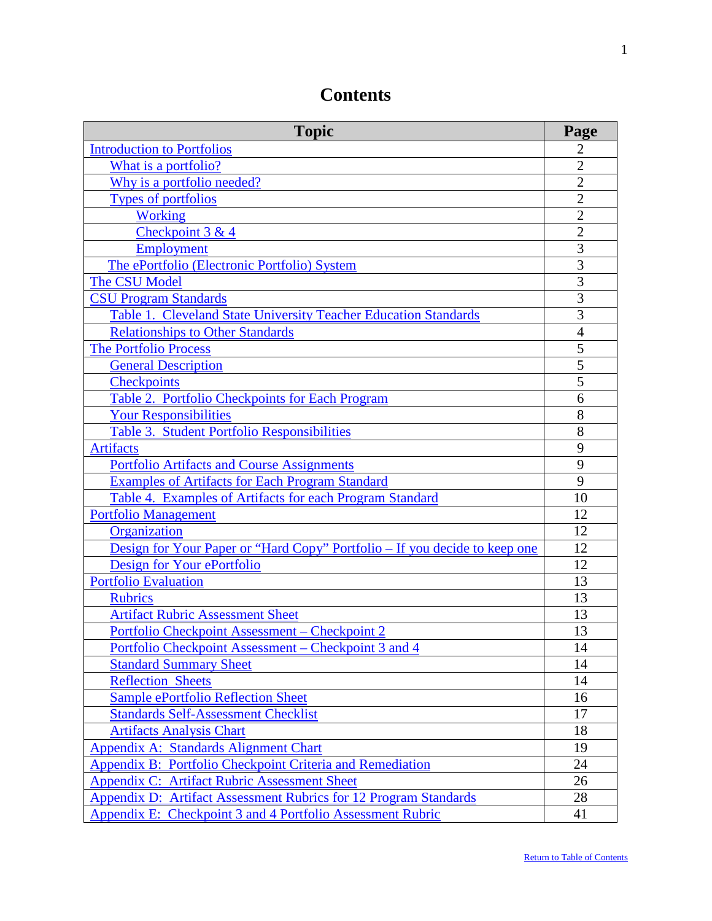# Contents

| Topic | Page |
|---|---|
| Introduction to Portfolios | 2 |
| What is a portfolio? | 2 |
| Why is a portfolio needed? | 2 |
| Types of portfolios | 2 |
| Working | 2 |
| Checkpoint 3 & 4 | 2 |
| Employment | 3 |
| The ePortfolio (Electronic Portfolio) System | 3 |
| The CSU Model | 3 |
| CSU Program Standards | 3 |
| Table 1. Cleveland State University Teacher Education Standards | 3 |
| Relationships to Other Standards | 4 |
| The Portfolio Process | 5 |
| General Description | 5 |
| Checkpoints | 5 |
| Table 2. Portfolio Checkpoints for Each Program | 6 |
| Your Responsibilities | 8 |
| Table 3. Student Portfolio Responsibilities | 8 |
| Artifacts | 9 |
| Portfolio Artifacts and Course Assignments | 9 |
| Examples of Artifacts for Each Program Standard | 9 |
| Table 4. Examples of Artifacts for each Program Standard | 10 |
| Portfolio Management | 12 |
| Organization | 12 |
| Design for Your Paper or "Hard Copy" Portfolio – If you decide to keep one | 12 |
| Design for Your ePortfolio | 12 |
| Portfolio Evaluation | 13 |
| Rubrics | 13 |
| Artifact Rubric Assessment Sheet | 13 |
| Portfolio Checkpoint Assessment – Checkpoint 2 | 13 |
| Portfolio Checkpoint Assessment – Checkpoint 3 and 4 | 14 |
| Standard Summary Sheet | 14 |
| Reflection Sheets | 14 |
| Sample ePortfolio Reflection Sheet | 16 |
| Standards Self-Assessment Checklist | 17 |
| Artifacts Analysis Chart | 18 |
| Appendix A: Standards Alignment Chart | 19 |
| Appendix B: Portfolio Checkpoint Criteria and Remediation | 24 |
| Appendix C: Artifact Rubric Assessment Sheet | 26 |
| Appendix D: Artifact Assessment Rubrics for 12 Program Standards | 28 |
| Appendix E: Checkpoint 3 and 4 Portfolio Assessment Rubric | 41 |

Return to Table of Contents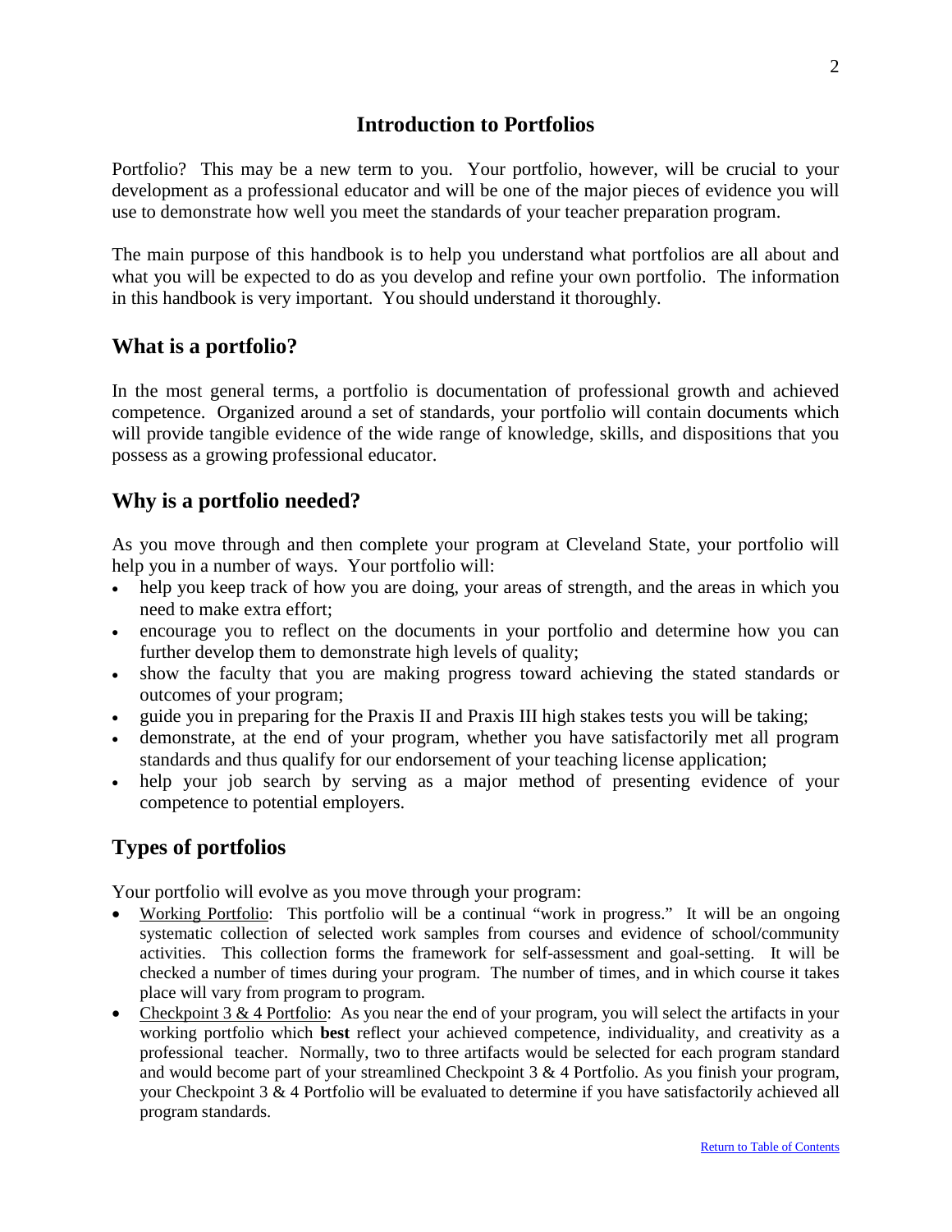# Introduction to Portfolios

Portfolio? This may be a new term to you. Your portfolio, however, will be crucial to your development as a professional educator and will be one of the major pieces of evidence you will use to demonstrate how well you meet the standards of your teacher preparation program.

The main purpose of this handbook is to help you understand what portfolios are all about and what you will be expected to do as you develop and refine your own portfolio. The information in this handbook is very important. You should understand it thoroughly.

## What is a portfolio?

In the most general terms, a portfolio is documentation of professional growth and achieved competence. Organized around a set of standards, your portfolio will contain documents which will provide tangible evidence of the wide range of knowledge, skills, and dispositions that you possess as a growing professional educator.

## Why is a portfolio needed?

As you move through and then complete your program at Cleveland State, your portfolio will help you in a number of ways. Your portfolio will:

- help you keep track of how you are doing, your areas of strength, and the areas in which you need to make extra effort;
- encourage you to reflect on the documents in your portfolio and determine how you can further develop them to demonstrate high levels of quality;
- show the faculty that you are making progress toward achieving the stated standards or outcomes of your program;
- guide you in preparing for the Praxis II and Praxis III high stakes tests you will be taking;
- demonstrate, at the end of your program, whether you have satisfactorily met all program standards and thus qualify for our endorsement of your teaching license application;
- help your job search by serving as a major method of presenting evidence of your competence to potential employers.

## Types of portfolios

Your portfolio will evolve as you move through your program:

- Working Portfolio: This portfolio will be a continual "work in progress." It will be an ongoing systematic collection of selected work samples from courses and evidence of school/community activities. This collection forms the framework for self-assessment and goal-setting. It will be checked a number of times during your program. The number of times, and in which course it takes place will vary from program to program.
- Checkpoint 3 & 4 Portfolio: As you near the end of your program, you will select the artifacts in your working portfolio which **best** reflect your achieved competence, individuality, and creativity as a professional teacher. Normally, two to three artifacts would be selected for each program standard and would become part of your streamlined Checkpoint 3 & 4 Portfolio. As you finish your program, your Checkpoint 3 & 4 Portfolio will be evaluated to determine if you have satisfactorily achieved all program standards.

Return to Table of Contents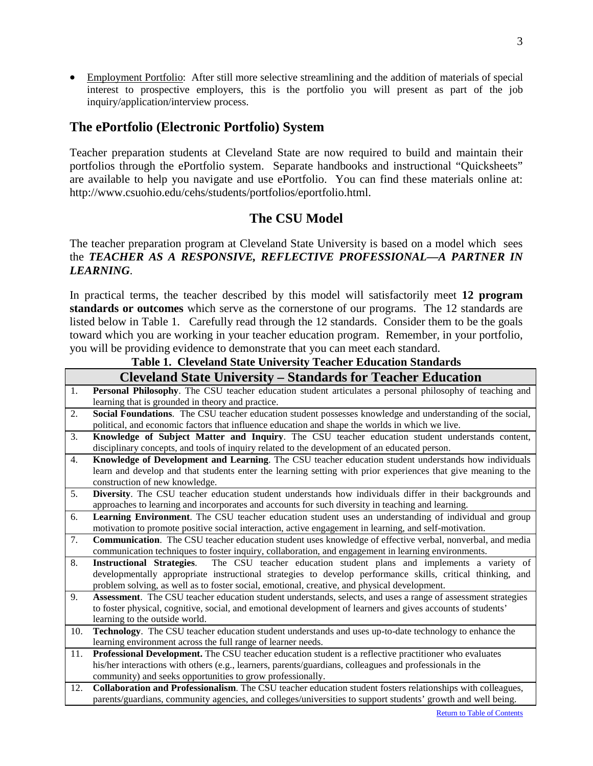- Employment Portfolio: After still more selective streamlining and the addition of materials of special interest to prospective employers, this is the portfolio you will present as part of the job inquiry/application/interview process.

## The ePortfolio (Electronic Portfolio) System

Teacher preparation students at Cleveland State are now required to build and maintain their portfolios through the ePortfolio system. Separate handbooks and instructional "Quicksheets" are available to help you navigate and use ePortfolio. You can find these materials online at: http://www.csuohio.edu/cehs/students/portfolios/eportfolio.html.

## The CSU Model

The teacher preparation program at Cleveland State University is based on a model which sees the ***TEACHER AS A RESPONSIVE, REFLECTIVE PROFESSIONAL—A PARTNER IN LEARNING***.

In practical terms, the teacher described by this model will satisfactorily meet **12 program standards or outcomes** which serve as the cornerstone of our programs. The 12 standards are listed below in Table 1. Carefully read through the 12 standards. Consider them to be the goals toward which you are working in your teacher education program. Remember, in your portfolio, you will be providing evidence to demonstrate that you can meet each standard.

**Table 1. Cleveland State University Teacher Education Standards**

| Cleveland State University – Standards for Teacher Education | |
|---|---|
| 1. | **Personal Philosophy**. The CSU teacher education student articulates a personal philosophy of teaching and learning that is grounded in theory and practice. |
| 2. | **Social Foundations**. The CSU teacher education student possesses knowledge and understanding of the social, political, and economic factors that influence education and shape the worlds in which we live. |
| 3. | **Knowledge of Subject Matter and Inquiry**. The CSU teacher education student understands content, disciplinary concepts, and tools of inquiry related to the development of an educated person. |
| 4. | **Knowledge of Development and Learning**. The CSU teacher education student understands how individuals learn and develop and that students enter the learning setting with prior experiences that give meaning to the construction of new knowledge. |
| 5. | **Diversity**. The CSU teacher education student understands how individuals differ in their backgrounds and approaches to learning and incorporates and accounts for such diversity in teaching and learning. |
| 6. | **Learning Environment**. The CSU teacher education student uses an understanding of individual and group motivation to promote positive social interaction, active engagement in learning, and self-motivation. |
| 7. | **Communication**. The CSU teacher education student uses knowledge of effective verbal, nonverbal, and media communication techniques to foster inquiry, collaboration, and engagement in learning environments. |
| 8. | **Instructional Strategies**. The CSU teacher education student plans and implements a variety of developmentally appropriate instructional strategies to develop performance skills, critical thinking, and problem solving, as well as to foster social, emotional, creative, and physical development. |
| 9. | **Assessment**. The CSU teacher education student understands, selects, and uses a range of assessment strategies to foster physical, cognitive, social, and emotional development of learners and gives accounts of students' learning to the outside world. |
| 10. | **Technology**. The CSU teacher education student understands and uses up-to-date technology to enhance the learning environment across the full range of learner needs. |
| 11. | **Professional Development.** The CSU teacher education student is a reflective practitioner who evaluates his/her interactions with others (e.g., learners, parents/guardians, colleagues and professionals in the community) and seeks opportunities to grow professionally. |
| 12. | **Collaboration and Professionalism**. The CSU teacher education student fosters relationships with colleagues, parents/guardians, community agencies, and colleges/universities to support students' growth and well being. |

Return to Table of Contents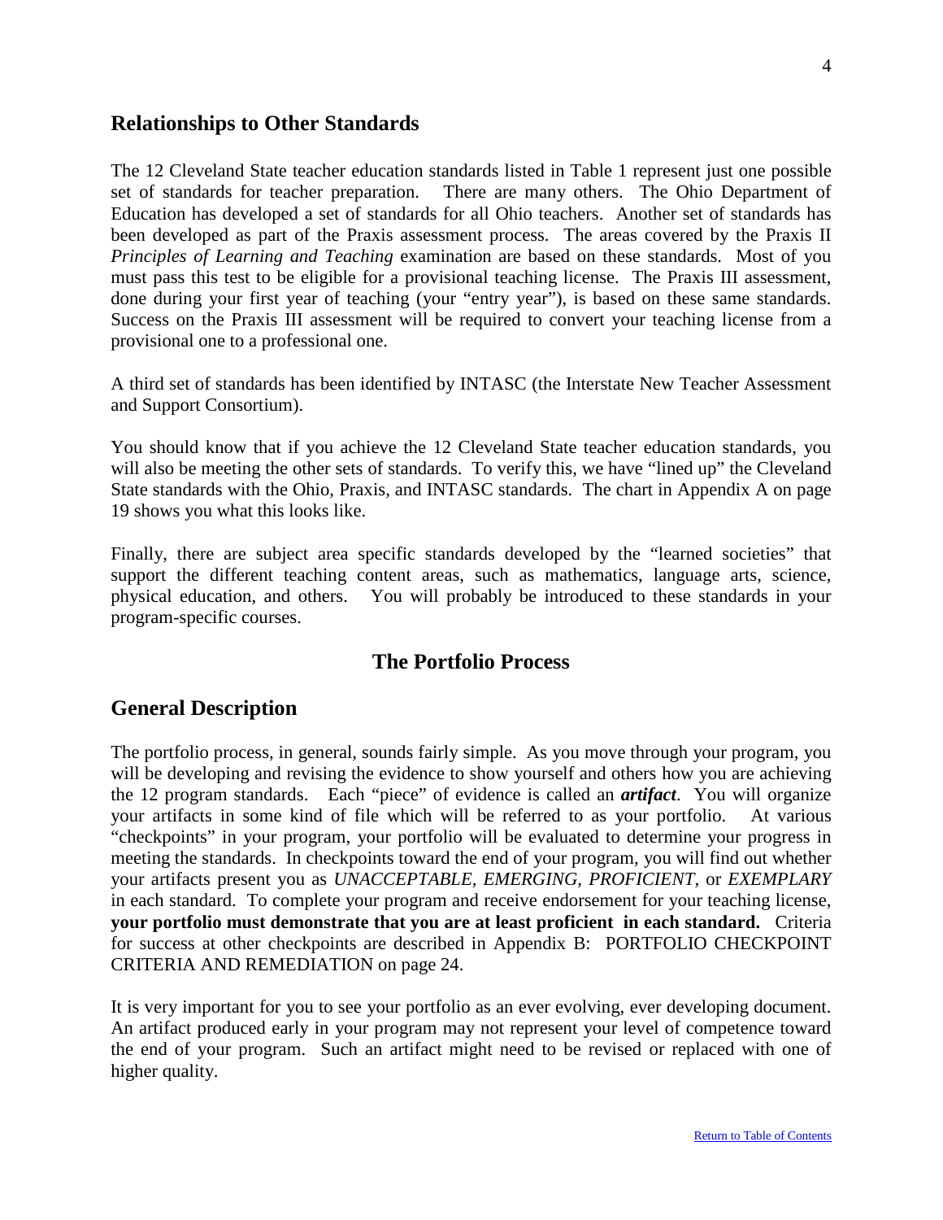## Relationships to Other Standards

The 12 Cleveland State teacher education standards listed in Table 1 represent just one possible set of standards for teacher preparation. There are many others. The Ohio Department of Education has developed a set of standards for all Ohio teachers. Another set of standards has been developed as part of the Praxis assessment process. The areas covered by the Praxis II *Principles of Learning and Teaching* examination are based on these standards. Most of you must pass this test to be eligible for a provisional teaching license. The Praxis III assessment, done during your first year of teaching (your "entry year"), is based on these same standards. Success on the Praxis III assessment will be required to convert your teaching license from a provisional one to a professional one.

A third set of standards has been identified by INTASC (the Interstate New Teacher Assessment and Support Consortium).

You should know that if you achieve the 12 Cleveland State teacher education standards, you will also be meeting the other sets of standards. To verify this, we have "lined up" the Cleveland State standards with the Ohio, Praxis, and INTASC standards. The chart in Appendix A on page 19 shows you what this looks like.

Finally, there are subject area specific standards developed by the "learned societies" that support the different teaching content areas, such as mathematics, language arts, science, physical education, and others. You will probably be introduced to these standards in your program-specific courses.

# The Portfolio Process

## General Description

The portfolio process, in general, sounds fairly simple. As you move through your program, you will be developing and revising the evidence to show yourself and others how you are achieving the 12 program standards. Each "piece" of evidence is called an ***artifact***. You will organize your artifacts in some kind of file which will be referred to as your portfolio. At various "checkpoints" in your program, your portfolio will be evaluated to determine your progress in meeting the standards. In checkpoints toward the end of your program, you will find out whether your artifacts present you as *UNACCEPTABLE, EMERGING, PROFICIENT*, or *EXEMPLARY* in each standard. To complete your program and receive endorsement for your teaching license, **your portfolio must demonstrate that you are at least proficient in each standard.** Criteria for success at other checkpoints are described in Appendix B: PORTFOLIO CHECKPOINT CRITERIA AND REMEDIATION on page 24.

It is very important for you to see your portfolio as an ever evolving, ever developing document. An artifact produced early in your program may not represent your level of competence toward the end of your program. Such an artifact might need to be revised or replaced with one of higher quality.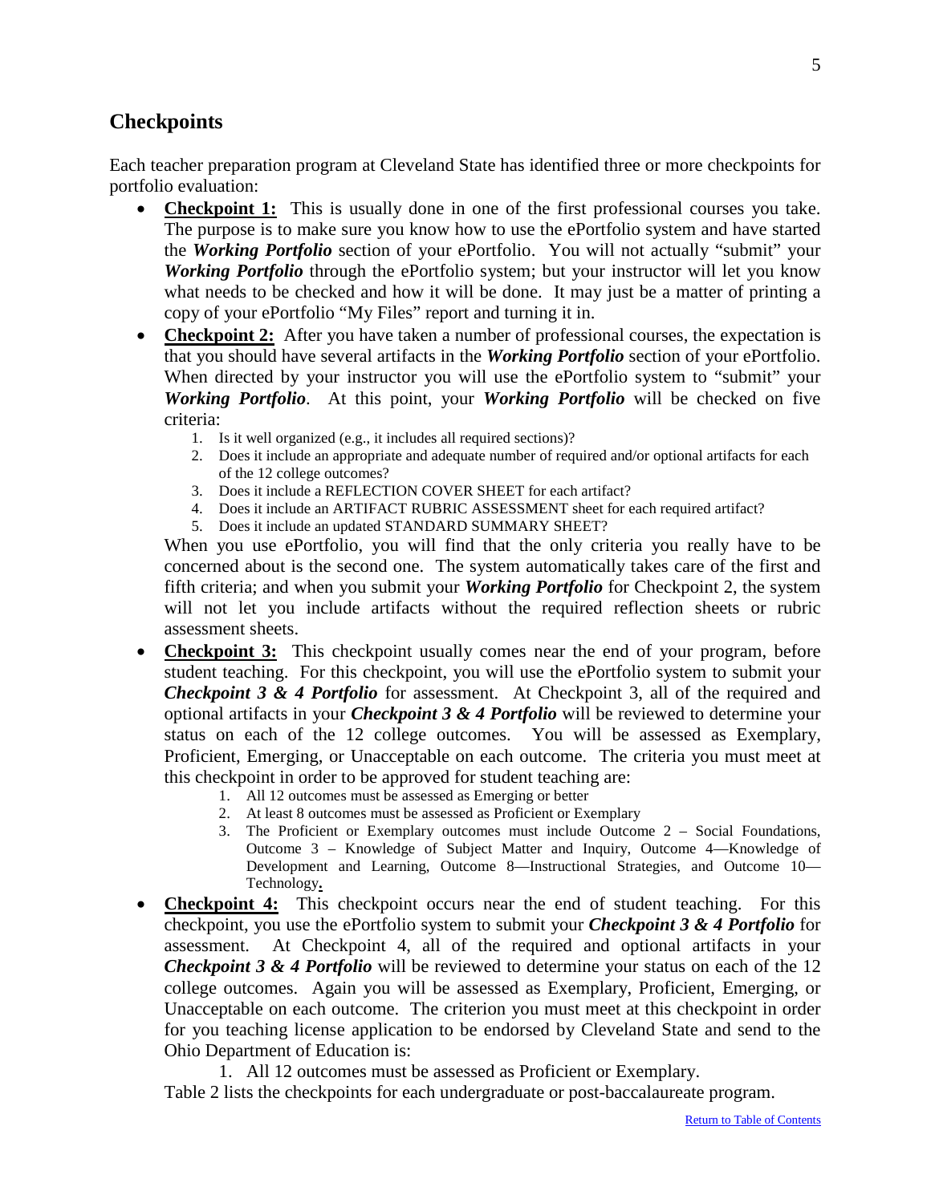## Checkpoints

Each teacher preparation program at Cleveland State has identified three or more checkpoints for portfolio evaluation:

- **Checkpoint 1:** This is usually done in one of the first professional courses you take. The purpose is to make sure you know how to use the ePortfolio system and have started the ***Working Portfolio*** section of your ePortfolio. You will not actually "submit" your ***Working Portfolio*** through the ePortfolio system; but your instructor will let you know what needs to be checked and how it will be done. It may just be a matter of printing a copy of your ePortfolio "My Files" report and turning it in.
- **Checkpoint 2:** After you have taken a number of professional courses, the expectation is that you should have several artifacts in the ***Working Portfolio*** section of your ePortfolio. When directed by your instructor you will use the ePortfolio system to "submit" your ***Working Portfolio***. At this point, your ***Working Portfolio*** will be checked on five criteria:
  1. Is it well organized (e.g., it includes all required sections)?
  2. Does it include an appropriate and adequate number of required and/or optional artifacts for each of the 12 college outcomes?
  3. Does it include a REFLECTION COVER SHEET for each artifact?
  4. Does it include an ARTIFACT RUBRIC ASSESSMENT sheet for each required artifact?
  5. Does it include an updated STANDARD SUMMARY SHEET?

  When you use ePortfolio, you will find that the only criteria you really have to be concerned about is the second one. The system automatically takes care of the first and fifth criteria; and when you submit your ***Working Portfolio*** for Checkpoint 2, the system will not let you include artifacts without the required reflection sheets or rubric assessment sheets.
- **Checkpoint 3:** This checkpoint usually comes near the end of your program, before student teaching. For this checkpoint, you will use the ePortfolio system to submit your ***Checkpoint 3 & 4 Portfolio*** for assessment. At Checkpoint 3, all of the required and optional artifacts in your ***Checkpoint 3 & 4 Portfolio*** will be reviewed to determine your status on each of the 12 college outcomes. You will be assessed as Exemplary, Proficient, Emerging, or Unacceptable on each outcome. The criteria you must meet at this checkpoint in order to be approved for student teaching are:
  1. All 12 outcomes must be assessed as Emerging or better
  2. At least 8 outcomes must be assessed as Proficient or Exemplary
  3. The Proficient or Exemplary outcomes must include Outcome 2 – Social Foundations, Outcome 3 – Knowledge of Subject Matter and Inquiry, Outcome 4—Knowledge of Development and Learning, Outcome 8—Instructional Strategies, and Outcome 10—Technology**.**
- **Checkpoint 4:** This checkpoint occurs near the end of student teaching. For this checkpoint, you use the ePortfolio system to submit your ***Checkpoint 3 & 4 Portfolio*** for assessment. At Checkpoint 4, all of the required and optional artifacts in your ***Checkpoint 3 & 4 Portfolio*** will be reviewed to determine your status on each of the 12 college outcomes. Again you will be assessed as Exemplary, Proficient, Emerging, or Unacceptable on each outcome. The criterion you must meet at this checkpoint in order for you teaching license application to be endorsed by Cleveland State and send to the Ohio Department of Education is:
  1. All 12 outcomes must be assessed as Proficient or Exemplary.

  Table 2 lists the checkpoints for each undergraduate or post-baccalaureate program.

[Return to Table of Contents]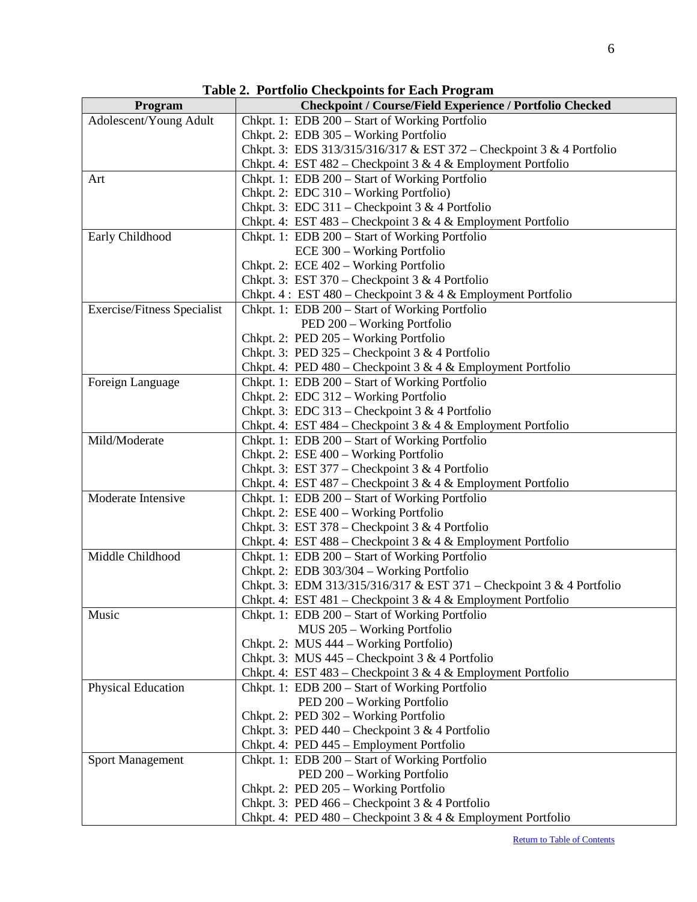**Table 2. Portfolio Checkpoints for Each Program**

| Program | Checkpoint / Course/Field Experience / Portfolio Checked |
|---|---|
| Adolescent/Young Adult | Chkpt. 1: EDB 200 – Start of Working Portfolio<br>Chkpt. 2: EDB 305 – Working Portfolio<br>Chkpt. 3: EDS 313/315/316/317 & EST 372 – Checkpoint 3 & 4 Portfolio<br>Chkpt. 4: EST 482 – Checkpoint 3 & 4 & Employment Portfolio |
| Art | Chkpt. 1: EDB 200 – Start of Working Portfolio<br>Chkpt. 2: EDC 310 – Working Portfolio)<br>Chkpt. 3: EDC 311 – Checkpoint 3 & 4 Portfolio<br>Chkpt. 4: EST 483 – Checkpoint 3 & 4 & Employment Portfolio |
| Early Childhood | Chkpt. 1: EDB 200 – Start of Working Portfolio<br>ECE 300 – Working Portfolio<br>Chkpt. 2: ECE 402 – Working Portfolio<br>Chkpt. 3: EST 370 – Checkpoint 3 & 4 Portfolio<br>Chkpt. 4 : EST 480 – Checkpoint 3 & 4 & Employment Portfolio |
| Exercise/Fitness Specialist | Chkpt. 1: EDB 200 – Start of Working Portfolio<br>PED 200 – Working Portfolio<br>Chkpt. 2: PED 205 – Working Portfolio<br>Chkpt. 3: PED 325 – Checkpoint 3 & 4 Portfolio<br>Chkpt. 4: PED 480 – Checkpoint 3 & 4 & Employment Portfolio |
| Foreign Language | Chkpt. 1: EDB 200 – Start of Working Portfolio<br>Chkpt. 2: EDC 312 – Working Portfolio<br>Chkpt. 3: EDC 313 – Checkpoint 3 & 4 Portfolio<br>Chkpt. 4: EST 484 – Checkpoint 3 & 4 & Employment Portfolio |
| Mild/Moderate | Chkpt. 1: EDB 200 – Start of Working Portfolio<br>Chkpt. 2: ESE 400 – Working Portfolio<br>Chkpt. 3: EST 377 – Checkpoint 3 & 4 Portfolio<br>Chkpt. 4: EST 487 – Checkpoint 3 & 4 & Employment Portfolio |
| Moderate Intensive | Chkpt. 1: EDB 200 – Start of Working Portfolio<br>Chkpt. 2: ESE 400 – Working Portfolio<br>Chkpt. 3: EST 378 – Checkpoint 3 & 4 Portfolio<br>Chkpt. 4: EST 488 – Checkpoint 3 & 4 & Employment Portfolio |
| Middle Childhood | Chkpt. 1: EDB 200 – Start of Working Portfolio<br>Chkpt. 2: EDB 303/304 – Working Portfolio<br>Chkpt. 3: EDM 313/315/316/317 & EST 371 – Checkpoint 3 & 4 Portfolio<br>Chkpt. 4: EST 481 – Checkpoint 3 & 4 & Employment Portfolio |
| Music | Chkpt. 1: EDB 200 – Start of Working Portfolio<br>MUS 205 – Working Portfolio<br>Chkpt. 2: MUS 444 – Working Portfolio)<br>Chkpt. 3: MUS 445 – Checkpoint 3 & 4 Portfolio<br>Chkpt. 4: EST 483 – Checkpoint 3 & 4 & Employment Portfolio |
| Physical Education | Chkpt. 1: EDB 200 – Start of Working Portfolio<br>PED 200 – Working Portfolio<br>Chkpt. 2: PED 302 – Working Portfolio<br>Chkpt. 3: PED 440 – Checkpoint 3 & 4 Portfolio<br>Chkpt. 4: PED 445 – Employment Portfolio |
| Sport Management | Chkpt. 1: EDB 200 – Start of Working Portfolio<br>PED 200 – Working Portfolio<br>Chkpt. 2: PED 205 – Working Portfolio<br>Chkpt. 3: PED 466 – Checkpoint 3 & 4 Portfolio<br>Chkpt. 4: PED 480 – Checkpoint 3 & 4 & Employment Portfolio |

Return to Table of Contents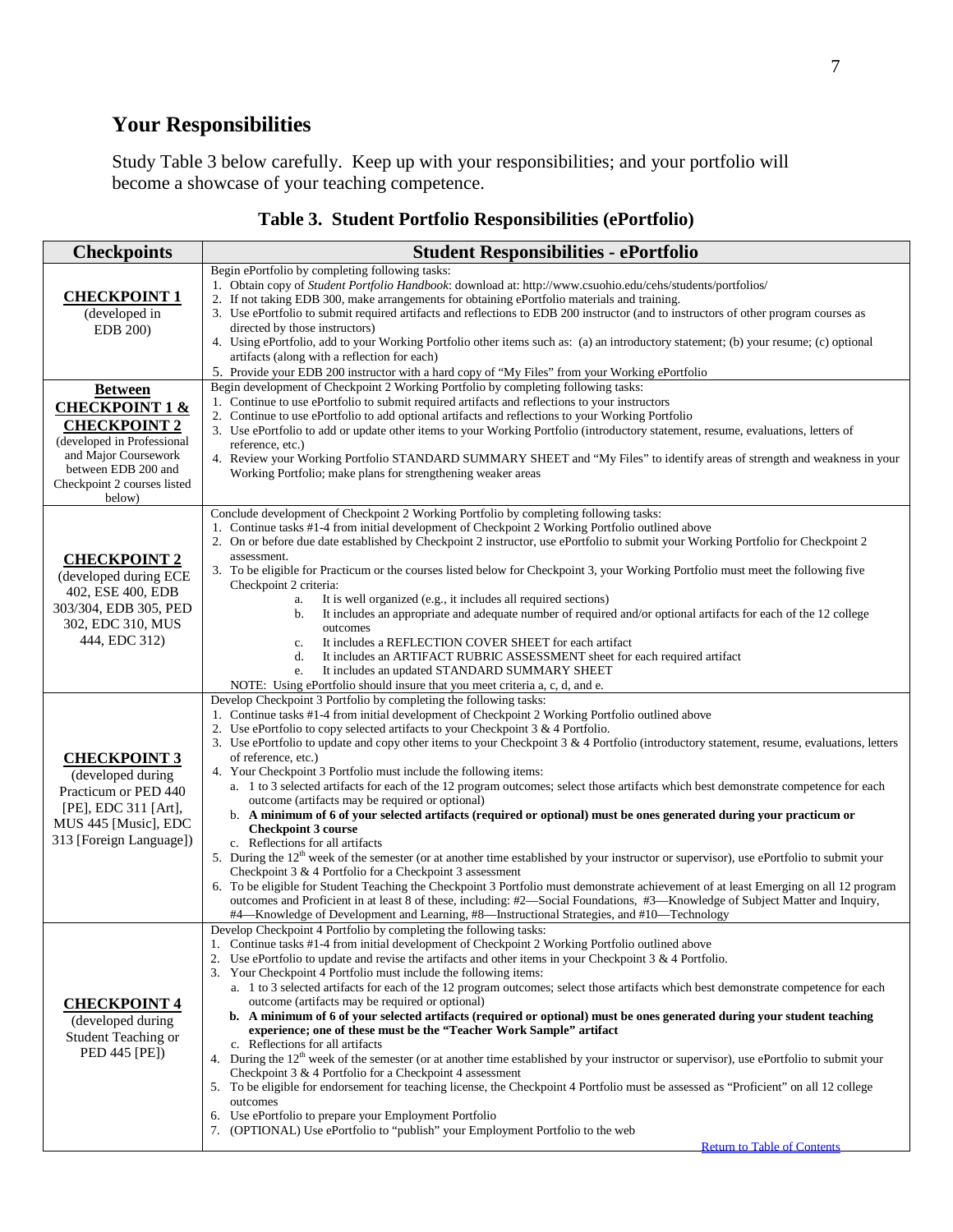## Your Responsibilities

Study Table 3 below carefully. Keep up with your responsibilities; and your portfolio will become a showcase of your teaching competence.

### Table 3. Student Portfolio Responsibilities (ePortfolio)

| Checkpoints | Student Responsibilities - ePortfolio |
|---|---|
| **CHECKPOINT 1** (developed in EDB 200) | Begin ePortfolio by completing following tasks:<br>1. Obtain copy of *Student Portfolio Handbook*: download at: http://www.csuohio.edu/cehs/students/portfolios/<br>2. If not taking EDB 300, make arrangements for obtaining ePortfolio materials and training.<br>3. Use ePortfolio to submit required artifacts and reflections to EDB 200 instructor (and to instructors of other program courses as directed by those instructors)<br>4. Using ePortfolio, add to your Working Portfolio other items such as: (a) an introductory statement; (b) your resume; (c) optional artifacts (along with a reflection for each)<br>5. Provide your EDB 200 instructor with a hard copy of "My Files" from your Working ePortfolio |
| **Between CHECKPOINT 1 & CHECKPOINT 2** (developed in Professional and Major Coursework between EDB 200 and Checkpoint 2 courses listed below) | Begin development of Checkpoint 2 Working Portfolio by completing following tasks:<br>1. Continue to use ePortfolio to submit required artifacts and reflections to your instructors<br>2. Continue to use ePortfolio to add optional artifacts and reflections to your Working Portfolio<br>3. Use ePortfolio to add or update other items to your Working Portfolio (introductory statement, resume, evaluations, letters of reference, etc.)<br>4. Review your Working Portfolio STANDARD SUMMARY SHEET and "My Files" to identify areas of strength and weakness in your Working Portfolio; make plans for strengthening weaker areas |
| **CHECKPOINT 2** (developed during ECE 402, ESE 400, EDB 303/304, EDB 305, PED 302, EDC 310, MUS 444, EDC 312) | Conclude development of Checkpoint 2 Working Portfolio by completing following tasks:<br>1. Continue tasks #1-4 from initial development of Checkpoint 2 Working Portfolio outlined above<br>2. On or before due date established by Checkpoint 2 instructor, use ePortfolio to submit your Working Portfolio for Checkpoint 2 assessment.<br>3. To be eligible for Practicum or the courses listed below for Checkpoint 3, your Working Portfolio must meet the following five Checkpoint 2 criteria:<br>a. It is well organized (e.g., it includes all required sections)<br>b. It includes an appropriate and adequate number of required and/or optional artifacts for each of the 12 college outcomes<br>c. It includes a REFLECTION COVER SHEET for each artifact<br>d. It includes an ARTIFACT RUBRIC ASSESSMENT sheet for each required artifact<br>e. It includes an updated STANDARD SUMMARY SHEET<br>NOTE: Using ePortfolio should insure that you meet criteria a, c, d, and e. |
| **CHECKPOINT 3** (developed during Practicum or PED 440 [PE], EDC 311 [Art], MUS 445 [Music], EDC 313 [Foreign Language]) | Develop Checkpoint 3 Portfolio by completing the following tasks:<br>1. Continue tasks #1-4 from initial development of Checkpoint 2 Working Portfolio outlined above<br>2. Use ePortfolio to copy selected artifacts to your Checkpoint 3 & 4 Portfolio.<br>3. Use ePortfolio to update and copy other items to your Checkpoint 3 & 4 Portfolio (introductory statement, resume, evaluations, letters of reference, etc.)<br>4. Your Checkpoint 3 Portfolio must include the following items:<br>a. 1 to 3 selected artifacts for each of the 12 program outcomes; select those artifacts which best demonstrate competence for each outcome (artifacts may be required or optional)<br>b. **A minimum of 6 of your selected artifacts (required or optional) must be ones generated during your practicum or Checkpoint 3 course**<br>c. Reflections for all artifacts<br>5. During the 12th week of the semester (or at another time established by your instructor or supervisor), use ePortfolio to submit your Checkpoint 3 & 4 Portfolio for a Checkpoint 3 assessment<br>6. To be eligible for Student Teaching the Checkpoint 3 Portfolio must demonstrate achievement of at least Emerging on all 12 program outcomes and Proficient in at least 8 of these, including: #2—Social Foundations, #3—Knowledge of Subject Matter and Inquiry, #4—Knowledge of Development and Learning, #8—Instructional Strategies, and #10—Technology |
| **CHECKPOINT 4** (developed during Student Teaching or PED 445 [PE]) | Develop Checkpoint 4 Portfolio by completing the following tasks:<br>1. Continue tasks #1-4 from initial development of Checkpoint 2 Working Portfolio outlined above<br>2. Use ePortfolio to update and revise the artifacts and other items in your Checkpoint 3 & 4 Portfolio.<br>3. Your Checkpoint 4 Portfolio must include the following items:<br>a. 1 to 3 selected artifacts for each of the 12 program outcomes; select those artifacts which best demonstrate competence for each outcome (artifacts may be required or optional)<br>b. **A minimum of 6 of your selected artifacts (required or optional) must be ones generated during your student teaching experience; one of these must be the "Teacher Work Sample" artifact**<br>c. Reflections for all artifacts<br>4. During the 12th week of the semester (or at another time established by your instructor or supervisor), use ePortfolio to submit your Checkpoint 3 & 4 Portfolio for a Checkpoint 4 assessment<br>5. To be eligible for endorsement for teaching license, the Checkpoint 4 Portfolio must be assessed as "Proficient" on all 12 college outcomes<br>6. Use ePortfolio to prepare your Employment Portfolio<br>7. (OPTIONAL) Use ePortfolio to "publish" your Employment Portfolio to the web |

Return to Table of Contents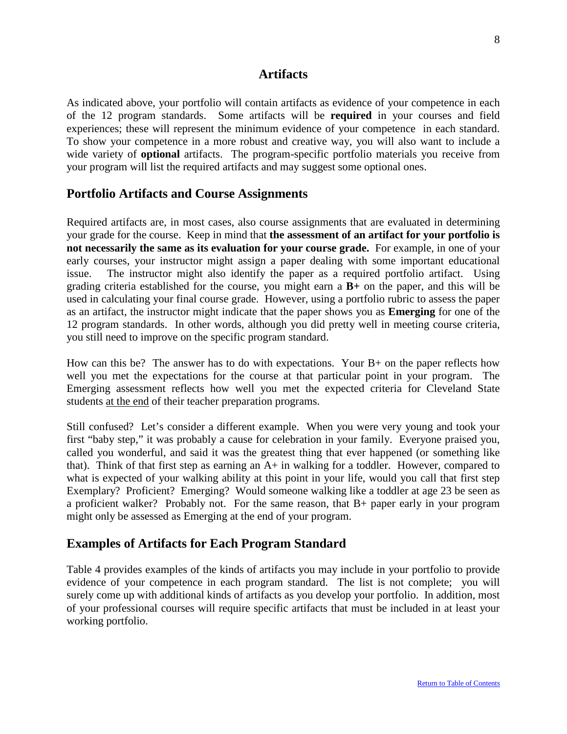# Artifacts

As indicated above, your portfolio will contain artifacts as evidence of your competence in each of the 12 program standards. Some artifacts will be **required** in your courses and field experiences; these will represent the minimum evidence of your competence in each standard. To show your competence in a more robust and creative way, you will also want to include a wide variety of **optional** artifacts. The program-specific portfolio materials you receive from your program will list the required artifacts and may suggest some optional ones.

## Portfolio Artifacts and Course Assignments

Required artifacts are, in most cases, also course assignments that are evaluated in determining your grade for the course. Keep in mind that **the assessment of an artifact for your portfolio is not necessarily the same as its evaluation for your course grade.** For example, in one of your early courses, your instructor might assign a paper dealing with some important educational issue. The instructor might also identify the paper as a required portfolio artifact. Using grading criteria established for the course, you might earn a **B+** on the paper, and this will be used in calculating your final course grade. However, using a portfolio rubric to assess the paper as an artifact, the instructor might indicate that the paper shows you as **Emerging** for one of the 12 program standards. In other words, although you did pretty well in meeting course criteria, you still need to improve on the specific program standard.

How can this be? The answer has to do with expectations. Your B+ on the paper reflects how well you met the expectations for the course at that particular point in your program. The Emerging assessment reflects how well you met the expected criteria for Cleveland State students <u>at the end</u> of their teacher preparation programs.

Still confused? Let's consider a different example. When you were very young and took your first "baby step," it was probably a cause for celebration in your family. Everyone praised you, called you wonderful, and said it was the greatest thing that ever happened (or something like that). Think of that first step as earning an A+ in walking for a toddler. However, compared to what is expected of your walking ability at this point in your life, would you call that first step Exemplary? Proficient? Emerging? Would someone walking like a toddler at age 23 be seen as a proficient walker? Probably not. For the same reason, that B+ paper early in your program might only be assessed as Emerging at the end of your program.

## Examples of Artifacts for Each Program Standard

Table 4 provides examples of the kinds of artifacts you may include in your portfolio to provide evidence of your competence in each program standard. The list is not complete; you will surely come up with additional kinds of artifacts as you develop your portfolio. In addition, most of your professional courses will require specific artifacts that must be included in at least your working portfolio.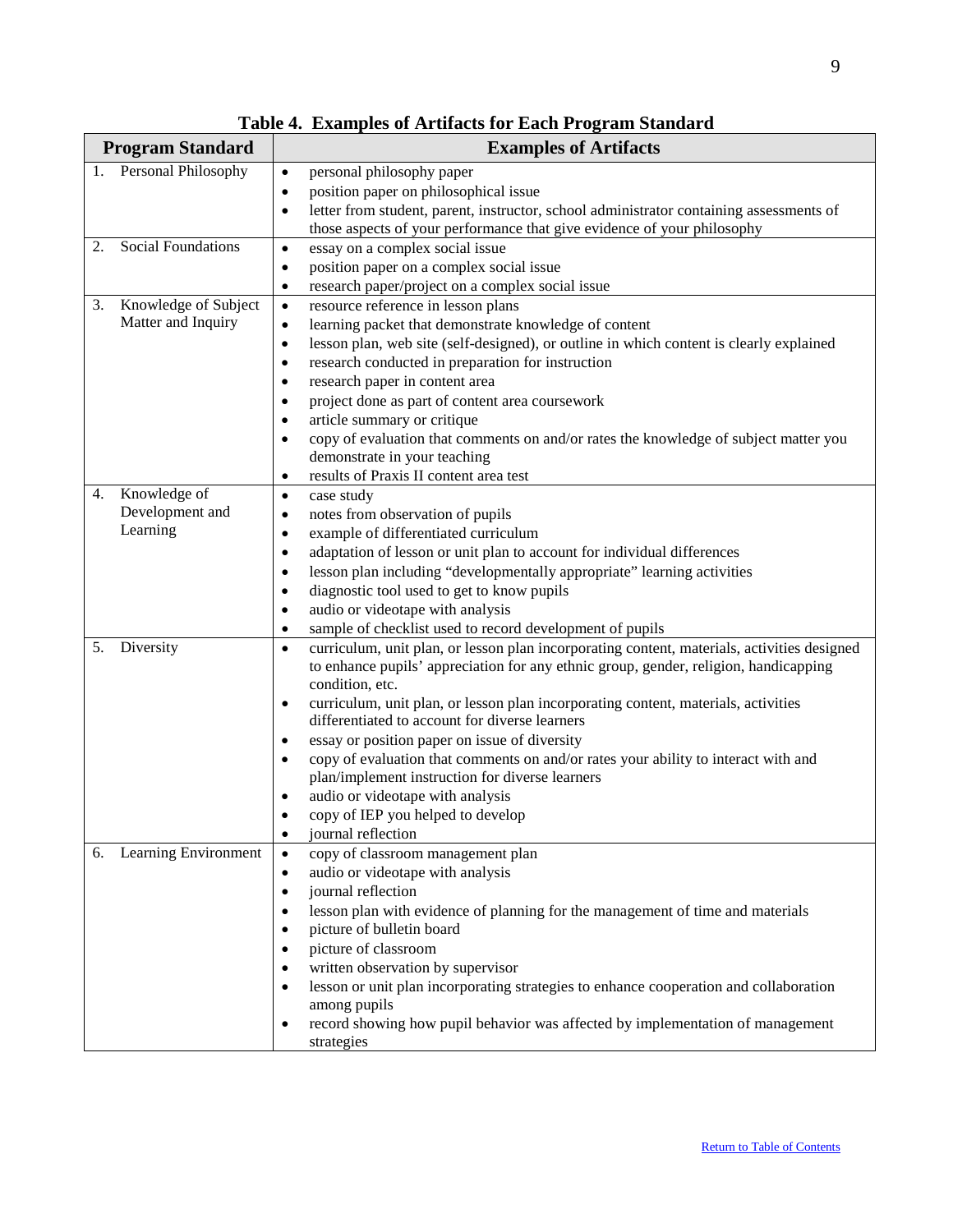**Table 4. Examples of Artifacts for Each Program Standard**

| Program Standard | Examples of Artifacts |
| --- | --- |
| 1. Personal Philosophy | • personal philosophy paper<br>• position paper on philosophical issue<br>• letter from student, parent, instructor, school administrator containing assessments of those aspects of your performance that give evidence of your philosophy |
| 2. Social Foundations | • essay on a complex social issue<br>• position paper on a complex social issue<br>• research paper/project on a complex social issue |
| 3. Knowledge of Subject Matter and Inquiry | • resource reference in lesson plans<br>• learning packet that demonstrate knowledge of content<br>• lesson plan, web site (self-designed), or outline in which content is clearly explained<br>• research conducted in preparation for instruction<br>• research paper in content area<br>• project done as part of content area coursework<br>• article summary or critique<br>• copy of evaluation that comments on and/or rates the knowledge of subject matter you demonstrate in your teaching<br>• results of Praxis II content area test |
| 4. Knowledge of Development and Learning | • case study<br>• notes from observation of pupils<br>• example of differentiated curriculum<br>• adaptation of lesson or unit plan to account for individual differences<br>• lesson plan including "developmentally appropriate" learning activities<br>• diagnostic tool used to get to know pupils<br>• audio or videotape with analysis<br>• sample of checklist used to record development of pupils |
| 5. Diversity | • curriculum, unit plan, or lesson plan incorporating content, materials, activities designed to enhance pupils' appreciation for any ethnic group, gender, religion, handicapping condition, etc.<br>• curriculum, unit plan, or lesson plan incorporating content, materials, activities differentiated to account for diverse learners<br>• essay or position paper on issue of diversity<br>• copy of evaluation that comments on and/or rates your ability to interact with and plan/implement instruction for diverse learners<br>• audio or videotape with analysis<br>• copy of IEP you helped to develop<br>• journal reflection |
| 6. Learning Environment | • copy of classroom management plan<br>• audio or videotape with analysis<br>• journal reflection<br>• lesson plan with evidence of planning for the management of time and materials<br>• picture of bulletin board<br>• picture of classroom<br>• written observation by supervisor<br>• lesson or unit plan incorporating strategies to enhance cooperation and collaboration among pupils<br>• record showing how pupil behavior was affected by implementation of management strategies |

Return to Table of Contents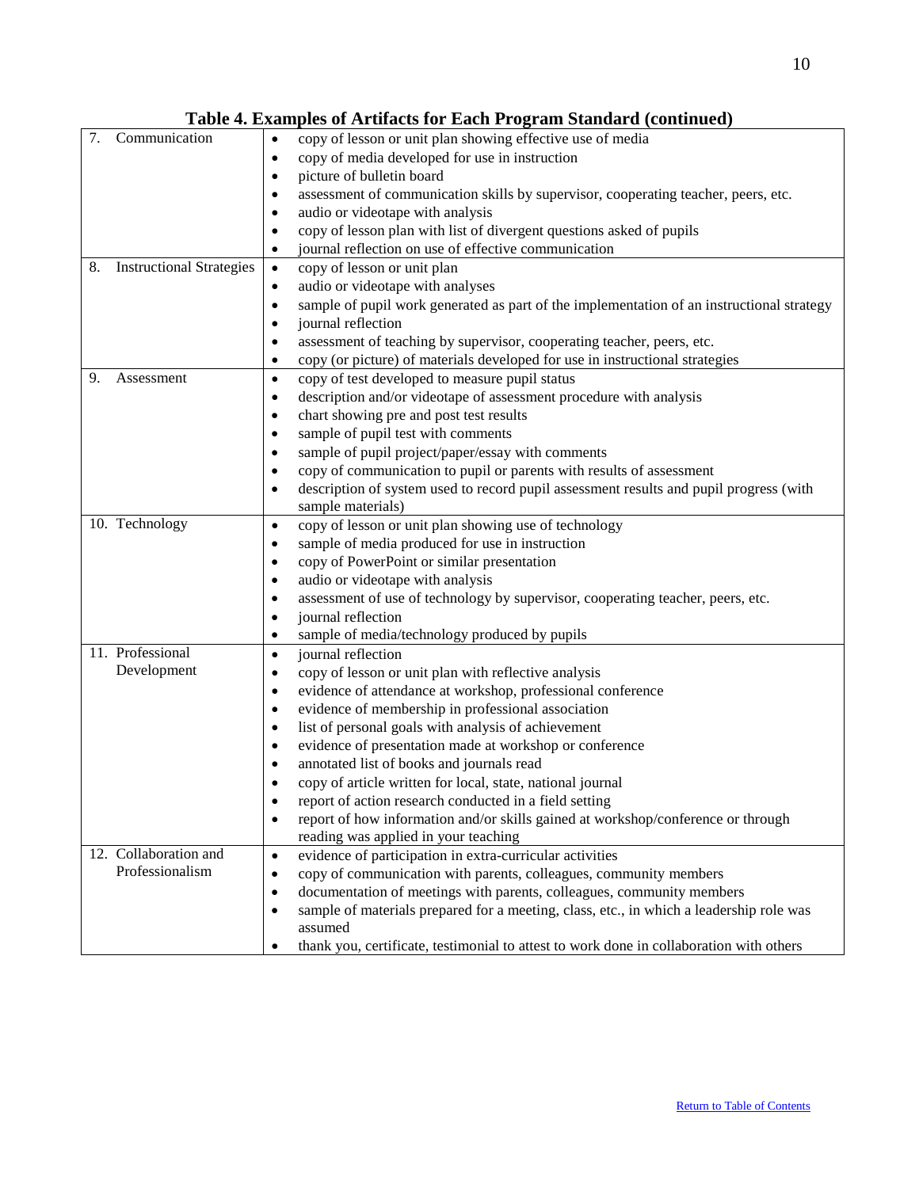**Table 4. Examples of Artifacts for Each Program Standard (continued)**

| Standard | Examples of Artifacts |
|---|---|
| 7. Communication | • copy of lesson or unit plan showing effective use of media<br>• copy of media developed for use in instruction<br>• picture of bulletin board<br>• assessment of communication skills by supervisor, cooperating teacher, peers, etc.<br>• audio or videotape with analysis<br>• copy of lesson plan with list of divergent questions asked of pupils<br>• journal reflection on use of effective communication |
| 8. Instructional Strategies | • copy of lesson or unit plan<br>• audio or videotape with analyses<br>• sample of pupil work generated as part of the implementation of an instructional strategy<br>• journal reflection<br>• assessment of teaching by supervisor, cooperating teacher, peers, etc.<br>• copy (or picture) of materials developed for use in instructional strategies |
| 9. Assessment | • copy of test developed to measure pupil status<br>• description and/or videotape of assessment procedure with analysis<br>• chart showing pre and post test results<br>• sample of pupil test with comments<br>• sample of pupil project/paper/essay with comments<br>• copy of communication to pupil or parents with results of assessment<br>• description of system used to record pupil assessment results and pupil progress (with sample materials) |
| 10. Technology | • copy of lesson or unit plan showing use of technology<br>• sample of media produced for use in instruction<br>• copy of PowerPoint or similar presentation<br>• audio or videotape with analysis<br>• assessment of use of technology by supervisor, cooperating teacher, peers, etc.<br>• journal reflection<br>• sample of media/technology produced by pupils |
| 11. Professional Development | • journal reflection<br>• copy of lesson or unit plan with reflective analysis<br>• evidence of attendance at workshop, professional conference<br>• evidence of membership in professional association<br>• list of personal goals with analysis of achievement<br>• evidence of presentation made at workshop or conference<br>• annotated list of books and journals read<br>• copy of article written for local, state, national journal<br>• report of action research conducted in a field setting<br>• report of how information and/or skills gained at workshop/conference or through reading was applied in your teaching |
| 12. Collaboration and Professionalism | • evidence of participation in extra-curricular activities<br>• copy of communication with parents, colleagues, community members<br>• documentation of meetings with parents, colleagues, community members<br>• sample of materials prepared for a meeting, class, etc., in which a leadership role was assumed<br>• thank you, certificate, testimonial to attest to work done in collaboration with others |

Return to Table of Contents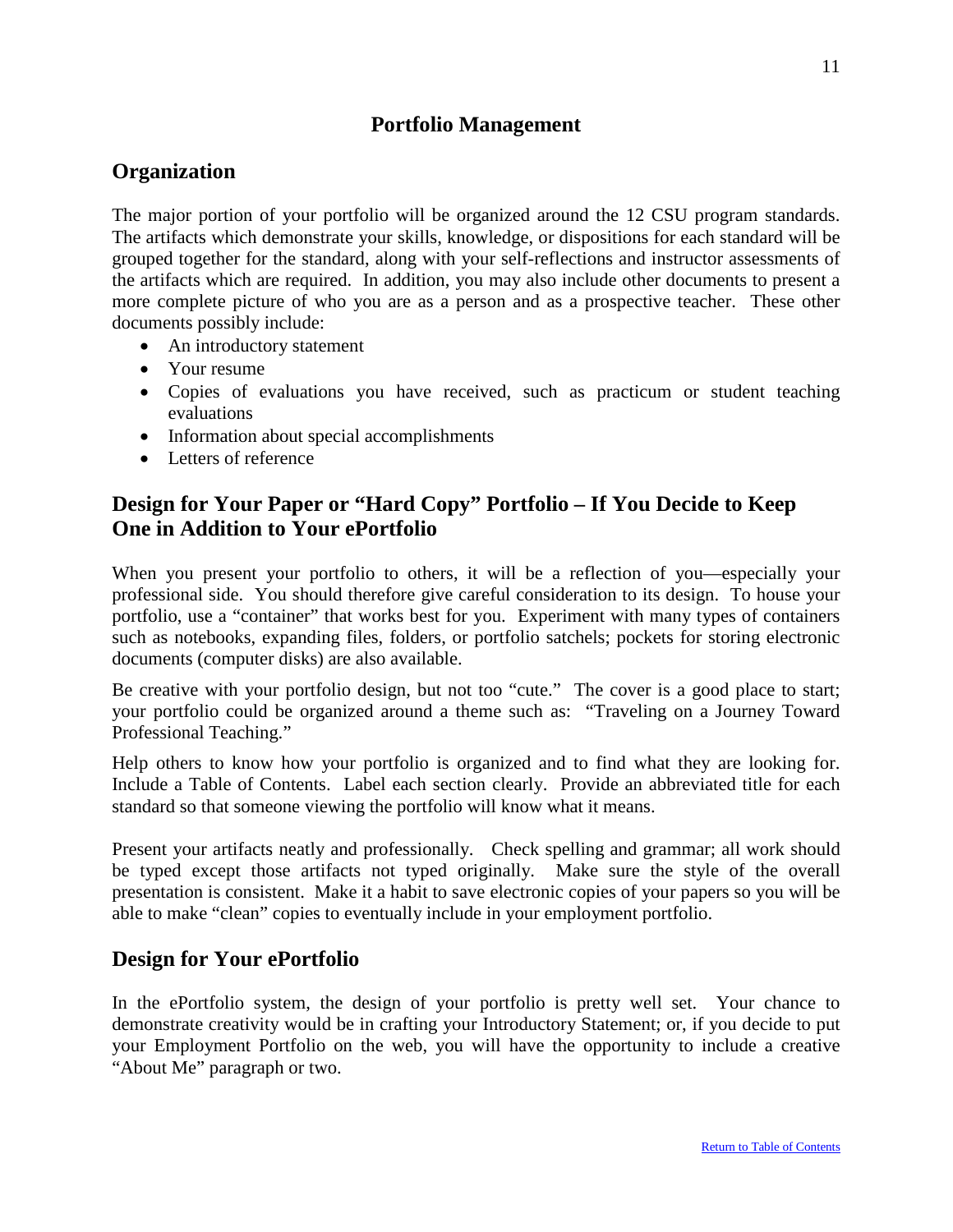# Portfolio Management

## Organization

The major portion of your portfolio will be organized around the 12 CSU program standards. The artifacts which demonstrate your skills, knowledge, or dispositions for each standard will be grouped together for the standard, along with your self-reflections and instructor assessments of the artifacts which are required. In addition, you may also include other documents to present a more complete picture of who you are as a person and as a prospective teacher. These other documents possibly include:

- An introductory statement
- Your resume
- Copies of evaluations you have received, such as practicum or student teaching evaluations
- Information about special accomplishments
- Letters of reference

## Design for Your Paper or "Hard Copy" Portfolio – If You Decide to Keep One in Addition to Your ePortfolio

When you present your portfolio to others, it will be a reflection of you—especially your professional side. You should therefore give careful consideration to its design. To house your portfolio, use a "container" that works best for you. Experiment with many types of containers such as notebooks, expanding files, folders, or portfolio satchels; pockets for storing electronic documents (computer disks) are also available.

Be creative with your portfolio design, but not too "cute." The cover is a good place to start; your portfolio could be organized around a theme such as: "Traveling on a Journey Toward Professional Teaching."

Help others to know how your portfolio is organized and to find what they are looking for. Include a Table of Contents. Label each section clearly. Provide an abbreviated title for each standard so that someone viewing the portfolio will know what it means.

Present your artifacts neatly and professionally. Check spelling and grammar; all work should be typed except those artifacts not typed originally. Make sure the style of the overall presentation is consistent. Make it a habit to save electronic copies of your papers so you will be able to make "clean" copies to eventually include in your employment portfolio.

## Design for Your ePortfolio

In the ePortfolio system, the design of your portfolio is pretty well set. Your chance to demonstrate creativity would be in crafting your Introductory Statement; or, if you decide to put your Employment Portfolio on the web, you will have the opportunity to include a creative "About Me" paragraph or two.

Return to Table of Contents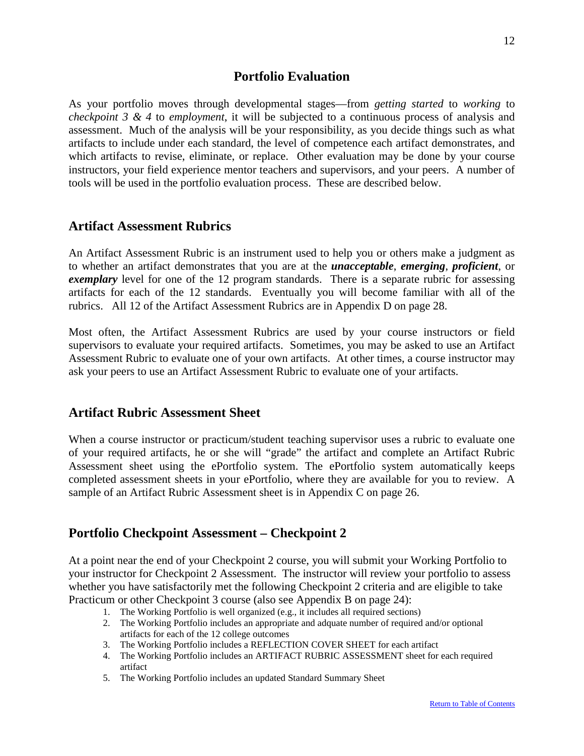# Portfolio Evaluation

As your portfolio moves through developmental stages—from *getting started* to *working* to *checkpoint 3 & 4* to *employment*, it will be subjected to a continuous process of analysis and assessment. Much of the analysis will be your responsibility, as you decide things such as what artifacts to include under each standard, the level of competence each artifact demonstrates, and which artifacts to revise, eliminate, or replace. Other evaluation may be done by your course instructors, your field experience mentor teachers and supervisors, and your peers. A number of tools will be used in the portfolio evaluation process. These are described below.

## Artifact Assessment Rubrics

An Artifact Assessment Rubric is an instrument used to help you or others make a judgment as to whether an artifact demonstrates that you are at the ***unacceptable***, ***emerging***, ***proficient***, or ***exemplary*** level for one of the 12 program standards. There is a separate rubric for assessing artifacts for each of the 12 standards. Eventually you will become familiar with all of the rubrics. All 12 of the Artifact Assessment Rubrics are in Appendix D on page 28.

Most often, the Artifact Assessment Rubrics are used by your course instructors or field supervisors to evaluate your required artifacts. Sometimes, you may be asked to use an Artifact Assessment Rubric to evaluate one of your own artifacts. At other times, a course instructor may ask your peers to use an Artifact Assessment Rubric to evaluate one of your artifacts.

## Artifact Rubric Assessment Sheet

When a course instructor or practicum/student teaching supervisor uses a rubric to evaluate one of your required artifacts, he or she will "grade" the artifact and complete an Artifact Rubric Assessment sheet using the ePortfolio system. The ePortfolio system automatically keeps completed assessment sheets in your ePortfolio, where they are available for you to review. A sample of an Artifact Rubric Assessment sheet is in Appendix C on page 26.

## Portfolio Checkpoint Assessment – Checkpoint 2

At a point near the end of your Checkpoint 2 course, you will submit your Working Portfolio to your instructor for Checkpoint 2 Assessment. The instructor will review your portfolio to assess whether you have satisfactorily met the following Checkpoint 2 criteria and are eligible to take Practicum or other Checkpoint 3 course (also see Appendix B on page 24):

1. The Working Portfolio is well organized (e.g., it includes all required sections)
2. The Working Portfolio includes an appropriate and adquate number of required and/or optional artifacts for each of the 12 college outcomes
3. The Working Portfolio includes a REFLECTION COVER SHEET for each artifact
4. The Working Portfolio includes an ARTIFACT RUBRIC ASSESSMENT sheet for each required artifact
5. The Working Portfolio includes an updated Standard Summary Sheet

Return to Table of Contents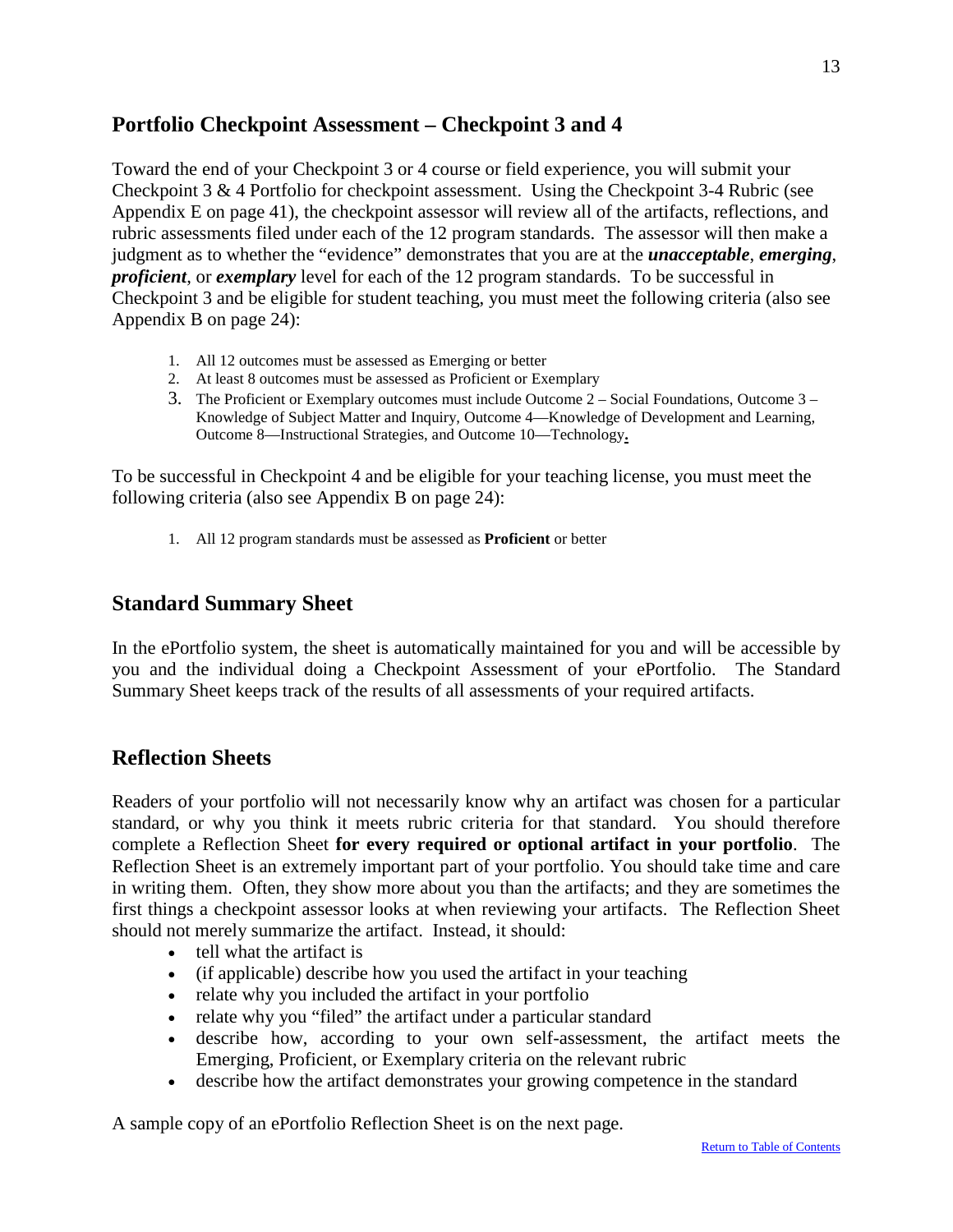## Portfolio Checkpoint Assessment – Checkpoint 3 and 4

Toward the end of your Checkpoint 3 or 4 course or field experience, you will submit your Checkpoint 3 & 4 Portfolio for checkpoint assessment. Using the Checkpoint 3-4 Rubric (see Appendix E on page 41), the checkpoint assessor will review all of the artifacts, reflections, and rubric assessments filed under each of the 12 program standards. The assessor will then make a judgment as to whether the "evidence" demonstrates that you are at the ***unacceptable***, ***emerging***, ***proficient***, or ***exemplary*** level for each of the 12 program standards. To be successful in Checkpoint 3 and be eligible for student teaching, you must meet the following criteria (also see Appendix B on page 24):

1. All 12 outcomes must be assessed as Emerging or better
2. At least 8 outcomes must be assessed as Proficient or Exemplary
3. The Proficient or Exemplary outcomes must include Outcome 2 – Social Foundations, Outcome 3 – Knowledge of Subject Matter and Inquiry, Outcome 4—Knowledge of Development and Learning, Outcome 8—Instructional Strategies, and Outcome 10—Technology.

To be successful in Checkpoint 4 and be eligible for your teaching license, you must meet the following criteria (also see Appendix B on page 24):

1. All 12 program standards must be assessed as **Proficient** or better

## Standard Summary Sheet

In the ePortfolio system, the sheet is automatically maintained for you and will be accessible by you and the individual doing a Checkpoint Assessment of your ePortfolio. The Standard Summary Sheet keeps track of the results of all assessments of your required artifacts.

## Reflection Sheets

Readers of your portfolio will not necessarily know why an artifact was chosen for a particular standard, or why you think it meets rubric criteria for that standard. You should therefore complete a Reflection Sheet **for every required or optional artifact in your portfolio**. The Reflection Sheet is an extremely important part of your portfolio. You should take time and care in writing them. Often, they show more about you than the artifacts; and they are sometimes the first things a checkpoint assessor looks at when reviewing your artifacts. The Reflection Sheet should not merely summarize the artifact. Instead, it should:

- tell what the artifact is
- (if applicable) describe how you used the artifact in your teaching
- relate why you included the artifact in your portfolio
- relate why you "filed" the artifact under a particular standard
- describe how, according to your own self-assessment, the artifact meets the Emerging, Proficient, or Exemplary criteria on the relevant rubric
- describe how the artifact demonstrates your growing competence in the standard

A sample copy of an ePortfolio Reflection Sheet is on the next page.

Return to Table of Contents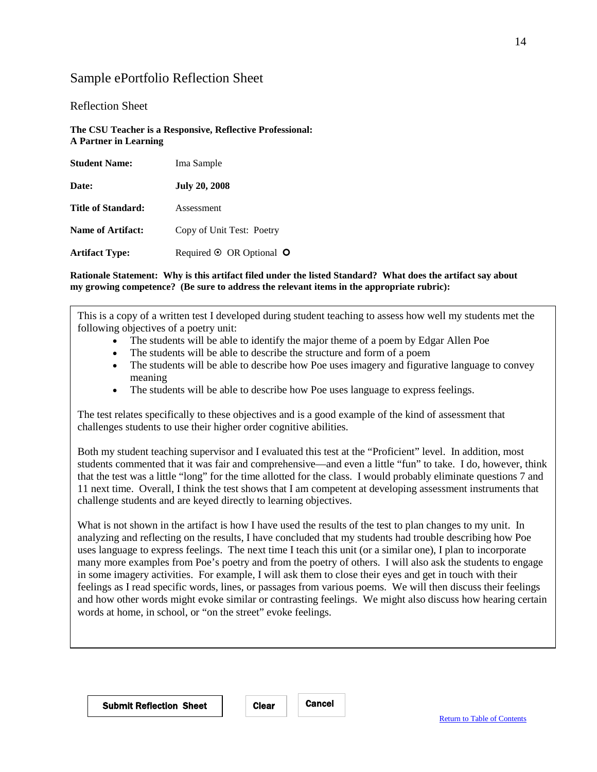## Sample ePortfolio Reflection Sheet

### Reflection Sheet

**The CSU Teacher is a Responsive, Reflective Professional:**
**A Partner in Learning**

| | |
|---|---|
| **Student Name:** | Ima Sample |
| **Date:** | **July 20, 2008** |
| **Title of Standard:** | Assessment |
| **Name of Artifact:** | Copy of Unit Test: Poetry |
| **Artifact Type:** | Required ⊙ OR Optional **O** |

**Rationale Statement: Why is this artifact filed under the listed Standard? What does the artifact say about my growing competence? (Be sure to address the relevant items in the appropriate rubric):**

This is a copy of a written test I developed during student teaching to assess how well my students met the following objectives of a poetry unit:

- The students will be able to identify the major theme of a poem by Edgar Allen Poe
- The students will be able to describe the structure and form of a poem
- The students will be able to describe how Poe uses imagery and figurative language to convey meaning
- The students will be able to describe how Poe uses language to express feelings.

The test relates specifically to these objectives and is a good example of the kind of assessment that challenges students to use their higher order cognitive abilities.

Both my student teaching supervisor and I evaluated this test at the "Proficient" level. In addition, most students commented that it was fair and comprehensive—and even a little "fun" to take. I do, however, think that the test was a little "long" for the time allotted for the class. I would probably eliminate questions 7 and 11 next time. Overall, I think the test shows that I am competent at developing assessment instruments that challenge students and are keyed directly to learning objectives.

What is not shown in the artifact is how I have used the results of the test to plan changes to my unit. In analyzing and reflecting on the results, I have concluded that my students had trouble describing how Poe uses language to express feelings. The next time I teach this unit (or a similar one), I plan to incorporate many more examples from Poe's poetry and from the poetry of others. I will also ask the students to engage in some imagery activities. For example, I will ask them to close their eyes and get in touch with their feelings as I read specific words, lines, or passages from various poems. We will then discuss their feelings and how other words might evoke similar or contrasting feelings. We might also discuss how hearing certain words at home, in school, or "on the street" evoke feelings.

**Submit Reflection Sheet** | **Clear** | **Cancel**

Return to Table of Contents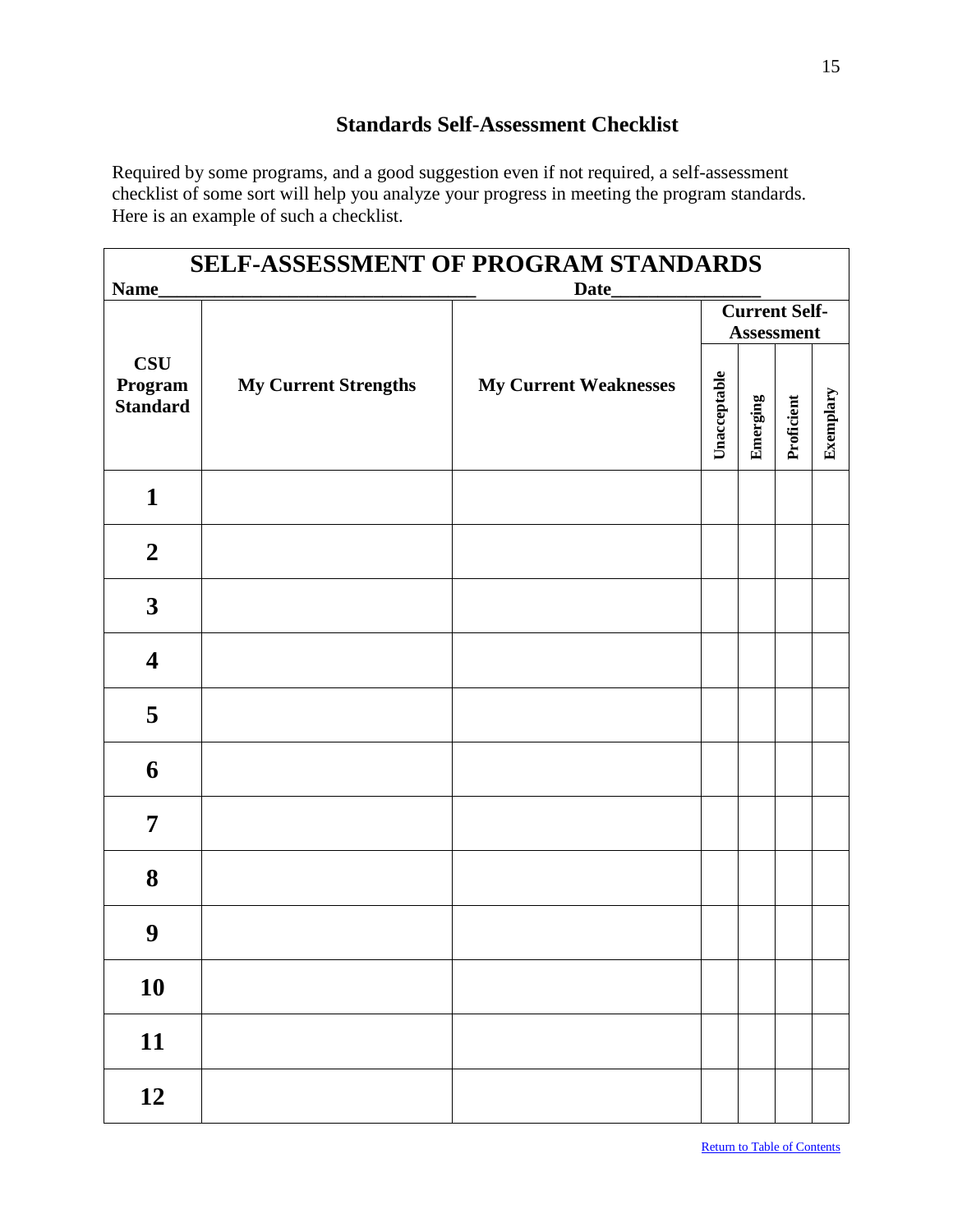## Standards Self-Assessment Checklist

Required by some programs, and a good suggestion even if not required, a self-assessment checklist of some sort will help you analyze your progress in meeting the program standards. Here is an example of such a checklist.

### SELF-ASSESSMENT OF PROGRAM STANDARDS

**Name**\_\_\_\_\_\_\_\_\_\_\_\_\_\_\_\_\_\_\_\_\_\_\_\_\_\_\_\_\_\_\_\_ **Date**\_\_\_\_\_\_\_\_\_\_\_\_\_\_\_\_

| CSU Program Standard | My Current Strengths | My Current Weaknesses | Current Self-Assessment | | | |
|---|---|---|---|---|---|---|
| | | | Unacceptable | Emerging | Proficient | Exemplary |
| 1 | | | | | | |
| 2 | | | | | | |
| 3 | | | | | | |
| 4 | | | | | | |
| 5 | | | | | | |
| 6 | | | | | | |
| 7 | | | | | | |
| 8 | | | | | | |
| 9 | | | | | | |
| 10 | | | | | | |
| 11 | | | | | | |
| 12 | | | | | | |

Return to Table of Contents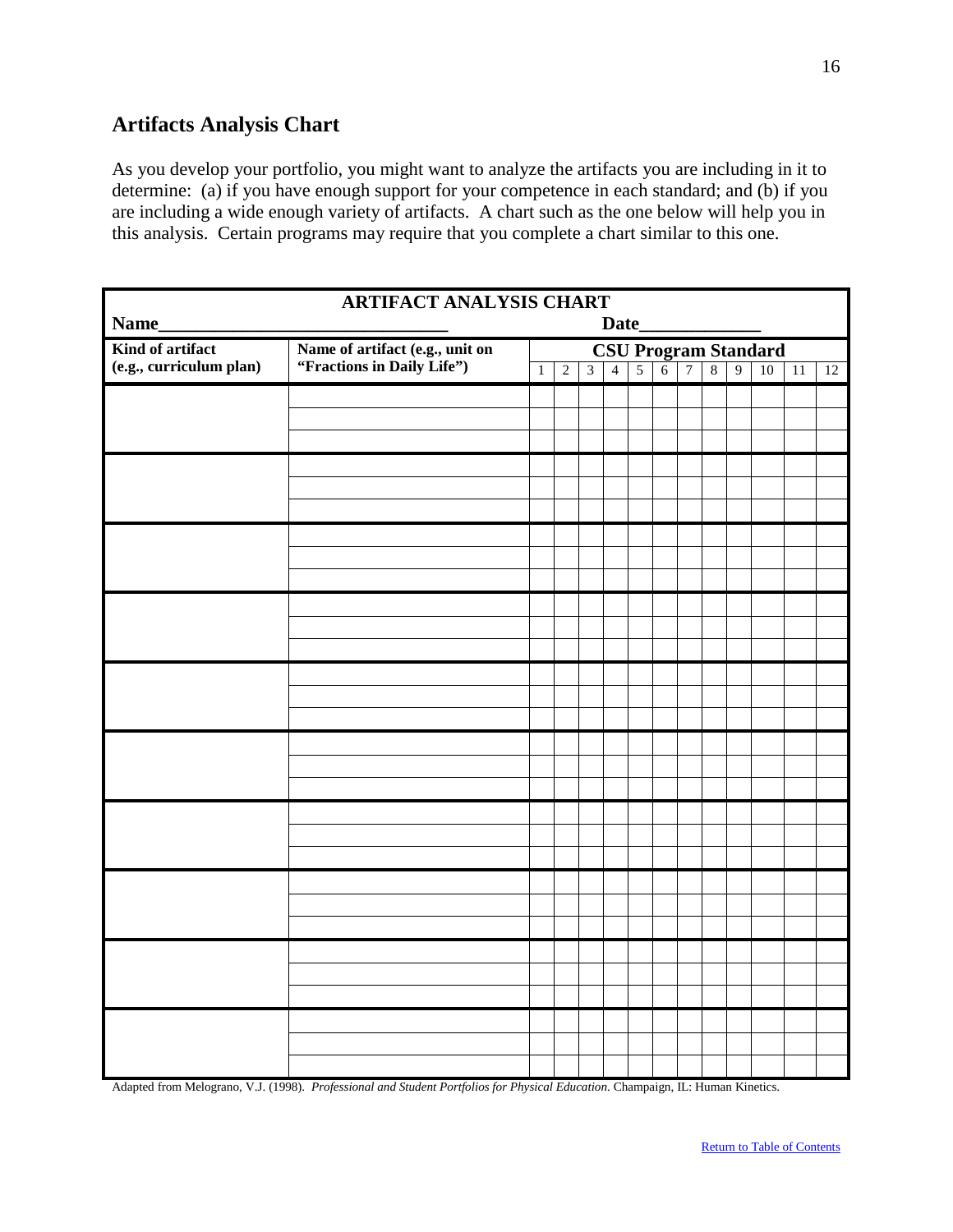## Artifacts Analysis Chart

As you develop your portfolio, you might want to analyze the artifacts you are including in it to determine: (a) if you have enough support for your competence in each standard; and (b) if you are including a wide enough variety of artifacts. A chart such as the one below will help you in this analysis. Certain programs may require that you complete a chart similar to this one.

**ARTIFACT ANALYSIS CHART**

**Name**_______________________________ **Date**_____________

| Kind of artifact (e.g., curriculum plan) | Name of artifact (e.g., unit on "Fractions in Daily Life") | CSU Program Standard | | | | | | | | | | | |
|---|---|---|---|---|---|---|---|---|---|---|---|---|---|
| | | 1 | 2 | 3 | 4 | 5 | 6 | 7 | 8 | 9 | 10 | 11 | 12 |
| | | | | | | | | | | | | | |
| | | | | | | | | | | | | | |
| | | | | | | | | | | | | | |
| | | | | | | | | | | | | | |
| | | | | | | | | | | | | | |
| | | | | | | | | | | | | | |
| | | | | | | | | | | | | | |
| | | | | | | | | | | | | | |
| | | | | | | | | | | | | | |
| | | | | | | | | | | | | | |
| | | | | | | | | | | | | | |
| | | | | | | | | | | | | | |
| | | | | | | | | | | | | | |
| | | | | | | | | | | | | | |
| | | | | | | | | | | | | | |
| | | | | | | | | | | | | | |
| | | | | | | | | | | | | | |
| | | | | | | | | | | | | | |
| | | | | | | | | | | | | | |
| | | | | | | | | | | | | | |
| | | | | | | | | | | | | | |
| | | | | | | | | | | | | | |
| | | | | | | | | | | | | | |
| | | | | | | | | | | | | | |
| | | | | | | | | | | | | | |
| | | | | | | | | | | | | | |
| | | | | | | | | | | | | | |
| | | | | | | | | | | | | | |
| | | | | | | | | | | | | | |
| | | | | | | | | | | | | | |

Adapted from Melograno, V.J. (1998). *Professional and Student Portfolios for Physical Education*. Champaign, IL: Human Kinetics.

Return to Table of Contents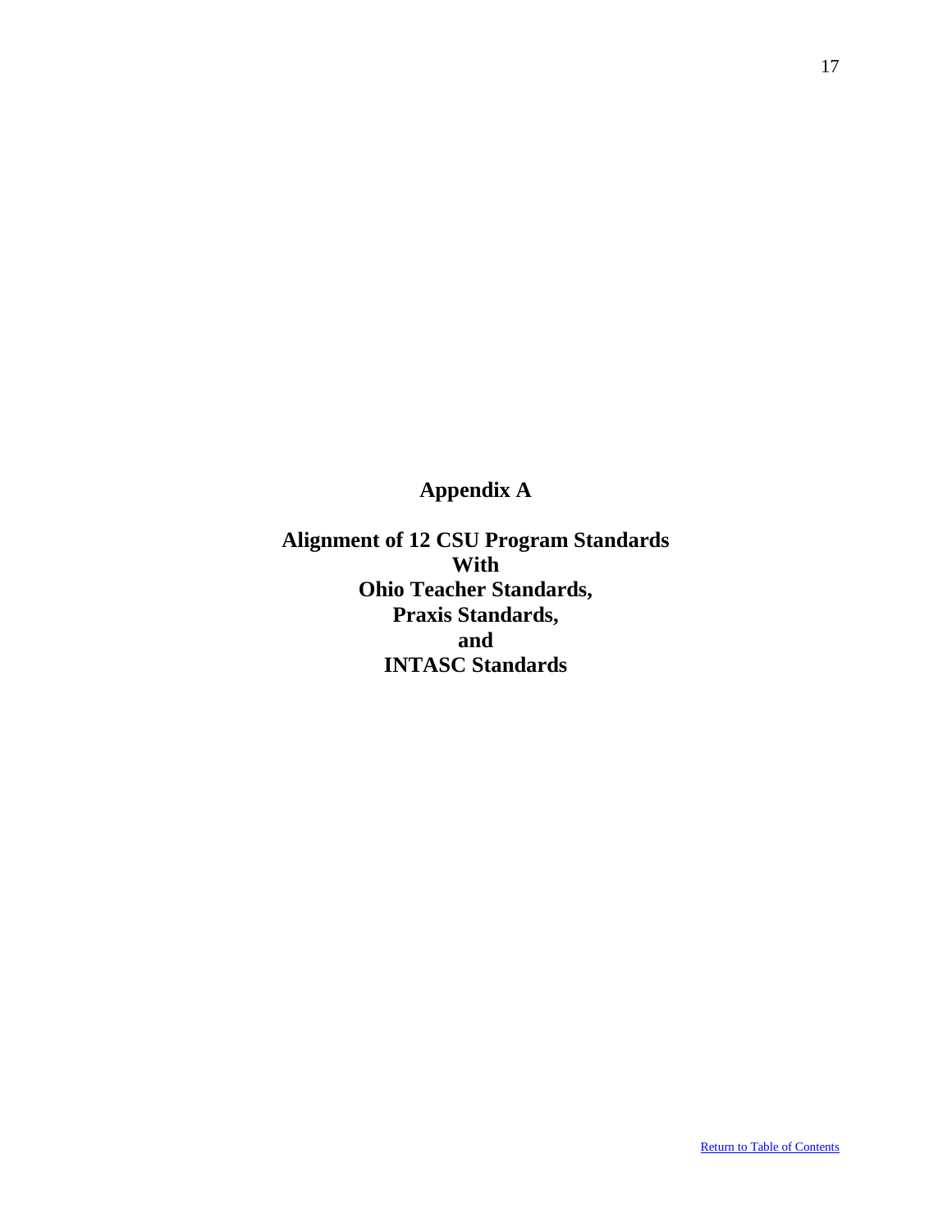# Appendix A

## Alignment of 12 CSU Program Standards With Ohio Teacher Standards, Praxis Standards, and INTASC Standards

Return to Table of Contents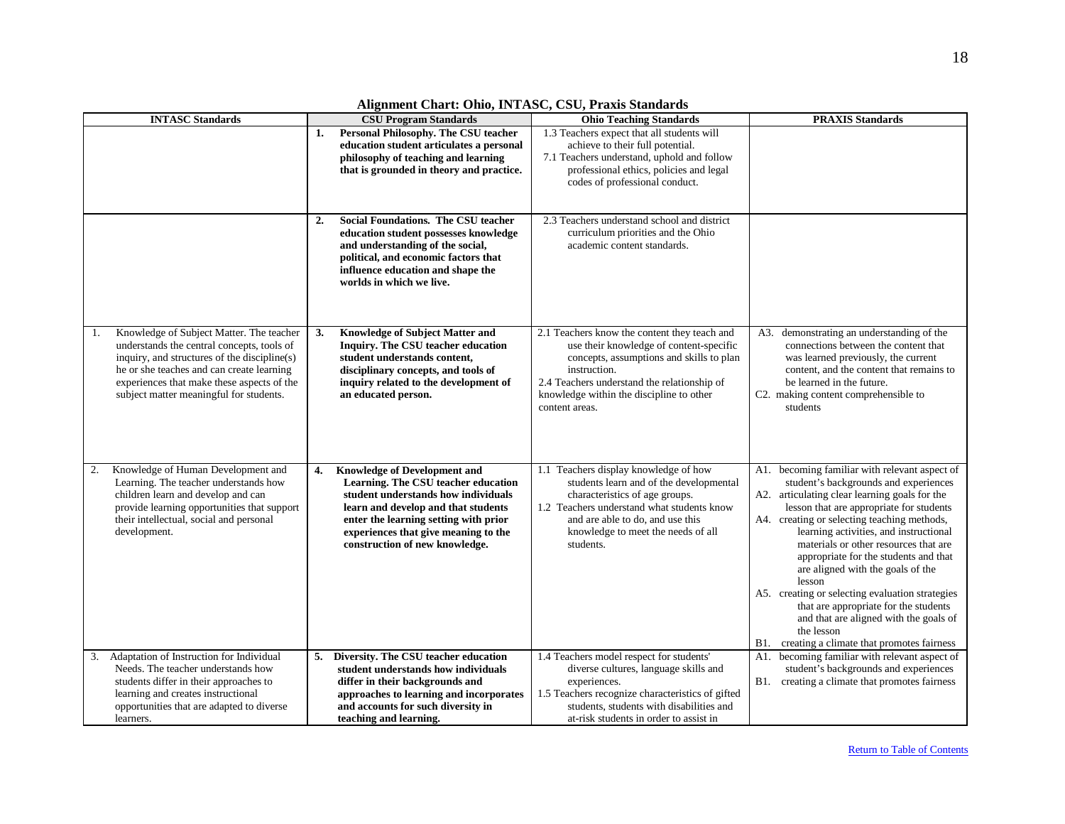## Alignment Chart: Ohio, INTASC, CSU, Praxis Standards

| INTASC Standards | CSU Program Standards | Ohio Teaching Standards | PRAXIS Standards |
|---|---|---|---|
| | **1. Personal Philosophy. The CSU teacher education student articulates a personal philosophy of teaching and learning that is grounded in theory and practice.** | 1.3 Teachers expect that all students will achieve to their full potential.<br>7.1 Teachers understand, uphold and follow professional ethics, policies and legal codes of professional conduct. | |
| | **2. Social Foundations. The CSU teacher education student possesses knowledge and understanding of the social, political, and economic factors that influence education and shape the worlds in which we live.** | 2.3 Teachers understand school and district curriculum priorities and the Ohio academic content standards. | |
| 1. Knowledge of Subject Matter. The teacher understands the central concepts, tools of inquiry, and structures of the discipline(s) he or she teaches and can create learning experiences that make these aspects of the subject matter meaningful for students. | **3. Knowledge of Subject Matter and Inquiry. The CSU teacher education student understands content, disciplinary concepts, and tools of inquiry related to the development of an educated person.** | 2.1 Teachers know the content they teach and use their knowledge of content-specific concepts, assumptions and skills to plan instruction.<br>2.4 Teachers understand the relationship of knowledge within the discipline to other content areas. | A3. demonstrating an understanding of the connections between the content that was learned previously, the current content, and the content that remains to be learned in the future.<br>C2. making content comprehensible to students |
| 2. Knowledge of Human Development and Learning. The teacher understands how children learn and develop and can provide learning opportunities that support their intellectual, social and personal development. | **4. Knowledge of Development and Learning. The CSU teacher education student understands how individuals learn and develop and that students enter the learning setting with prior experiences that give meaning to the construction of new knowledge.** | 1.1 Teachers display knowledge of how students learn and of the developmental characteristics of age groups.<br>1.2 Teachers understand what students know and are able to do, and use this knowledge to meet the needs of all students. | A1. becoming familiar with relevant aspect of student's backgrounds and experiences<br>A2. articulating clear learning goals for the lesson that are appropriate for students<br>A4. creating or selecting teaching methods, learning activities, and instructional materials or other resources that are appropriate for the students and that are aligned with the goals of the lesson<br>A5. creating or selecting evaluation strategies that are appropriate for the students and that are aligned with the goals of the lesson<br>B1. creating a climate that promotes fairness |
| 3. Adaptation of Instruction for Individual Needs. The teacher understands how students differ in their approaches to learning and creates instructional opportunities that are adapted to diverse learners. | **5. Diversity. The CSU teacher education student understands how individuals differ in their backgrounds and approaches to learning and incorporates and accounts for such diversity in teaching and learning.** | 1.4 Teachers model respect for students' diverse cultures, language skills and experiences.<br>1.5 Teachers recognize characteristics of gifted students, students with disabilities and at-risk students in order to assist in | A1. becoming familiar with relevant aspect of student's backgrounds and experiences<br>B1. creating a climate that promotes fairness |

Return to Table of Contents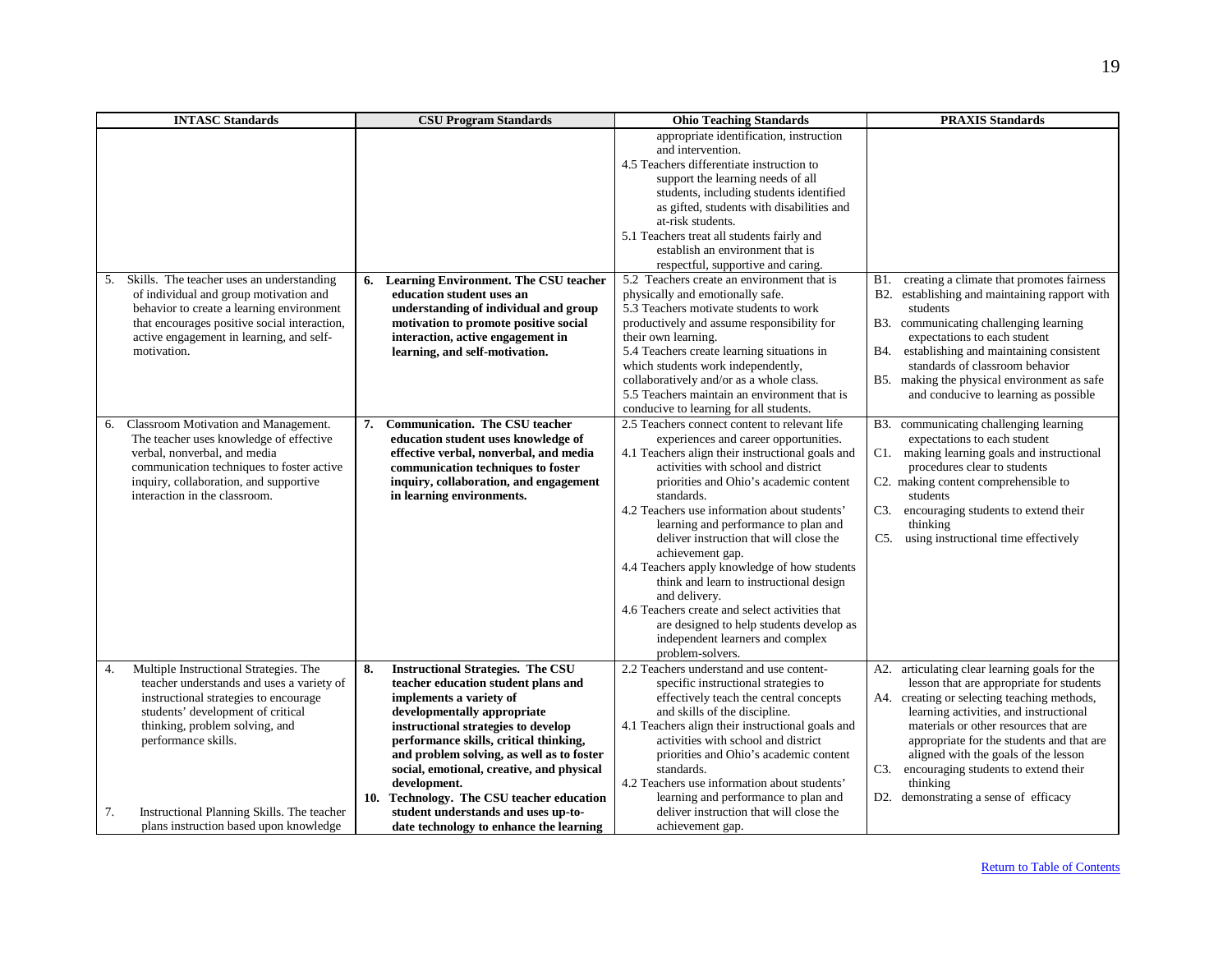| INTASC Standards | CSU Program Standards | Ohio Teaching Standards | PRAXIS Standards |
|---|---|---|---|
| | | appropriate identification, instruction and intervention.<br>4.5 Teachers differentiate instruction to support the learning needs of all students, including students identified as gifted, students with disabilities and at-risk students.<br>5.1 Teachers treat all students fairly and establish an environment that is respectful, supportive and caring. | |
| 5. Skills. The teacher uses an understanding of individual and group motivation and behavior to create a learning environment that encourages positive social interaction, active engagement in learning, and self-motivation. | **6. Learning Environment. The CSU teacher education student uses an understanding of individual and group motivation to promote positive social interaction, active engagement in learning, and self-motivation.** | 5.2 Teachers create an environment that is physically and emotionally safe.<br>5.3 Teachers motivate students to work productively and assume responsibility for their own learning.<br>5.4 Teachers create learning situations in which students work independently, collaboratively and/or as a whole class.<br>5.5 Teachers maintain an environment that is conducive to learning for all students. | B1. creating a climate that promotes fairness<br>B2. establishing and maintaining rapport with students<br>B3. communicating challenging learning expectations to each student<br>B4. establishing and maintaining consistent standards of classroom behavior<br>B5. making the physical environment as safe and conducive to learning as possible |
| 6. Classroom Motivation and Management. The teacher uses knowledge of effective verbal, nonverbal, and media communication techniques to foster active inquiry, collaboration, and supportive interaction in the classroom. | **7. Communication. The CSU teacher education student uses knowledge of effective verbal, nonverbal, and media communication techniques to foster inquiry, collaboration, and engagement in learning environments.** | 2.5 Teachers connect content to relevant life experiences and career opportunities.<br>4.1 Teachers align their instructional goals and activities with school and district priorities and Ohio's academic content standards.<br>4.2 Teachers use information about students' learning and performance to plan and deliver instruction that will close the achievement gap.<br>4.4 Teachers apply knowledge of how students think and learn to instructional design and delivery.<br>4.6 Teachers create and select activities that are designed to help students develop as independent learners and complex problem-solvers. | B3. communicating challenging learning expectations to each student<br>C1. making learning goals and instructional procedures clear to students<br>C2. making content comprehensible to students<br>C3. encouraging students to extend their thinking<br>C5. using instructional time effectively |
| 4. Multiple Instructional Strategies. The teacher understands and uses a variety of instructional strategies to encourage students' development of critical thinking, problem solving, and performance skills.<br><br>7. Instructional Planning Skills. The teacher plans instruction based upon knowledge | **8. Instructional Strategies. The CSU teacher education student plans and implements a variety of developmentally appropriate instructional strategies to develop performance skills, critical thinking, and problem solving, as well as to foster social, emotional, creative, and physical development.**<br>**10. Technology. The CSU teacher education student understands and uses up-to-date technology to enhance the learning** | 2.2 Teachers understand and use content-specific instructional strategies to effectively teach the central concepts and skills of the discipline.<br>4.1 Teachers align their instructional goals and activities with school and district priorities and Ohio's academic content standards.<br>4.2 Teachers use information about students' learning and performance to plan and deliver instruction that will close the achievement gap. | A2. articulating clear learning goals for the lesson that are appropriate for students<br>A4. creating or selecting teaching methods, learning activities, and instructional materials or other resources that are appropriate for the students and that are aligned with the goals of the lesson<br>C3. encouraging students to extend their thinking<br>D2. demonstrating a sense of efficacy |

[Return to Table of Contents]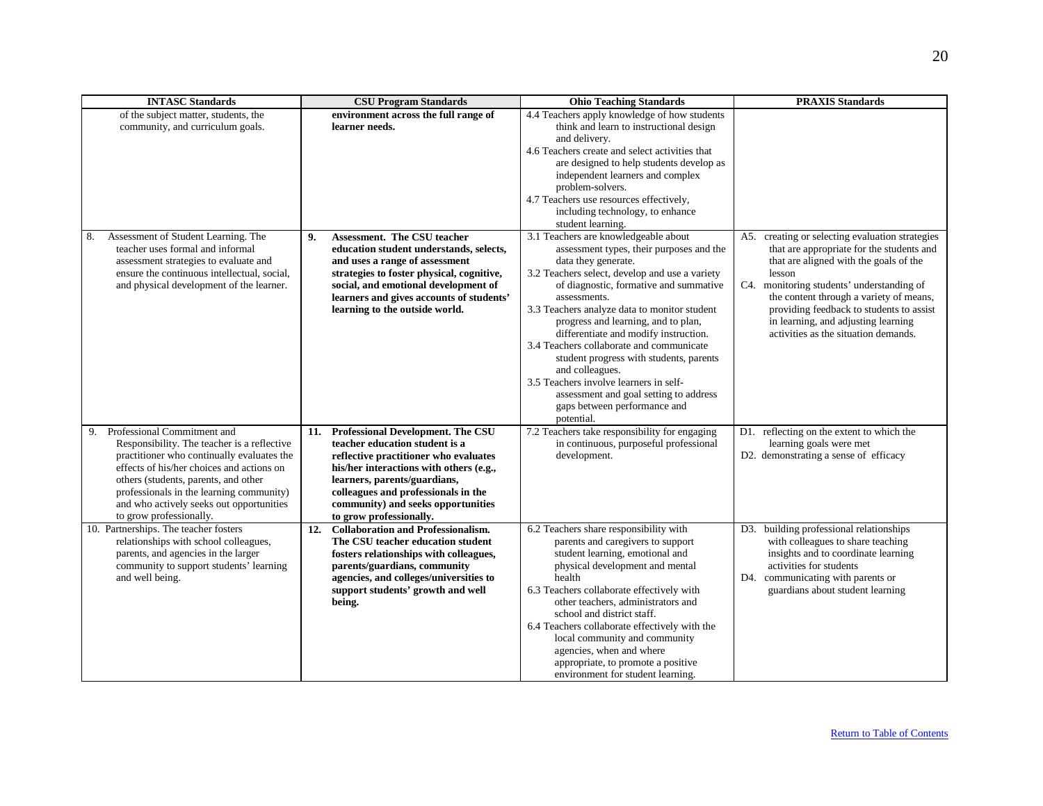| INTASC Standards | CSU Program Standards | Ohio Teaching Standards | PRAXIS Standards |
|---|---|---|---|
| of the subject matter, students, the community, and curriculum goals. | **environment across the full range of learner needs.** | 4.4 Teachers apply knowledge of how students think and learn to instructional design and delivery.<br>4.6 Teachers create and select activities that are designed to help students develop as independent learners and complex problem-solvers.<br>4.7 Teachers use resources effectively, including technology, to enhance student learning. | |
| 8. Assessment of Student Learning. The teacher uses formal and informal assessment strategies to evaluate and ensure the continuous intellectual, social, and physical development of the learner. | **9. Assessment. The CSU teacher education student understands, selects, and uses a range of assessment strategies to foster physical, cognitive, social, and emotional development of learners and gives accounts of students' learning to the outside world.** | 3.1 Teachers are knowledgeable about assessment types, their purposes and the data they generate.<br>3.2 Teachers select, develop and use a variety of diagnostic, formative and summative assessments.<br>3.3 Teachers analyze data to monitor student progress and learning, and to plan, differentiate and modify instruction.<br>3.4 Teachers collaborate and communicate student progress with students, parents and colleagues.<br>3.5 Teachers involve learners in self-assessment and goal setting to address gaps between performance and potential. | A5. creating or selecting evaluation strategies that are appropriate for the students and that are aligned with the goals of the lesson<br>C4. monitoring students' understanding of the content through a variety of means, providing feedback to students to assist in learning, and adjusting learning activities as the situation demands. |
| 9. Professional Commitment and Responsibility. The teacher is a reflective practitioner who continually evaluates the effects of his/her choices and actions on others (students, parents, and other professionals in the learning community) and who actively seeks out opportunities to grow professionally. | **11. Professional Development. The CSU teacher education student is a reflective practitioner who evaluates his/her interactions with others (e.g., learners, parents/guardians, colleagues and professionals in the community) and seeks opportunities to grow professionally.** | 7.2 Teachers take responsibility for engaging in continuous, purposeful professional development. | D1. reflecting on the extent to which the learning goals were met<br>D2. demonstrating a sense of efficacy |
| 10. Partnerships. The teacher fosters relationships with school colleagues, parents, and agencies in the larger community to support students' learning and well being. | **12. Collaboration and Professionalism. The CSU teacher education student fosters relationships with colleagues, parents/guardians, community agencies, and colleges/universities to support students' growth and well being.** | 6.2 Teachers share responsibility with parents and caregivers to support student learning, emotional and physical development and mental health<br>6.3 Teachers collaborate effectively with other teachers, administrators and school and district staff.<br>6.4 Teachers collaborate effectively with the local community and community agencies, when and where appropriate, to promote a positive environment for student learning. | D3. building professional relationships with colleagues to share teaching insights and to coordinate learning activities for students<br>D4. communicating with parents or guardians about student learning |

Return to Table of Contents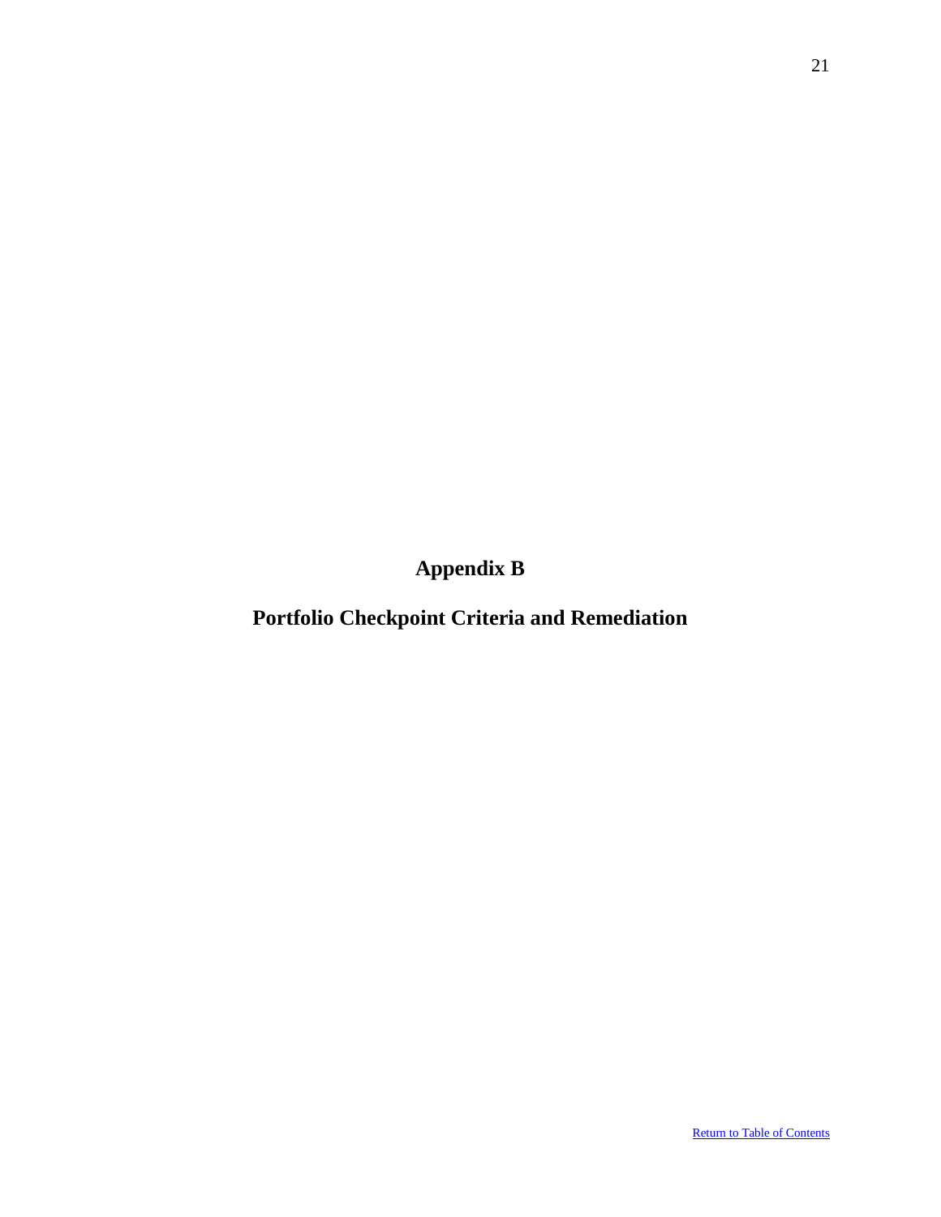# Appendix B

## Portfolio Checkpoint Criteria and Remediation

[Return to Table of Contents]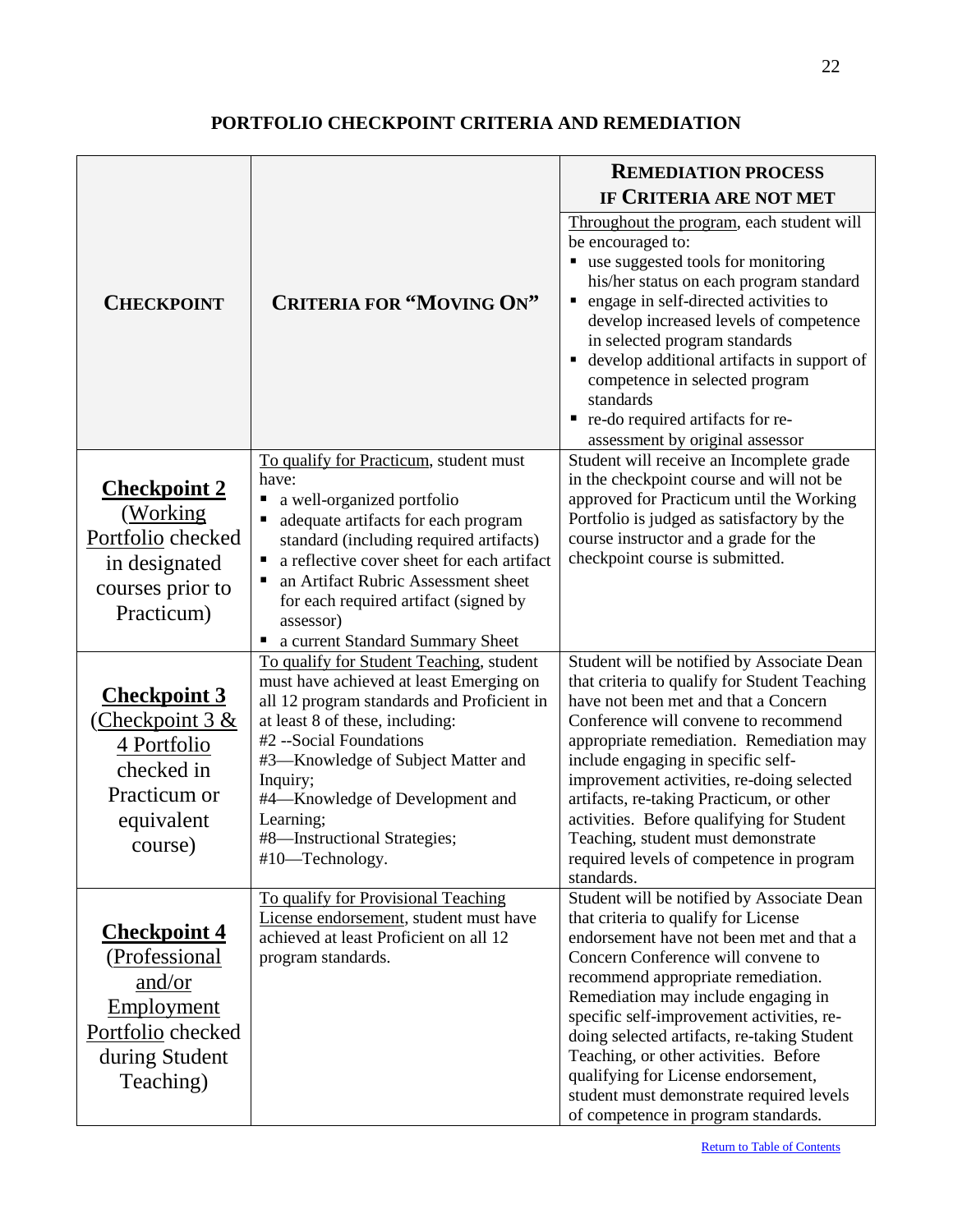## PORTFOLIO CHECKPOINT CRITERIA AND REMEDIATION

| CHECKPOINT | CRITERIA FOR "MOVING ON" | REMEDIATION PROCESS IF CRITERIA ARE NOT MET |
|---|---|---|
| | | Throughout the program, each student will be encouraged to:<br>▪ use suggested tools for monitoring his/her status on each program standard<br>▪ engage in self-directed activities to develop increased levels of competence in selected program standards<br>▪ develop additional artifacts in support of competence in selected program standards<br>▪ re-do required artifacts for re-assessment by original assessor |
| **Checkpoint 2** (Working Portfolio checked in designated courses prior to Practicum) | To qualify for Practicum, student must have:<br>▪ a well-organized portfolio<br>▪ adequate artifacts for each program standard (including required artifacts)<br>▪ a reflective cover sheet for each artifact<br>▪ an Artifact Rubric Assessment sheet for each required artifact (signed by assessor)<br>▪ a current Standard Summary Sheet | Student will receive an Incomplete grade in the checkpoint course and will not be approved for Practicum until the Working Portfolio is judged as satisfactory by the course instructor and a grade for the checkpoint course is submitted. |
| **Checkpoint 3** (Checkpoint 3 & 4 Portfolio checked in Practicum or equivalent course) | To qualify for Student Teaching, student must have achieved at least Emerging on all 12 program standards and Proficient in at least 8 of these, including:<br>#2 --Social Foundations<br>#3—Knowledge of Subject Matter and Inquiry;<br>#4—Knowledge of Development and Learning;<br>#8—Instructional Strategies;<br>#10—Technology. | Student will be notified by Associate Dean that criteria to qualify for Student Teaching have not been met and that a Concern Conference will convene to recommend appropriate remediation. Remediation may include engaging in specific self-improvement activities, re-doing selected artifacts, re-taking Practicum, or other activities. Before qualifying for Student Teaching, student must demonstrate required levels of competence in program standards. |
| **Checkpoint 4** (Professional and/or Employment Portfolio checked during Student Teaching) | To qualify for Provisional Teaching License endorsement, student must have achieved at least Proficient on all 12 program standards. | Student will be notified by Associate Dean that criteria to qualify for License endorsement have not been met and that a Concern Conference will convene to recommend appropriate remediation. Remediation may include engaging in specific self-improvement activities, re-doing selected artifacts, re-taking Student Teaching, or other activities. Before qualifying for License endorsement, student must demonstrate required levels of competence in program standards. |

Return to Table of Contents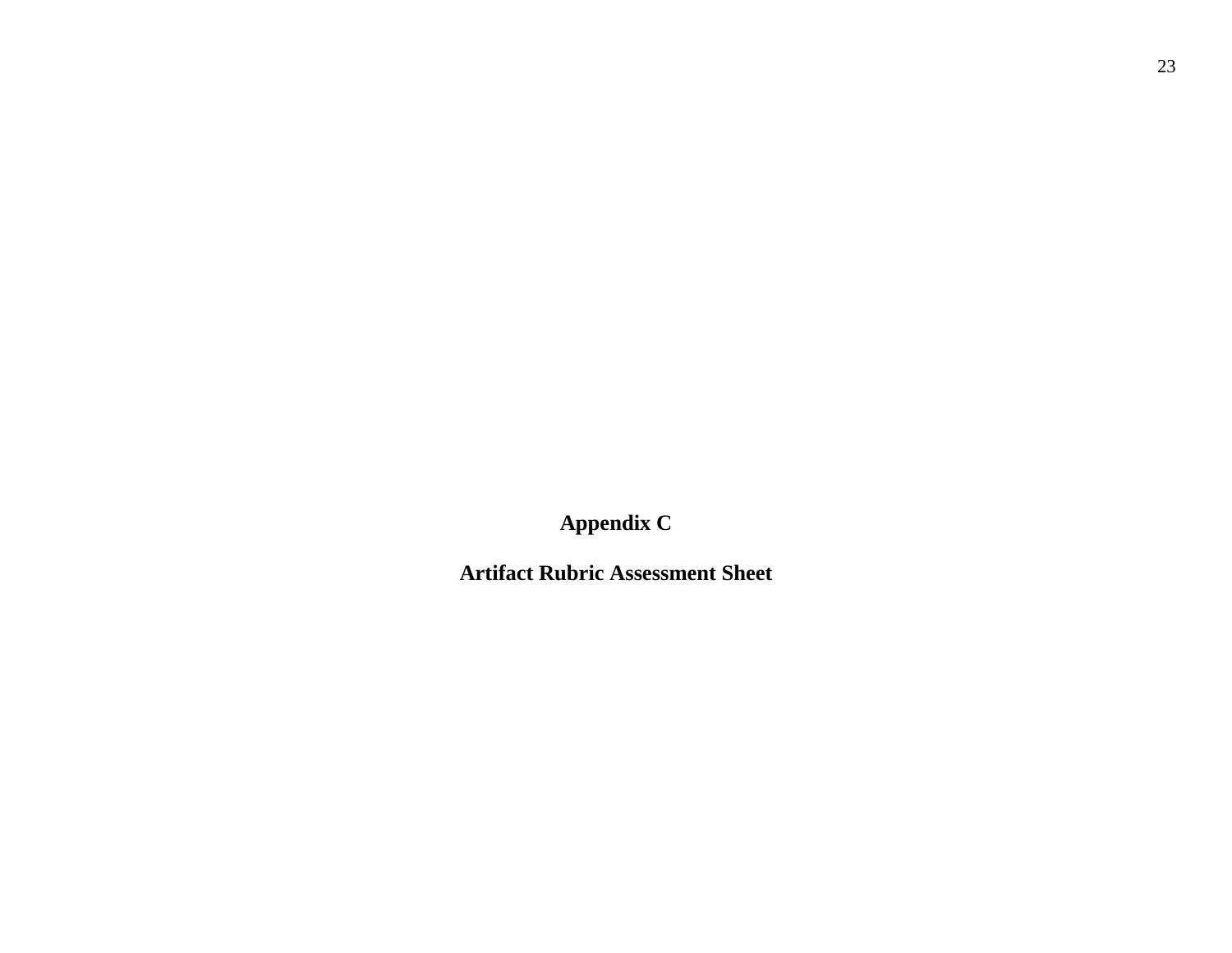# Appendix C

## Artifact Rubric Assessment Sheet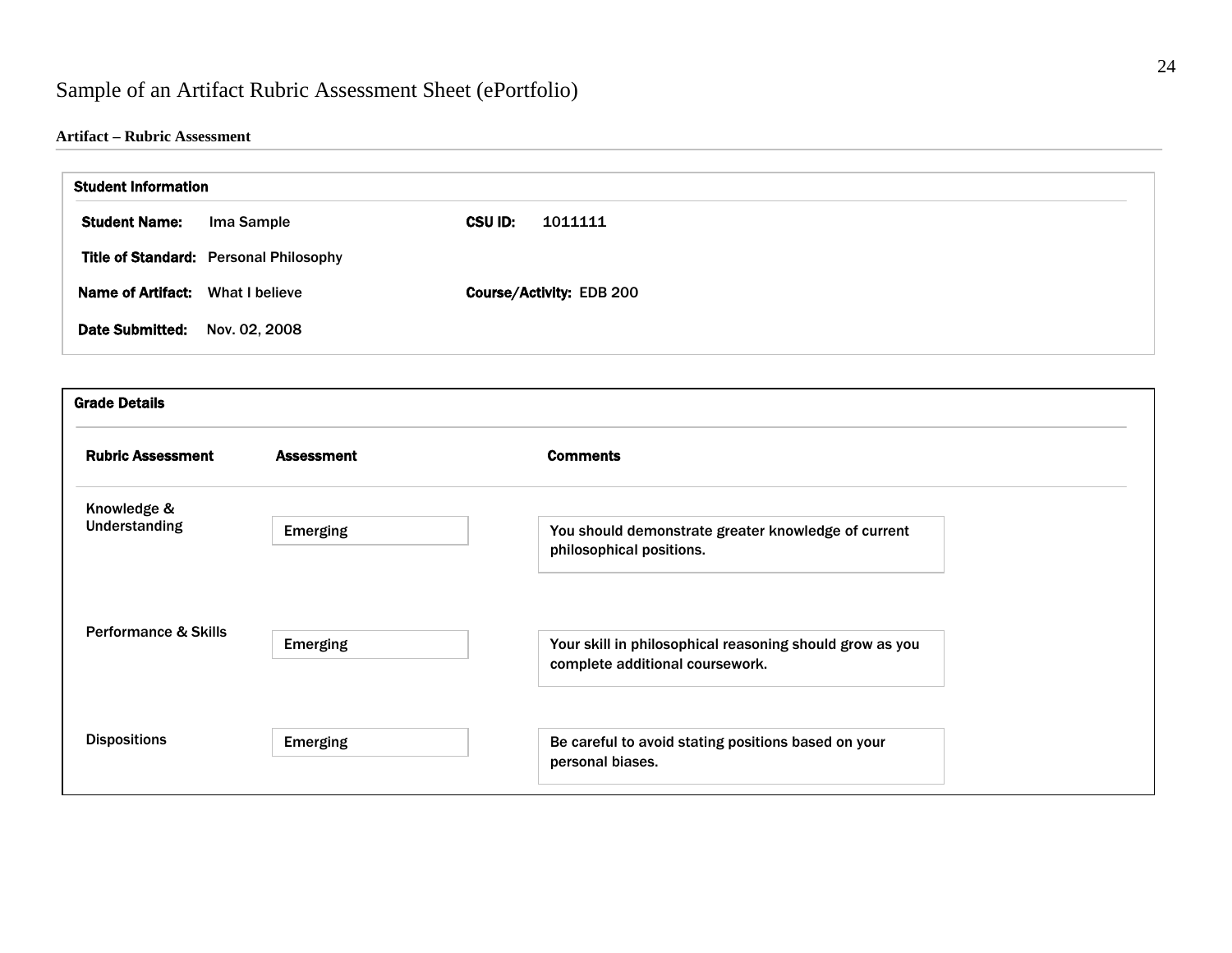# Sample of an Artifact Rubric Assessment Sheet (ePortfolio)

**Artifact – Rubric Assessment**

**Student Information**

**Student Name:** Ima Sample **CSU ID:** 1011111

**Title of Standard:** Personal Philosophy

**Name of Artifact:** What I believe **Course/Activity:** EDB 200

**Date Submitted:** Nov. 02, 2008

**Grade Details**

| Rubric Assessment | Assessment | Comments |
|---|---|---|
| Knowledge & Understanding | Emerging | You should demonstrate greater knowledge of current philosophical positions. |
| Performance & Skills | Emerging | Your skill in philosophical reasoning should grow as you complete additional coursework. |
| Dispositions | Emerging | Be careful to avoid stating positions based on your personal biases. |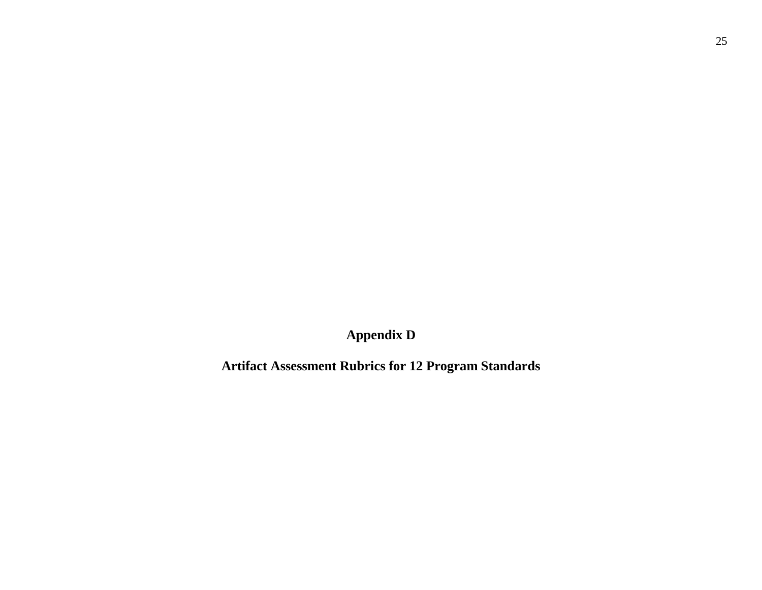# Appendix D

## Artifact Assessment Rubrics for 12 Program Standards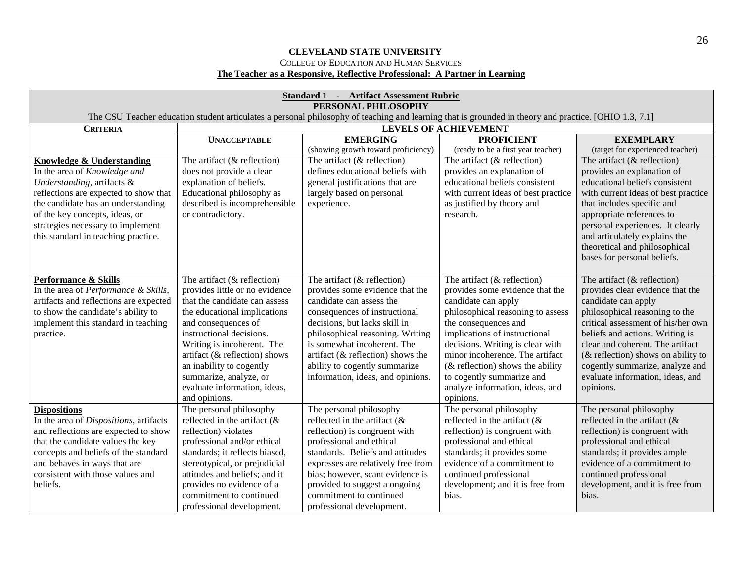**CLEVELAND STATE UNIVERSITY**

COLLEGE OF EDUCATION AND HUMAN SERVICES

**The Teacher as a Responsive, Reflective Professional: A Partner in Learning**

**Standard 1 - Artifact Assessment Rubric**

**PERSONAL PHILOSOPHY**

The CSU Teacher education student articulates a personal philosophy of teaching and learning that is grounded in theory and practice. [OHIO 1.3, 7.1]

| CRITERIA | LEVELS OF ACHIEVEMENT | | | |
|---|---|---|---|---|
| | **UNACCEPTABLE** | **EMERGING** (showing growth toward proficiency) | **PROFICIENT** (ready to be a first year teacher) | **EXEMPLARY** (target for experienced teacher) |
| **Knowledge & Understanding** In the area of *Knowledge and Understanding*, artifacts & reflections are expected to show that the candidate has an understanding of the key concepts, ideas, or strategies necessary to implement this standard in teaching practice. | The artifact (& reflection) does not provide a clear explanation of beliefs. Educational philosophy as described is incomprehensible or contradictory. | The artifact (& reflection) defines educational beliefs with general justifications that are largely based on personal experience. | The artifact (& reflection) provides an explanation of educational beliefs consistent with current ideas of best practice as justified by theory and research. | The artifact (& reflection) provides an explanation of educational beliefs consistent with current ideas of best practice that includes specific and appropriate references to personal experiences. It clearly and articulately explains the theoretical and philosophical bases for personal beliefs. |
| **Performance & Skills** In the area of *Performance & Skills*, artifacts and reflections are expected to show the candidate's ability to implement this standard in teaching practice. | The artifact (& reflection) provides little or no evidence that the candidate can assess the educational implications and consequences of instructional decisions. Writing is incoherent. The artifact (& reflection) shows an inability to cogently summarize, analyze, or evaluate information, ideas, and opinions. | The artifact (& reflection) provides some evidence that the candidate can assess the consequences of instructional decisions, but lacks skill in philosophical reasoning. Writing is somewhat incoherent. The artifact (& reflection) shows the ability to cogently summarize information, ideas, and opinions. | The artifact (& reflection) provides some evidence that the candidate can apply philosophical reasoning to assess the consequences and implications of instructional decisions. Writing is clear with minor incoherence. The artifact (& reflection) shows the ability to cogently summarize and analyze information, ideas, and opinions. | The artifact (& reflection) provides clear evidence that the candidate can apply philosophical reasoning to the critical assessment of his/her own beliefs and actions. Writing is clear and coherent. The artifact (& reflection) shows on ability to cogently summarize, analyze and evaluate information, ideas, and opinions. |
| **Dispositions** In the area of *Dispositions*, artifacts and reflections are expected to show that the candidate values the key concepts and beliefs of the standard and behaves in ways that are consistent with those values and beliefs. | The personal philosophy reflected in the artifact (& reflection) violates professional and/or ethical standards; it reflects biased, stereotypical, or prejudicial attitudes and beliefs; and it provides no evidence of a commitment to continued professional development. | The personal philosophy reflected in the artifact (& reflection) is congruent with professional and ethical standards. Beliefs and attitudes expresses are relatively free from bias; however, scant evidence is provided to suggest a ongoing commitment to continued professional development. | The personal philosophy reflected in the artifact (& reflection) is congruent with professional and ethical standards; it provides some evidence of a commitment to continued professional development; and it is free from bias. | The personal philosophy reflected in the artifact (& reflection) is congruent with professional and ethical standards; it provides ample evidence of a commitment to continued professional development, and it is free from bias. |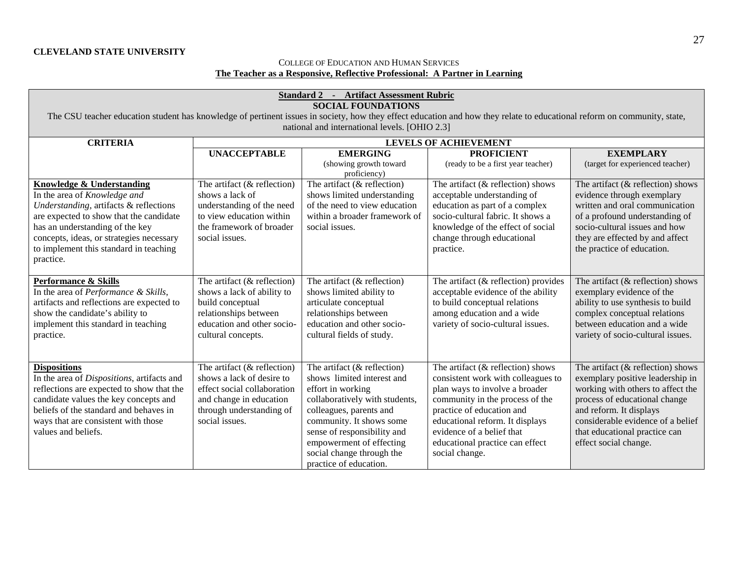**CLEVELAND STATE UNIVERSITY**

COLLEGE OF EDUCATION AND HUMAN SERVICES

**The Teacher as a Responsive, Reflective Professional: A Partner in Learning**

**Standard 2 - Artifact Assessment Rubric**

**SOCIAL FOUNDATIONS**

The CSU teacher education student has knowledge of pertinent issues in society, how they effect education and how they relate to educational reform on community, state, national and international levels. [OHIO 2.3]

| CRITERIA | LEVELS OF ACHIEVEMENT | | | |
|---|---|---|---|---|
| | **UNACCEPTABLE** | **EMERGING** (showing growth toward proficiency) | **PROFICIENT** (ready to be a first year teacher) | **EXEMPLARY** (target for experienced teacher) |
| **Knowledge & Understanding** In the area of *Knowledge and Understanding*, artifacts & reflections are expected to show that the candidate has an understanding of the key concepts, ideas, or strategies necessary to implement this standard in teaching practice. | The artifact (& reflection) shows a lack of understanding of the need to view education within the framework of broader social issues. | The artifact (& reflection) shows limited understanding of the need to view education within a broader framework of social issues. | The artifact (& reflection) shows acceptable understanding of education as part of a complex socio-cultural fabric. It shows a knowledge of the effect of social change through educational practice. | The artifact (& reflection) shows evidence through exemplary written and oral communication of a profound understanding of socio-cultural issues and how they are effected by and affect the practice of education. |
| **Performance & Skills** In the area of *Performance & Skills*, artifacts and reflections are expected to show the candidate's ability to implement this standard in teaching practice. | The artifact (& reflection) shows a lack of ability to build conceptual relationships between education and other socio-cultural concepts. | The artifact (& reflection) shows limited ability to articulate conceptual relationships between education and other socio-cultural fields of study. | The artifact (& reflection) provides acceptable evidence of the ability to build conceptual relations among education and a wide variety of socio-cultural issues. | The artifact (& reflection) shows exemplary evidence of the ability to use synthesis to build complex conceptual relations between education and a wide variety of socio-cultural issues. |
| **Dispositions** In the area of *Dispositions*, artifacts and reflections are expected to show that the candidate values the key concepts and beliefs of the standard and behaves in ways that are consistent with those values and beliefs. | The artifact (& reflection) shows a lack of desire to effect social collaboration and change in education through understanding of social issues. | The artifact (& reflection) shows limited interest and effort in working collaboratively with students, colleagues, parents and community. It shows some sense of responsibility and empowerment of effecting social change through the practice of education. | The artifact (& reflection) shows consistent work with colleagues to plan ways to involve a broader community in the process of the practice of education and educational reform. It displays evidence of a belief that educational practice can effect social change. | The artifact (& reflection) shows exemplary positive leadership in working with others to affect the process of educational change and reform. It displays considerable evidence of a belief that educational practice can effect social change. |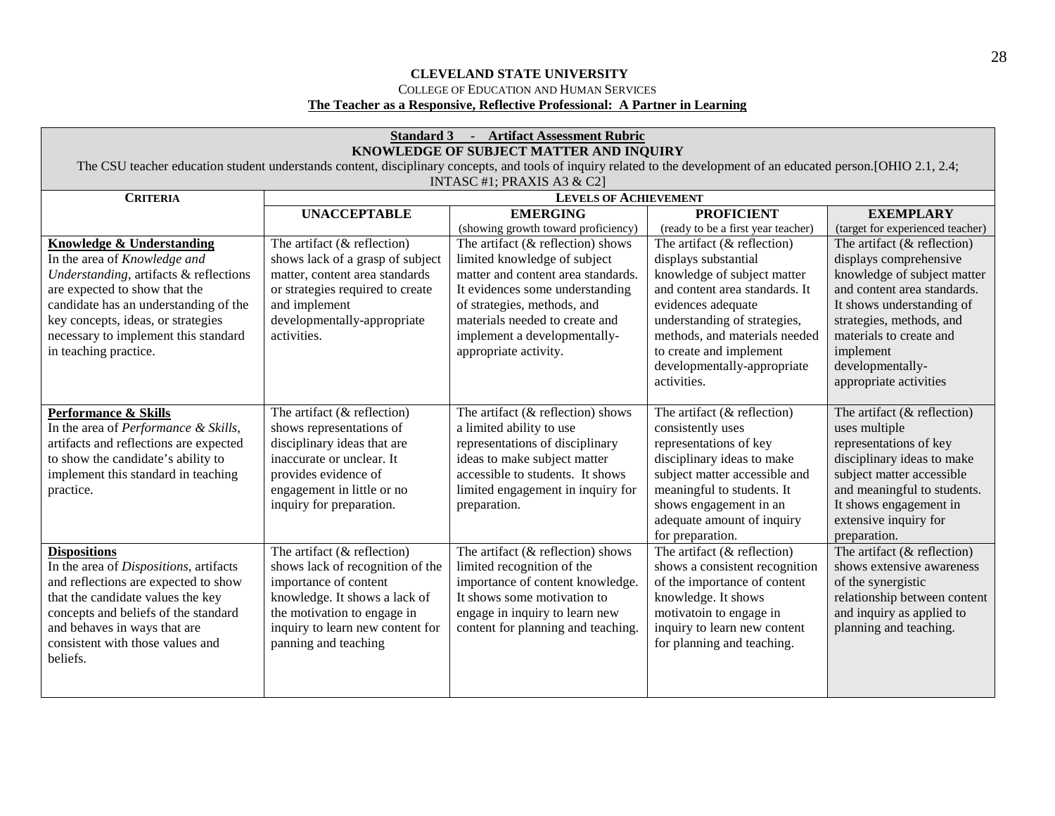**CLEVELAND STATE UNIVERSITY**

COLLEGE OF EDUCATION AND HUMAN SERVICES

**The Teacher as a Responsive, Reflective Professional: A Partner in Learning**

**Standard 3 - Artifact Assessment Rubric**

**KNOWLEDGE OF SUBJECT MATTER AND INQUIRY**

The CSU teacher education student understands content, disciplinary concepts, and tools of inquiry related to the development of an educated person.[OHIO 2.1, 2.4; INTASC #1; PRAXIS A3 & C2]

| CRITERIA | LEVELS OF ACHIEVEMENT | | | |
|---|---|---|---|---|
| | **UNACCEPTABLE** | **EMERGING** (showing growth toward proficiency) | **PROFICIENT** (ready to be a first year teacher) | **EXEMPLARY** (target for experienced teacher) |
| **Knowledge & Understanding** In the area of *Knowledge and Understanding*, artifacts & reflections are expected to show that the candidate has an understanding of the key concepts, ideas, or strategies necessary to implement this standard in teaching practice. | The artifact (& reflection) shows lack of a grasp of subject matter, content area standards or strategies required to create and implement developmentally-appropriate activities. | The artifact (& reflection) shows limited knowledge of subject matter and content area standards. It evidences some understanding of strategies, methods, and materials needed to create and implement a developmentally-appropriate activity. | The artifact (& reflection) displays substantial knowledge of subject matter and content area standards. It evidences adequate understanding of strategies, methods, and materials needed to create and implement developmentally-appropriate activities. | The artifact (& reflection) displays comprehensive knowledge of subject matter and content area standards. It shows understanding of strategies, methods, and materials to create and implement developmentally-appropriate activities |
| **Performance & Skills** In the area of *Performance & Skills*, artifacts and reflections are expected to show the candidate's ability to implement this standard in teaching practice. | The artifact (& reflection) shows representations of disciplinary ideas that are inaccurate or unclear. It provides evidence of engagement in little or no inquiry for preparation. | The artifact (& reflection) shows a limited ability to use representations of disciplinary ideas to make subject matter accessible to students. It shows limited engagement in inquiry for preparation. | The artifact (& reflection) consistently uses representations of key disciplinary ideas to make subject matter accessible and meaningful to students. It shows engagement in an adequate amount of inquiry for preparation. | The artifact (& reflection) uses multiple representations of key disciplinary ideas to make subject matter accessible and meaningful to students. It shows engagement in extensive inquiry for preparation. |
| **Dispositions** In the area of *Dispositions*, artifacts and reflections are expected to show that the candidate values the key concepts and beliefs of the standard and behaves in ways that are consistent with those values and beliefs. | The artifact (& reflection) shows lack of recognition of the importance of content knowledge. It shows a lack of the motivation to engage in inquiry to learn new content for panning and teaching | The artifact (& reflection) shows limited recognition of the importance of content knowledge. It shows some motivation to engage in inquiry to learn new content for planning and teaching. | The artifact (& reflection) shows a consistent recognition of the importance of content knowledge. It shows motivatoin to engage in inquiry to learn new content for planning and teaching. | The artifact (& reflection) shows extensive awareness of the synergistic relationship between content and inquiry as applied to planning and teaching. |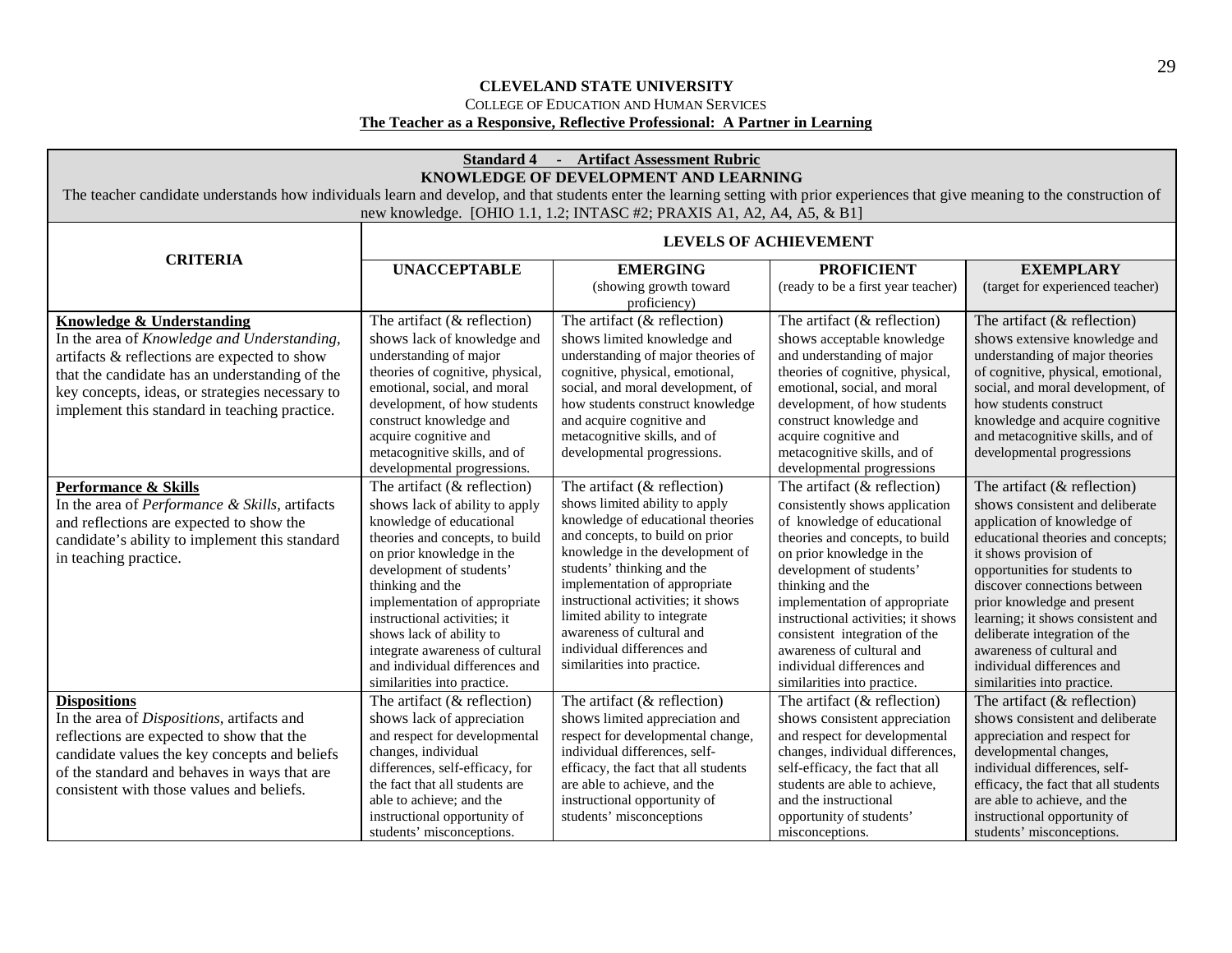**CLEVELAND STATE UNIVERSITY**

COLLEGE OF EDUCATION AND HUMAN SERVICES

**The Teacher as a Responsive, Reflective Professional: A Partner in Learning**

**Standard 4 - Artifact Assessment Rubric**

**KNOWLEDGE OF DEVELOPMENT AND LEARNING**

The teacher candidate understands how individuals learn and develop, and that students enter the learning setting with prior experiences that give meaning to the construction of new knowledge. [OHIO 1.1, 1.2; INTASC #2; PRAXIS A1, A2, A4, A5, & B1]

| CRITERIA | LEVELS OF ACHIEVEMENT | | | |
|---|---|---|---|---|
| | **UNACCEPTABLE** | **EMERGING** (showing growth toward proficiency) | **PROFICIENT** (ready to be a first year teacher) | **EXEMPLARY** (target for experienced teacher) |
| **Knowledge & Understanding** In the area of *Knowledge and Understanding*, artifacts & reflections are expected to show that the candidate has an understanding of the key concepts, ideas, or strategies necessary to implement this standard in teaching practice. | The artifact (& reflection) shows lack of knowledge and understanding of major theories of cognitive, physical, emotional, social, and moral development, of how students construct knowledge and acquire cognitive and metacognitive skills, and of developmental progressions. | The artifact (& reflection) shows limited knowledge and understanding of major theories of cognitive, physical, emotional, social, and moral development, of how students construct knowledge and acquire cognitive and metacognitive skills, and of developmental progressions. | The artifact (& reflection) shows acceptable knowledge and understanding of major theories of cognitive, physical, emotional, social, and moral development, of how students construct knowledge and acquire cognitive and metacognitive skills, and of developmental progressions | The artifact (& reflection) shows extensive knowledge and understanding of major theories of cognitive, physical, emotional, social, and moral development, of how students construct knowledge and acquire cognitive and metacognitive skills, and of developmental progressions |
| **Performance & Skills** In the area of *Performance & Skills*, artifacts and reflections are expected to show the candidate's ability to implement this standard in teaching practice. | The artifact (& reflection) shows lack of ability to apply knowledge of educational theories and concepts, to build on prior knowledge in the development of students' thinking and the implementation of appropriate instructional activities; it shows lack of ability to integrate awareness of cultural and individual differences and similarities into practice. | The artifact (& reflection) shows limited ability to apply knowledge of educational theories and concepts, to build on prior knowledge in the development of students' thinking and the implementation of appropriate instructional activities; it shows limited ability to integrate awareness of cultural and individual differences and similarities into practice. | The artifact (& reflection) consistently shows application of knowledge of educational theories and concepts, to build on prior knowledge in the development of students' thinking and the implementation of appropriate instructional activities; it shows consistent integration of the awareness of cultural and individual differences and similarities into practice. | The artifact (& reflection) shows consistent and deliberate application of knowledge of educational theories and concepts; it shows provision of opportunities for students to discover connections between prior knowledge and present learning; it shows consistent and deliberate integration of the awareness of cultural and individual differences and similarities into practice. |
| **Dispositions** In the area of *Dispositions*, artifacts and reflections are expected to show that the candidate values the key concepts and beliefs of the standard and behaves in ways that are consistent with those values and beliefs. | The artifact (& reflection) shows lack of appreciation and respect for developmental changes, individual differences, self-efficacy, for the fact that all students are able to achieve; and the instructional opportunity of students' misconceptions. | The artifact (& reflection) shows limited appreciation and respect for developmental change, individual differences, self-efficacy, the fact that all students are able to achieve, and the instructional opportunity of students' misconceptions | The artifact (& reflection) shows consistent appreciation and respect for developmental changes, individual differences, self-efficacy, the fact that all students are able to achieve, and the instructional opportunity of students' misconceptions. | The artifact (& reflection) shows consistent and deliberate appreciation and respect for developmental changes, individual differences, self-efficacy, the fact that all students are able to achieve, and the instructional opportunity of students' misconceptions. |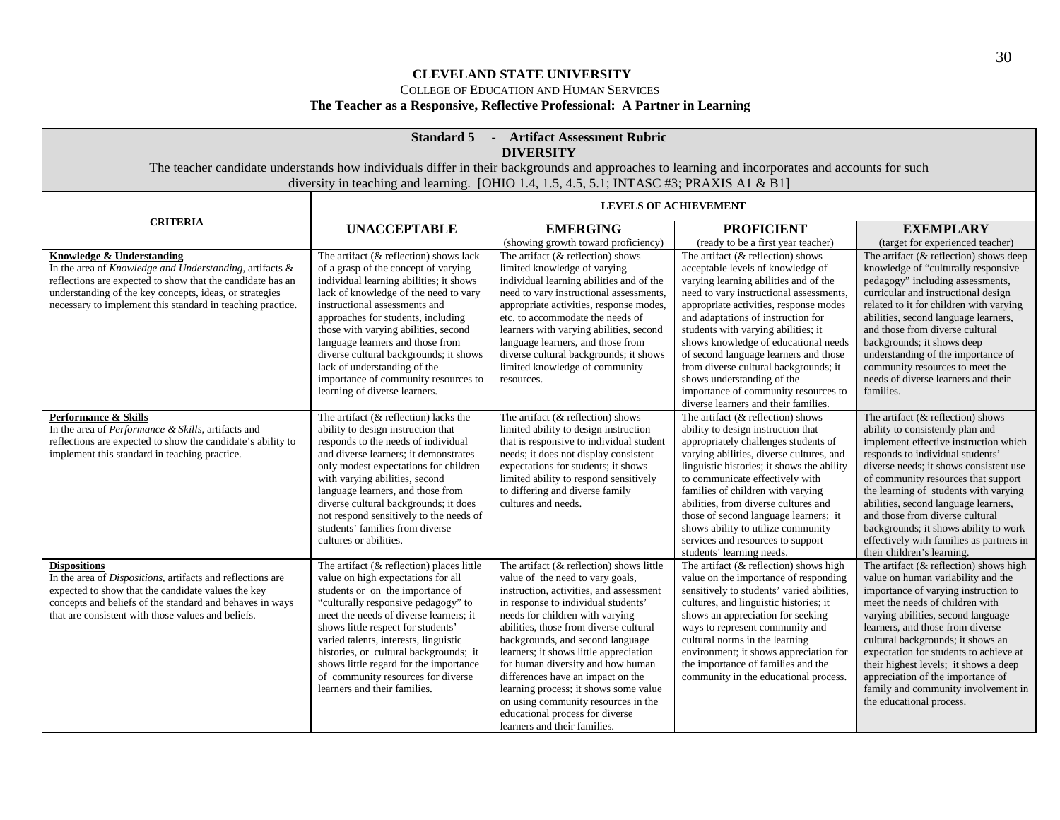**CLEVELAND STATE UNIVERSITY**

COLLEGE OF EDUCATION AND HUMAN SERVICES

**The Teacher as a Responsive, Reflective Professional: A Partner in Learning**

**Standard 5 - Artifact Assessment Rubric**

**DIVERSITY**

The teacher candidate understands how individuals differ in their backgrounds and approaches to learning and incorporates and accounts for such diversity in teaching and learning. [OHIO 1.4, 1.5, 4.5, 5.1; INTASC #3; PRAXIS A1 & B1]

| CRITERIA | LEVELS OF ACHIEVEMENT | | | |
|---|---|---|---|---|
| | **UNACCEPTABLE** | **EMERGING** (showing growth toward proficiency) | **PROFICIENT** (ready to be a first year teacher) | **EXEMPLARY** (target for experienced teacher) |
| **Knowledge & Understanding** In the area of *Knowledge and Understanding*, artifacts & reflections are expected to show that the candidate has an understanding of the key concepts, ideas, or strategies necessary to implement this standard in teaching practice**.** | The artifact (& reflection) shows lack of a grasp of the concept of varying individual learning abilities; it shows lack of knowledge of the need to vary instructional assessments and approaches for students, including those with varying abilities, second language learners and those from diverse cultural backgrounds; it shows lack of understanding of the importance of community resources to learning of diverse learners. | The artifact (& reflection) shows limited knowledge of varying individual learning abilities and of the need to vary instructional assessments, appropriate activities, response modes, etc. to accommodate the needs of learners with varying abilities, second language learners, and those from diverse cultural backgrounds; it shows limited knowledge of community resources. | The artifact (& reflection) shows acceptable levels of knowledge of varying learning abilities and of the need to vary instructional assessments, appropriate activities, response modes and adaptations of instruction for students with varying abilities; it shows knowledge of educational needs of second language learners and those from diverse cultural backgrounds; it shows understanding of the importance of community resources to diverse learners and their families. | The artifact (& reflection) shows deep knowledge of "culturally responsive pedagogy" including assessments, curricular and instructional design related to it for children with varying abilities, second language learners, and those from diverse cultural backgrounds; it shows deep understanding of the importance of community resources to meet the needs of diverse learners and their families. |
| **Performance & Skills** In the area of *Performance & Skills*, artifacts and reflections are expected to show the candidate's ability to implement this standard in teaching practice. | The artifact (& reflection) lacks the ability to design instruction that responds to the needs of individual and diverse learners; it demonstrates only modest expectations for children with varying abilities, second language learners, and those from diverse cultural backgrounds; it does not respond sensitively to the needs of students' families from diverse cultures or abilities. | The artifact (& reflection) shows limited ability to design instruction that is responsive to individual student needs; it does not display consistent expectations for students; it shows limited ability to respond sensitively to differing and diverse family cultures and needs. | The artifact (& reflection) shows ability to design instruction that appropriately challenges students of varying abilities, diverse cultures, and linguistic histories; it shows the ability to communicate effectively with families of children with varying abilities, from diverse cultures and those of second language learners; it shows ability to utilize community services and resources to support students' learning needs. | The artifact (& reflection) shows ability to consistently plan and implement effective instruction which responds to individual students' diverse needs; it shows consistent use of community resources that support the learning of students with varying abilities, second language learners, and those from diverse cultural backgrounds; it shows ability to work effectively with families as partners in their children's learning. |
| **Dispositions** In the area of *Dispositions*, artifacts and reflections are expected to show that the candidate values the key concepts and beliefs of the standard and behaves in ways that are consistent with those values and beliefs. | The artifact (& reflection) places little value on high expectations for all students or on the importance of "culturally responsive pedagogy" to meet the needs of diverse learners; it shows little respect for students' varied talents, interests, linguistic histories, or cultural backgrounds; it shows little regard for the importance of community resources for diverse learners and their families. | The artifact (& reflection) shows little value of the need to vary goals, instruction, activities, and assessment in response to individual students' needs for children with varying abilities, those from diverse cultural backgrounds, and second language learners; it shows little appreciation for human diversity and how human differences have an impact on the learning process; it shows some value on using community resources in the educational process for diverse learners and their families. | The artifact (& reflection) shows high value on the importance of responding sensitively to students' varied abilities, cultures, and linguistic histories; it shows an appreciation for seeking ways to represent community and cultural norms in the learning environment; it shows appreciation for the importance of families and the community in the educational process. | The artifact (& reflection) shows high value on human variability and the importance of varying instruction to meet the needs of children with varying abilities, second language learners, and those from diverse cultural backgrounds; it shows an expectation for students to achieve at their highest levels; it shows a deep appreciation of the importance of family and community involvement in the educational process. |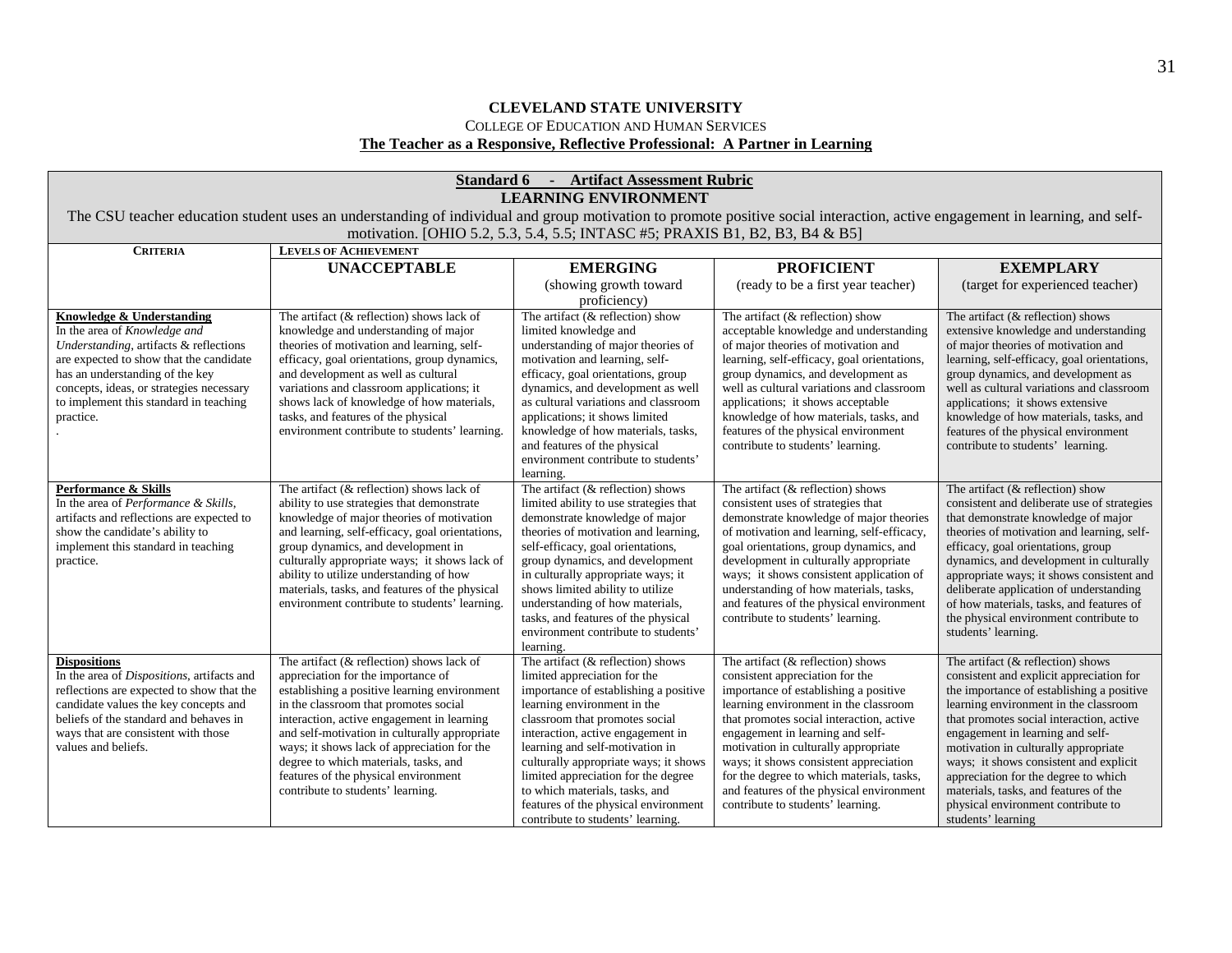**CLEVELAND STATE UNIVERSITY**

COLLEGE OF EDUCATION AND HUMAN SERVICES

**The Teacher as a Responsive, Reflective Professional: A Partner in Learning**

**Standard 6 - Artifact Assessment Rubric**

**LEARNING ENVIRONMENT**

The CSU teacher education student uses an understanding of individual and group motivation to promote positive social interaction, active engagement in learning, and self-motivation. [OHIO 5.2, 5.3, 5.4, 5.5; INTASC #5; PRAXIS B1, B2, B3, B4 & B5]

| CRITERIA | LEVELS OF ACHIEVEMENT | | | |
|---|---|---|---|---|
| | **UNACCEPTABLE** | **EMERGING** (showing growth toward proficiency) | **PROFICIENT** (ready to be a first year teacher) | **EXEMPLARY** (target for experienced teacher) |
| **Knowledge & Understanding** In the area of *Knowledge and Understanding*, artifacts & reflections are expected to show that the candidate has an understanding of the key concepts, ideas, or strategies necessary to implement this standard in teaching practice. . | The artifact (& reflection) shows lack of knowledge and understanding of major theories of motivation and learning, self-efficacy, goal orientations, group dynamics, and development as well as cultural variations and classroom applications; it shows lack of knowledge of how materials, tasks, and features of the physical environment contribute to students' learning. | The artifact (& reflection) show limited knowledge and understanding of major theories of motivation and learning, self-efficacy, goal orientations, group dynamics, and development as well as cultural variations and classroom applications; it shows limited knowledge of how materials, tasks, and features of the physical environment contribute to students' learning. | The artifact (& reflection) show acceptable knowledge and understanding of major theories of motivation and learning, self-efficacy, goal orientations, group dynamics, and development as well as cultural variations and classroom applications; it shows acceptable knowledge of how materials, tasks, and features of the physical environment contribute to students' learning. | The artifact (& reflection) shows extensive knowledge and understanding of major theories of motivation and learning, self-efficacy, goal orientations, group dynamics, and development as well as cultural variations and classroom applications; it shows extensive knowledge of how materials, tasks, and features of the physical environment contribute to students' learning. |
| **Performance & Skills** In the area of *Performance & Skills*, artifacts and reflections are expected to show the candidate's ability to implement this standard in teaching practice. | The artifact (& reflection) shows lack of ability to use strategies that demonstrate knowledge of major theories of motivation and learning, self-efficacy, goal orientations, group dynamics, and development in culturally appropriate ways; it shows lack of ability to utilize understanding of how materials, tasks, and features of the physical environment contribute to students' learning. | The artifact (& reflection) shows limited ability to use strategies that demonstrate knowledge of major theories of motivation and learning, self-efficacy, goal orientations, group dynamics, and development in culturally appropriate ways; it shows limited ability to utilize understanding of how materials, tasks, and features of the physical environment contribute to students' learning. | The artifact (& reflection) shows consistent uses of strategies that demonstrate knowledge of major theories of motivation and learning, self-efficacy, goal orientations, group dynamics, and development in culturally appropriate ways; it shows consistent application of understanding of how materials, tasks, and features of the physical environment contribute to students' learning. | The artifact (& reflection) show consistent and deliberate use of strategies that demonstrate knowledge of major theories of motivation and learning, self-efficacy, goal orientations, group dynamics, and development in culturally appropriate ways; it shows consistent and deliberate application of understanding of how materials, tasks, and features of the physical environment contribute to students' learning. |
| **Dispositions** In the area of *Dispositions*, artifacts and reflections are expected to show that the candidate values the key concepts and beliefs of the standard and behaves in ways that are consistent with those values and beliefs. | The artifact (& reflection) shows lack of appreciation for the importance of establishing a positive learning environment in the classroom that promotes social interaction, active engagement in learning and self-motivation in culturally appropriate ways; it shows lack of appreciation for the degree to which materials, tasks, and features of the physical environment contribute to students' learning. | The artifact (& reflection) shows limited appreciation for the importance of establishing a positive learning environment in the classroom that promotes social interaction, active engagement in learning and self-motivation in culturally appropriate ways; it shows limited appreciation for the degree to which materials, tasks, and features of the physical environment contribute to students' learning. | The artifact (& reflection) shows consistent appreciation for the importance of establishing a positive learning environment in the classroom that promotes social interaction, active engagement in learning and self-motivation in culturally appropriate ways; it shows consistent appreciation for the degree to which materials, tasks, and features of the physical environment contribute to students' learning. | The artifact (& reflection) shows consistent and explicit appreciation for the importance of establishing a positive learning environment in the classroom that promotes social interaction, active engagement in learning and self-motivation in culturally appropriate ways; it shows consistent and explicit appreciation for the degree to which materials, tasks, and features of the physical environment contribute to students' learning |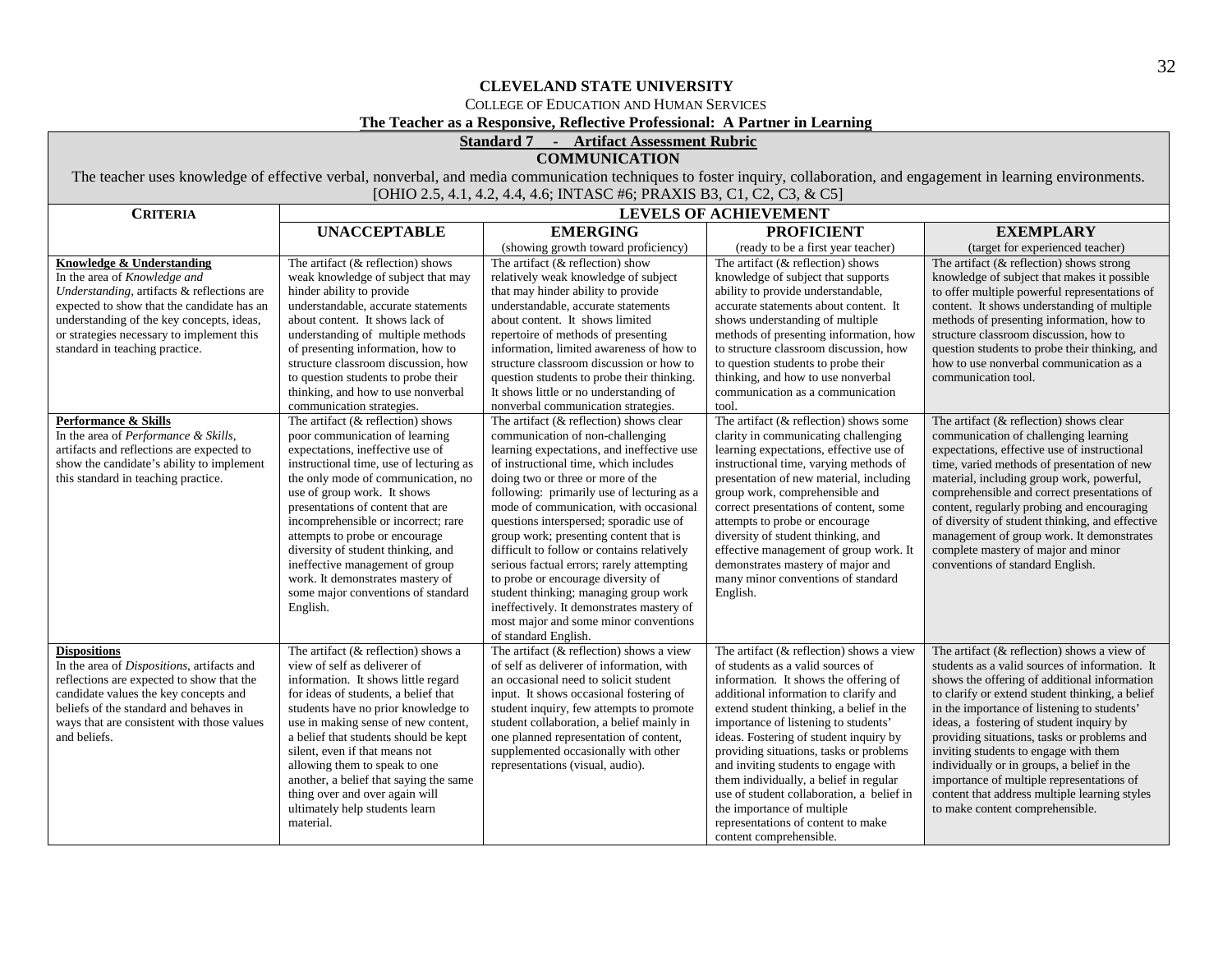**CLEVELAND STATE UNIVERSITY**

COLLEGE OF EDUCATION AND HUMAN SERVICES

**The Teacher as a Responsive, Reflective Professional: A Partner in Learning**

**Standard 7 - Artifact Assessment Rubric**

**COMMUNICATION**

The teacher uses knowledge of effective verbal, nonverbal, and media communication techniques to foster inquiry, collaboration, and engagement in learning environments.
[OHIO 2.5, 4.1, 4.2, 4.4, 4.6; INTASC #6; PRAXIS B3, C1, C2, C3, & C5]

| **CRITERIA** | **LEVELS OF ACHIEVEMENT** | | | |
|---|---|---|---|---|
| | **UNACCEPTABLE** | **EMERGING** (showing growth toward proficiency) | **PROFICIENT** (ready to be a first year teacher) | **EXEMPLARY** (target for experienced teacher) |
| **Knowledge & Understanding** In the area of *Knowledge and Understanding*, artifacts & reflections are expected to show that the candidate has an understanding of the key concepts, ideas, or strategies necessary to implement this standard in teaching practice. | The artifact (& reflection) shows weak knowledge of subject that may hinder ability to provide understandable, accurate statements about content. It shows lack of understanding of multiple methods of presenting information, how to structure classroom discussion, how to question students to probe their thinking, and how to use nonverbal communication strategies. | The artifact (& reflection) show relatively weak knowledge of subject that may hinder ability to provide understandable, accurate statements about content. It shows limited repertoire of methods of presenting information, limited awareness of how to structure classroom discussion or how to question students to probe their thinking. It shows little or no understanding of nonverbal communication strategies. | The artifact (& reflection) shows knowledge of subject that supports ability to provide understandable, accurate statements about content. It shows understanding of multiple methods of presenting information, how to structure classroom discussion, how to question students to probe their thinking, and how to use nonverbal communication as a communication tool. | The artifact (& reflection) shows strong knowledge of subject that makes it possible to offer multiple powerful representations of content. It shows understanding of multiple methods of presenting information, how to structure classroom discussion, how to question students to probe their thinking, and how to use nonverbal communication as a communication tool. |
| **Performance & Skills** In the area of *Performance & Skills*, artifacts and reflections are expected to show the candidate's ability to implement this standard in teaching practice. | The artifact (& reflection) shows poor communication of learning expectations, ineffective use of instructional time, use of lecturing as the only mode of communication, no use of group work. It shows presentations of content that are incomprehensible or incorrect; rare attempts to probe or encourage diversity of student thinking, and ineffective management of group work. It demonstrates mastery of some major conventions of standard English. | The artifact (& reflection) shows clear communication of non-challenging learning expectations, and ineffective use of instructional time, which includes doing two or three or more of the following: primarily use of lecturing as a mode of communication, with occasional questions interspersed; sporadic use of group work; presenting content that is difficult to follow or contains relatively serious factual errors; rarely attempting to probe or encourage diversity of student thinking; managing group work ineffectively. It demonstrates mastery of most major and some minor conventions of standard English. | The artifact (& reflection) shows some clarity in communicating challenging learning expectations, effective use of instructional time, varying methods of presentation of new material, including group work, comprehensible and correct presentations of content, some attempts to probe or encourage diversity of student thinking, and effective management of group work. It demonstrates mastery of major and many minor conventions of standard English. | The artifact (& reflection) shows clear communication of challenging learning expectations, effective use of instructional time, varied methods of presentation of new material, including group work, powerful, comprehensible and correct presentations of content, regularly probing and encouraging of diversity of student thinking, and effective management of group work. It demonstrates complete mastery of major and minor conventions of standard English. |
| **Dispositions** In the area of *Dispositions*, artifacts and reflections are expected to show that the candidate values the key concepts and beliefs of the standard and behaves in ways that are consistent with those values and beliefs. | The artifact (& reflection) shows a view of self as deliverer of information. It shows little regard for ideas of students, a belief that students have no prior knowledge to use in making sense of new content, a belief that students should be kept silent, even if that means not allowing them to speak to one another, a belief that saying the same thing over and over again will ultimately help students learn material. | The artifact (& reflection) shows a view of self as deliverer of information, with an occasional need to solicit student input. It shows occasional fostering of student inquiry, few attempts to promote student collaboration, a belief mainly in one planned representation of content, supplemented occasionally with other representations (visual, audio). | The artifact (& reflection) shows a view of students as a valid sources of information. It shows the offering of additional information to clarify and extend student thinking, a belief in the importance of listening to students' ideas. Fostering of student inquiry by providing situations, tasks or problems and inviting students to engage with them individually, a belief in regular use of student collaboration, a belief in the importance of multiple representations of content to make content comprehensible. | The artifact (& reflection) shows a view of students as a valid sources of information. It shows the offering of additional information to clarify or extend student thinking, a belief in the importance of listening to students' ideas, a fostering of student inquiry by providing situations, tasks or problems and inviting students to engage with them individually or in groups, a belief in the importance of multiple representations of content that address multiple learning styles to make content comprehensible. |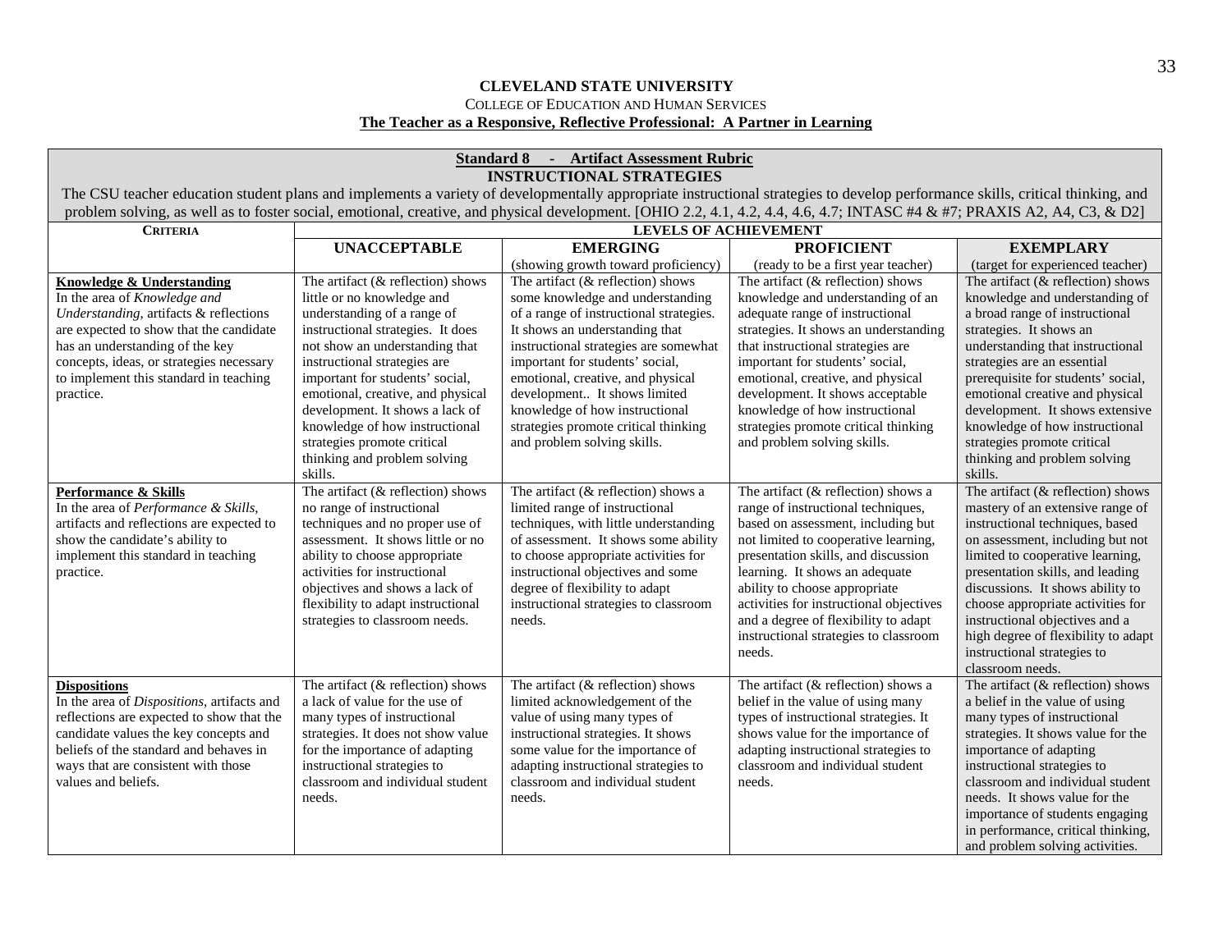**CLEVELAND STATE UNIVERSITY**

COLLEGE OF EDUCATION AND HUMAN SERVICES

**The Teacher as a Responsive, Reflective Professional: A Partner in Learning**

**Standard 8 - Artifact Assessment Rubric**

**INSTRUCTIONAL STRATEGIES**

The CSU teacher education student plans and implements a variety of developmentally appropriate instructional strategies to develop performance skills, critical thinking, and problem solving, as well as to foster social, emotional, creative, and physical development. [OHIO 2.2, 4.1, 4.2, 4.4, 4.6, 4.7; INTASC #4 & #7; PRAXIS A2, A4, C3, & D2]

| CRITERIA | LEVELS OF ACHIEVEMENT | | | |
|---|---|---|---|---|
| | **UNACCEPTABLE** | **EMERGING** (showing growth toward proficiency) | **PROFICIENT** (ready to be a first year teacher) | **EXEMPLARY** (target for experienced teacher) |
| **Knowledge & Understanding** In the area of *Knowledge and Understanding*, artifacts & reflections are expected to show that the candidate has an understanding of the key concepts, ideas, or strategies necessary to implement this standard in teaching practice. | The artifact (& reflection) shows little or no knowledge and understanding of a range of instructional strategies. It does not show an understanding that instructional strategies are important for students' social, emotional, creative, and physical development. It shows a lack of knowledge of how instructional strategies promote critical thinking and problem solving skills. | The artifact (& reflection) shows some knowledge and understanding of a range of instructional strategies. It shows an understanding that instructional strategies are somewhat important for students' social, emotional, creative, and physical development.. It shows limited knowledge of how instructional strategies promote critical thinking and problem solving skills. | The artifact (& reflection) shows knowledge and understanding of an adequate range of instructional strategies. It shows an understanding that instructional strategies are important for students' social, emotional, creative, and physical development. It shows acceptable knowledge of how instructional strategies promote critical thinking and problem solving skills. | The artifact (& reflection) shows knowledge and understanding of a broad range of instructional strategies. It shows an understanding that instructional strategies are an essential prerequisite for students' social, emotional creative and physical development. It shows extensive knowledge of how instructional strategies promote critical thinking and problem solving skills. |
| **Performance & Skills** In the area of *Performance & Skills*, artifacts and reflections are expected to show the candidate's ability to implement this standard in teaching practice. | The artifact (& reflection) shows no range of instructional techniques and no proper use of assessment. It shows little or no ability to choose appropriate activities for instructional objectives and shows a lack of flexibility to adapt instructional strategies to classroom needs. | The artifact (& reflection) shows a limited range of instructional techniques, with little understanding of assessment. It shows some ability to choose appropriate activities for instructional objectives and some degree of flexibility to adapt instructional strategies to classroom needs. | The artifact (& reflection) shows a range of instructional techniques, based on assessment, including but not limited to cooperative learning, presentation skills, and discussion learning. It shows an adequate ability to choose appropriate activities for instructional objectives and a degree of flexibility to adapt instructional strategies to classroom needs. | The artifact (& reflection) shows mastery of an extensive range of instructional techniques, based on assessment, including but not limited to cooperative learning, presentation skills, and leading discussions. It shows ability to choose appropriate activities for instructional objectives and a high degree of flexibility to adapt instructional strategies to classroom needs. |
| **Dispositions** In the area of *Dispositions*, artifacts and reflections are expected to show that the candidate values the key concepts and beliefs of the standard and behaves in ways that are consistent with those values and beliefs. | The artifact (& reflection) shows a lack of value for the use of many types of instructional strategies. It does not show value for the importance of adapting instructional strategies to classroom and individual student needs. | The artifact (& reflection) shows limited acknowledgement of the value of using many types of instructional strategies. It shows some value for the importance of adapting instructional strategies to classroom and individual student needs. | The artifact (& reflection) shows a belief in the value of using many types of instructional strategies. It shows value for the importance of adapting instructional strategies to classroom and individual student needs. | The artifact (& reflection) shows a belief in the value of using many types of instructional strategies. It shows value for the importance of adapting instructional strategies to classroom and individual student needs. It shows value for the importance of students engaging in performance, critical thinking, and problem solving activities. |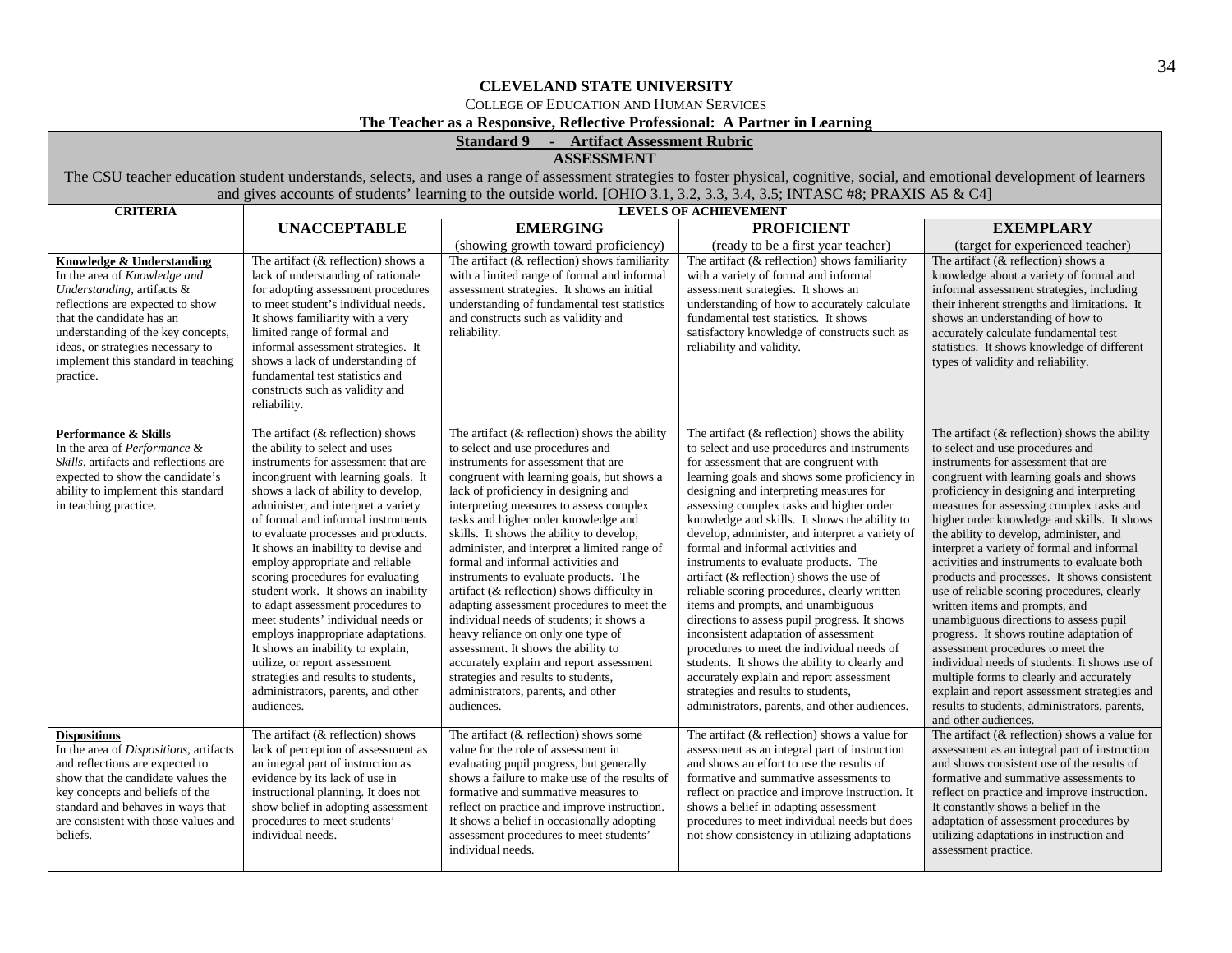**CLEVELAND STATE UNIVERSITY**

COLLEGE OF EDUCATION AND HUMAN SERVICES

**The Teacher as a Responsive, Reflective Professional: A Partner in Learning**

| **Standard 9 - Artifact Assessment Rubric** | | | | |
|---|---|---|---|---|
| **ASSESSMENT** The CSU teacher education student understands, selects, and uses a range of assessment strategies to foster physical, cognitive, social, and emotional development of learners and gives accounts of students' learning to the outside world. [OHIO 3.1, 3.2, 3.3, 3.4, 3.5; INTASC #8; PRAXIS A5 & C4] | | | | |
| **CRITERIA** | **LEVELS OF ACHIEVEMENT** | | | |
| | **UNACCEPTABLE** | **EMERGING** (showing growth toward proficiency) | **PROFICIENT** (ready to be a first year teacher) | **EXEMPLARY** (target for experienced teacher) |
| **Knowledge & Understanding** In the area of *Knowledge and Understanding*, artifacts & reflections are expected to show that the candidate has an understanding of the key concepts, ideas, or strategies necessary to implement this standard in teaching practice. | The artifact (& reflection) shows a lack of understanding of rationale for adopting assessment procedures to meet student's individual needs. It shows familiarity with a very limited range of formal and informal assessment strategies. It shows a lack of understanding of fundamental test statistics and constructs such as validity and reliability. | The artifact (& reflection) shows familiarity with a limited range of formal and informal assessment strategies. It shows an initial understanding of fundamental test statistics and constructs such as validity and reliability. | The artifact (& reflection) shows familiarity with a variety of formal and informal assessment strategies. It shows an understanding of how to accurately calculate fundamental test statistics. It shows satisfactory knowledge of constructs such as reliability and validity. | The artifact (& reflection) shows a knowledge about a variety of formal and informal assessment strategies, including their inherent strengths and limitations. It shows an understanding of how to accurately calculate fundamental test statistics. It shows knowledge of different types of validity and reliability. |
| **Performance & Skills** In the area of *Performance & Skills*, artifacts and reflections are expected to show the candidate's ability to implement this standard in teaching practice. | The artifact (& reflection) shows the ability to select and uses instruments for assessment that are incongruent with learning goals. It shows a lack of ability to develop, administer, and interpret a variety of formal and informal instruments to evaluate processes and products. It shows an inability to devise and employ appropriate and reliable scoring procedures for evaluating student work. It shows an inability to adapt assessment procedures to meet students' individual needs or employs inappropriate adaptations. It shows an inability to explain, utilize, or report assessment strategies and results to students, administrators, parents, and other audiences. | The artifact (& reflection) shows the ability to select and use procedures and instruments for assessment that are congruent with learning goals, but shows a lack of proficiency in designing and interpreting measures to assess complex tasks and higher order knowledge and skills. It shows the ability to develop, administer, and interpret a limited range of formal and informal activities and instruments to evaluate products. The artifact (& reflection) shows difficulty in adapting assessment procedures to meet the individual needs of students; it shows a heavy reliance on only one type of assessment. It shows the ability to accurately explain and report assessment strategies and results to students, administrators, parents, and other audiences. | The artifact (& reflection) shows the ability to select and use procedures and instruments for assessment that are congruent with learning goals and shows some proficiency in designing and interpreting measures for assessing complex tasks and higher order knowledge and skills. It shows the ability to develop, administer, and interpret a variety of formal and informal activities and instruments to evaluate products. The artifact (& reflection) shows the use of reliable scoring procedures, clearly written items and prompts, and unambiguous directions to assess pupil progress. It shows inconsistent adaptation of assessment procedures to meet the individual needs of students. It shows the ability to clearly and accurately explain and report assessment strategies and results to students, administrators, parents, and other audiences. | The artifact (& reflection) shows the ability to select and use procedures and instruments for assessment that are congruent with learning goals and shows proficiency in designing and interpreting measures for assessing complex tasks and higher order knowledge and skills. It shows the ability to develop, administer, and interpret a variety of formal and informal activities and instruments to evaluate both products and processes. It shows consistent use of reliable scoring procedures, clearly written items and prompts, and unambiguous directions to assess pupil progress. It shows routine adaptation of assessment procedures to meet the individual needs of students. It shows use of multiple forms to clearly and accurately explain and report assessment strategies and results to students, administrators, parents, and other audiences. |
| **Dispositions** In the area of *Dispositions*, artifacts and reflections are expected to show that the candidate values the key concepts and beliefs of the standard and behaves in ways that are consistent with those values and beliefs. | The artifact (& reflection) shows lack of perception of assessment as an integral part of instruction as evidence by its lack of use in instructional planning. It does not show belief in adopting assessment procedures to meet students' individual needs. | The artifact (& reflection) shows some value for the role of assessment in evaluating pupil progress, but generally shows a failure to make use of the results of formative and summative measures to reflect on practice and improve instruction. It shows a belief in occasionally adopting assessment procedures to meet students' individual needs. | The artifact (& reflection) shows a value for assessment as an integral part of instruction and shows an effort to use the results of formative and summative assessments to reflect on practice and improve instruction. It shows a belief in adapting assessment procedures to meet individual needs but does not show consistency in utilizing adaptations | The artifact (& reflection) shows a value for assessment as an integral part of instruction and shows consistent use of the results of formative and summative assessments to reflect on practice and improve instruction. It constantly shows a belief in the adaptation of assessment procedures by utilizing adaptations in instruction and assessment practice. |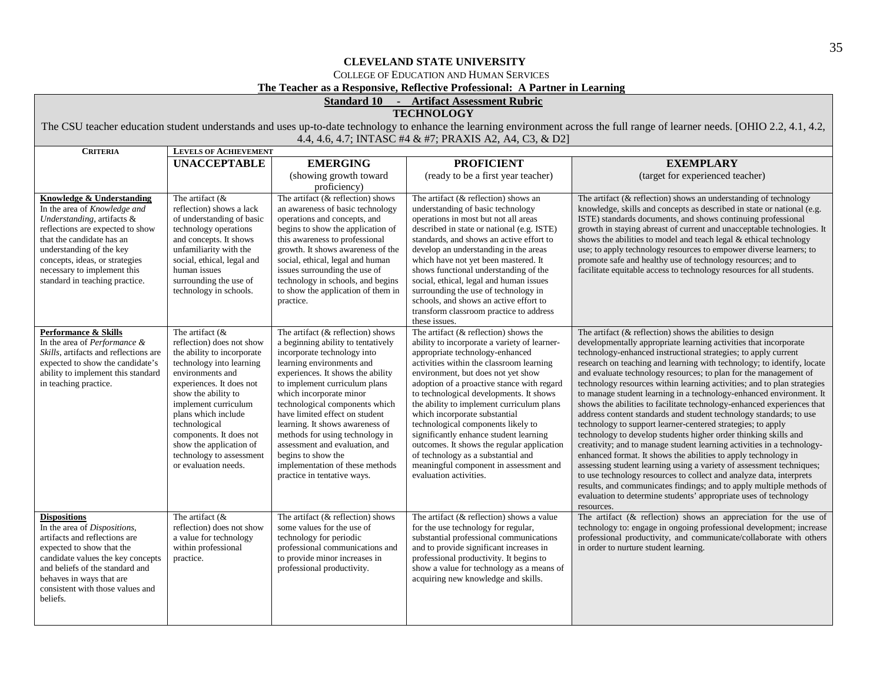**CLEVELAND STATE UNIVERSITY**

COLLEGE OF EDUCATION AND HUMAN SERVICES

**The Teacher as a Responsive, Reflective Professional: A Partner in Learning**

**Standard 10 - Artifact Assessment Rubric**

**TECHNOLOGY**

The CSU teacher education student understands and uses up-to-date technology to enhance the learning environment across the full range of learner needs. [OHIO 2.2, 4.1, 4.2, 4.4, 4.6, 4.7; INTASC #4 & #7; PRAXIS A2, A4, C3, & D2]

| CRITERIA | LEVELS OF ACHIEVEMENT | | | |
|---|---|---|---|---|
| | **UNACCEPTABLE** | **EMERGING** (showing growth toward proficiency) | **PROFICIENT** (ready to be a first year teacher) | **EXEMPLARY** (target for experienced teacher) |
| **Knowledge & Understanding** In the area of *Knowledge and Understanding*, artifacts & reflections are expected to show that the candidate has an understanding of the key concepts, ideas, or strategies necessary to implement this standard in teaching practice. | The artifact (& reflection) shows a lack of understanding of basic technology operations and concepts. It shows unfamiliarity with the social, ethical, legal and human issues surrounding the use of technology in schools. | The artifact (& reflection) shows an awareness of basic technology operations and concepts, and begins to show the application of this awareness to professional growth. It shows awareness of the social, ethical, legal and human issues surrounding the use of technology in schools, and begins to show the application of them in practice. | The artifact (& reflection) shows an understanding of basic technology operations in most but not all areas described in state or national (e.g. ISTE) standards, and shows an active effort to develop an understanding in the areas which have not yet been mastered. It shows functional understanding of the social, ethical, legal and human issues surrounding the use of technology in schools, and shows an active effort to transform classroom practice to address these issues. | The artifact (& reflection) shows an understanding of technology knowledge, skills and concepts as described in state or national (e.g. ISTE) standards documents, and shows continuing professional growth in staying abreast of current and unacceptable technologies. It shows the abilities to model and teach legal & ethical technology use; to apply technology resources to empower diverse learners; to promote safe and healthy use of technology resources; and to facilitate equitable access to technology resources for all students. |
| **Performance & Skills** In the area of *Performance & Skills*, artifacts and reflections are expected to show the candidate's ability to implement this standard in teaching practice. | The artifact (& reflection) does not show the ability to incorporate technology into learning environments and experiences. It does not show the ability to implement curriculum plans which include technological components. It does not show the application of technology to assessment or evaluation needs. | The artifact (& reflection) shows a beginning ability to tentatively incorporate technology into learning environments and experiences. It shows the ability to implement curriculum plans which incorporate minor technological components which have limited effect on student learning. It shows awareness of methods for using technology in assessment and evaluation, and begins to show the implementation of these methods practice in tentative ways. | The artifact (& reflection) shows the ability to incorporate a variety of learner-appropriate technology-enhanced activities within the classroom learning environment, but does not yet show adoption of a proactive stance with regard to technological developments. It shows the ability to implement curriculum plans which incorporate substantial technological components likely to significantly enhance student learning outcomes. It shows the regular application of technology as a substantial and meaningful component in assessment and evaluation activities. | The artifact (& reflection) shows the abilities to design developmentally appropriate learning activities that incorporate technology-enhanced instructional strategies; to apply current research on teaching and learning with technology; to identify, locate and evaluate technology resources; to plan for the management of technology resources within learning activities; and to plan strategies to manage student learning in a technology-enhanced environment. It shows the abilities to facilitate technology-enhanced experiences that address content standards and student technology standards; to use technology to support learner-centered strategies; to apply technology to develop students higher order thinking skills and creativity; and to manage student learning activities in a technology-enhanced format. It shows the abilities to apply technology in assessing student learning using a variety of assessment techniques; to use technology resources to collect and analyze data, interprets results, and communicates findings; and to apply multiple methods of evaluation to determine students' appropriate uses of technology resources. |
| **Dispositions** In the area of *Dispositions*, artifacts and reflections are expected to show that the candidate values the key concepts and beliefs of the standard and behaves in ways that are consistent with those values and beliefs. | The artifact (& reflection) does not show a value for technology within professional practice. | The artifact (& reflection) shows some values for the use of technology for periodic professional communications and to provide minor increases in professional productivity. | The artifact (& reflection) shows a value for the use technology for regular, substantial professional communications and to provide significant increases in professional productivity. It begins to show a value for technology as a means of acquiring new knowledge and skills. | The artifact (& reflection) shows an appreciation for the use of technology to: engage in ongoing professional development; increase professional productivity, and communicate/collaborate with others in order to nurture student learning. |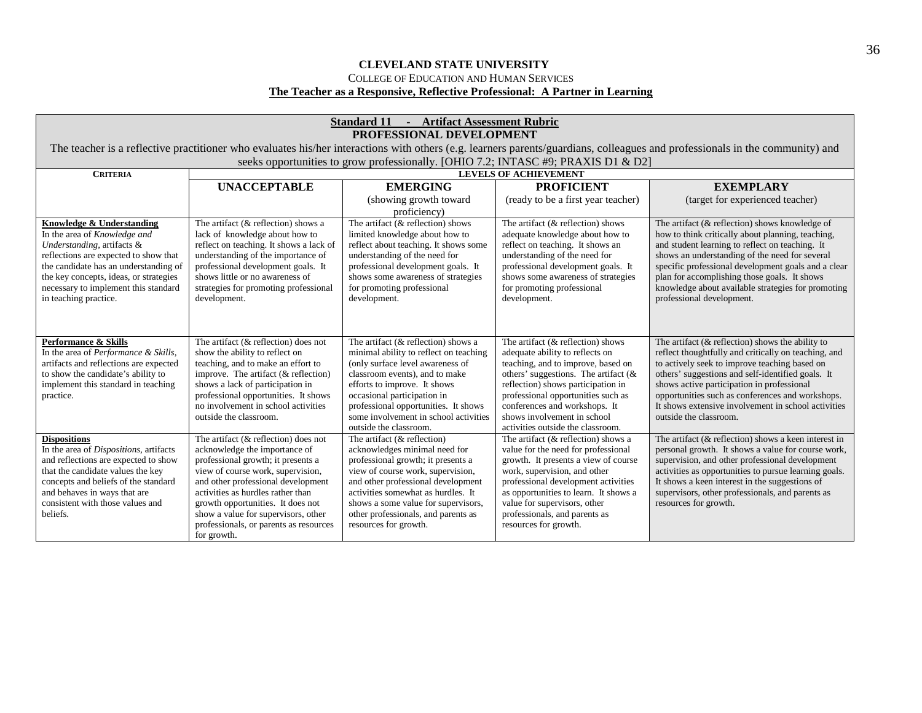**CLEVELAND STATE UNIVERSITY**

COLLEGE OF EDUCATION AND HUMAN SERVICES

**The Teacher as a Responsive, Reflective Professional: A Partner in Learning**

**Standard 11 - Artifact Assessment Rubric**

**PROFESSIONAL DEVELOPMENT**

The teacher is a reflective practitioner who evaluates his/her interactions with others (e.g. learners parents/guardians, colleagues and professionals in the community) and seeks opportunities to grow professionally. [OHIO 7.2; INTASC #9; PRAXIS D1 & D2]

| **CRITERIA** | **LEVELS OF ACHIEVEMENT** | | | |
|---|---|---|---|---|
| | **UNACCEPTABLE** | **EMERGING** (showing growth toward proficiency) | **PROFICIENT** (ready to be a first year teacher) | **EXEMPLARY** (target for experienced teacher) |
| **Knowledge & Understanding** In the area of *Knowledge and Understanding*, artifacts & reflections are expected to show that the candidate has an understanding of the key concepts, ideas, or strategies necessary to implement this standard in teaching practice. | The artifact (& reflection) shows a lack of knowledge about how to reflect on teaching. It shows a lack of understanding of the importance of professional development goals. It shows little or no awareness of strategies for promoting professional development. | The artifact (& reflection) shows limited knowledge about how to reflect about teaching. It shows some understanding of the need for professional development goals. It shows some awareness of strategies for promoting professional development. | The artifact (& reflection) shows adequate knowledge about how to reflect on teaching. It shows an understanding of the need for professional development goals. It shows some awareness of strategies for promoting professional development. | The artifact (& reflection) shows knowledge of how to think critically about planning, teaching, and student learning to reflect on teaching. It shows an understanding of the need for several specific professional development goals and a clear plan for accomplishing those goals. It shows knowledge about available strategies for promoting professional development. |
| **Performance & Skills** In the area of *Performance & Skills*, artifacts and reflections are expected to show the candidate's ability to implement this standard in teaching practice. | The artifact (& reflection) does not show the ability to reflect on teaching, and to make an effort to improve. The artifact (& reflection) shows a lack of participation in professional opportunities. It shows no involvement in school activities outside the classroom. | The artifact (& reflection) shows a minimal ability to reflect on teaching (only surface level awareness of classroom events), and to make efforts to improve. It shows occasional participation in professional opportunities. It shows some involvement in school activities outside the classroom. | The artifact (& reflection) shows adequate ability to reflects on teaching, and to improve, based on others' suggestions. The artifact (& reflection) shows participation in professional opportunities such as conferences and workshops. It shows involvement in school activities outside the classroom. | The artifact (& reflection) shows the ability to reflect thoughtfully and critically on teaching, and to actively seek to improve teaching based on others' suggestions and self-identified goals. It shows active participation in professional opportunities such as conferences and workshops. It shows extensive involvement in school activities outside the classroom. |
| **Dispositions** In the area of *Dispositions*, artifacts and reflections are expected to show that the candidate values the key concepts and beliefs of the standard and behaves in ways that are consistent with those values and beliefs. | The artifact (& reflection) does not acknowledge the importance of professional growth; it presents a view of course work, supervision, and other professional development activities as hurdles rather than growth opportunities. It does not show a value for supervisors, other professionals, or parents as resources for growth. | The artifact (& reflection) acknowledges minimal need for professional growth; it presents a view of course work, supervision, and other professional development activities somewhat as hurdles. It shows a some value for supervisors, other professionals, and parents as resources for growth. | The artifact (& reflection) shows a value for the need for professional growth. It presents a view of course work, supervision, and other professional development activities as opportunities to learn. It shows a value for supervisors, other professionals, and parents as resources for growth. | The artifact (& reflection) shows a keen interest in personal growth. It shows a value for course work, supervision, and other professional development activities as opportunities to pursue learning goals. It shows a keen interest in the suggestions of supervisors, other professionals, and parents as resources for growth. |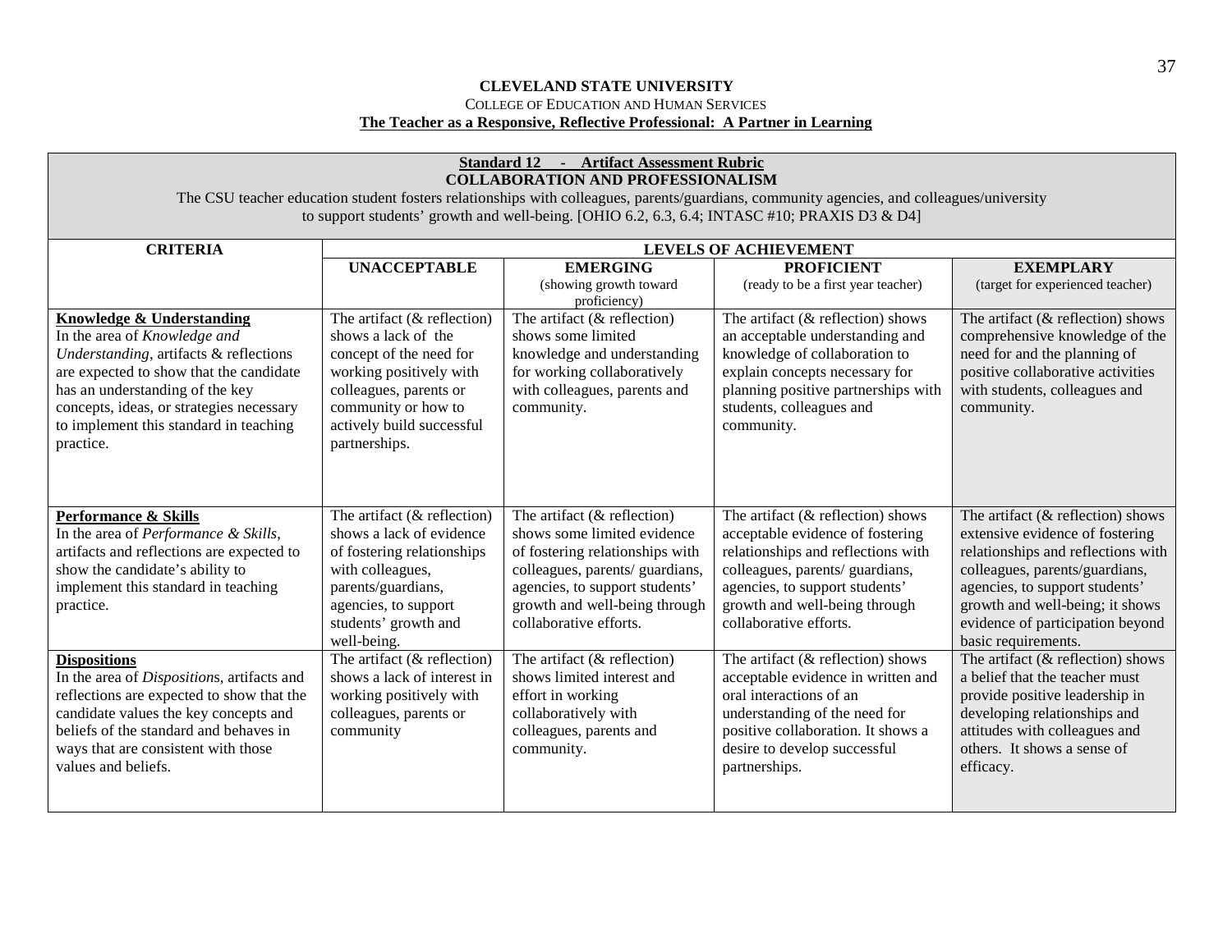**CLEVELAND STATE UNIVERSITY**

COLLEGE OF EDUCATION AND HUMAN SERVICES

**The Teacher as a Responsive, Reflective Professional: A Partner in Learning**

**Standard 12 - Artifact Assessment Rubric**

**COLLABORATION AND PROFESSIONALISM**

The CSU teacher education student fosters relationships with colleagues, parents/guardians, community agencies, and colleagues/university to support students' growth and well-being. [OHIO 6.2, 6.3, 6.4; INTASC #10; PRAXIS D3 & D4]

| CRITERIA | LEVELS OF ACHIEVEMENT | | | |
|---|---|---|---|---|
| | **UNACCEPTABLE** | **EMERGING** (showing growth toward proficiency) | **PROFICIENT** (ready to be a first year teacher) | **EXEMPLARY** (target for experienced teacher) |
| **Knowledge & Understanding** In the area of *Knowledge and Understanding*, artifacts & reflections are expected to show that the candidate has an understanding of the key concepts, ideas, or strategies necessary to implement this standard in teaching practice. | The artifact (& reflection) shows a lack of the concept of the need for working positively with colleagues, parents or community or how to actively build successful partnerships. | The artifact (& reflection) shows some limited knowledge and understanding for working collaboratively with colleagues, parents and community. | The artifact (& reflection) shows an acceptable understanding and knowledge of collaboration to explain concepts necessary for planning positive partnerships with students, colleagues and community. | The artifact (& reflection) shows comprehensive knowledge of the need for and the planning of positive collaborative activities with students, colleagues and community. |
| **Performance & Skills** In the area of *Performance & Skills*, artifacts and reflections are expected to show the candidate's ability to implement this standard in teaching practice. | The artifact (& reflection) shows a lack of evidence of fostering relationships with colleagues, parents/guardians, agencies, to support students' growth and well-being. | The artifact (& reflection) shows some limited evidence of fostering relationships with colleagues, parents/ guardians, agencies, to support students' growth and well-being through collaborative efforts. | The artifact (& reflection) shows acceptable evidence of fostering relationships and reflections with colleagues, parents/ guardians, agencies, to support students' growth and well-being through collaborative efforts. | The artifact (& reflection) shows extensive evidence of fostering relationships and reflections with colleagues, parents/guardians, agencies, to support students' growth and well-being; it shows evidence of participation beyond basic requirements. |
| **Dispositions** In the area of *Dispositions*, artifacts and reflections are expected to show that the candidate values the key concepts and beliefs of the standard and behaves in ways that are consistent with those values and beliefs. | The artifact (& reflection) shows a lack of interest in working positively with colleagues, parents or community | The artifact (& reflection) shows limited interest and effort in working collaboratively with colleagues, parents and community. | The artifact (& reflection) shows acceptable evidence in written and oral interactions of an understanding of the need for positive collaboration. It shows a desire to develop successful partnerships. | The artifact (& reflection) shows a belief that the teacher must provide positive leadership in developing relationships and attitudes with colleagues and others. It shows a sense of efficacy. |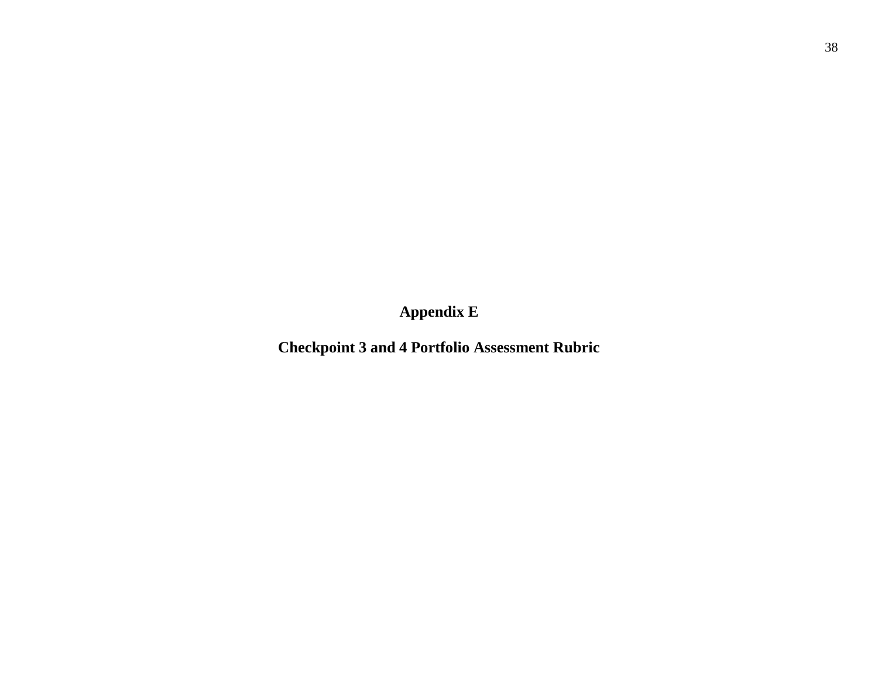# Appendix E

## Checkpoint 3 and 4 Portfolio Assessment Rubric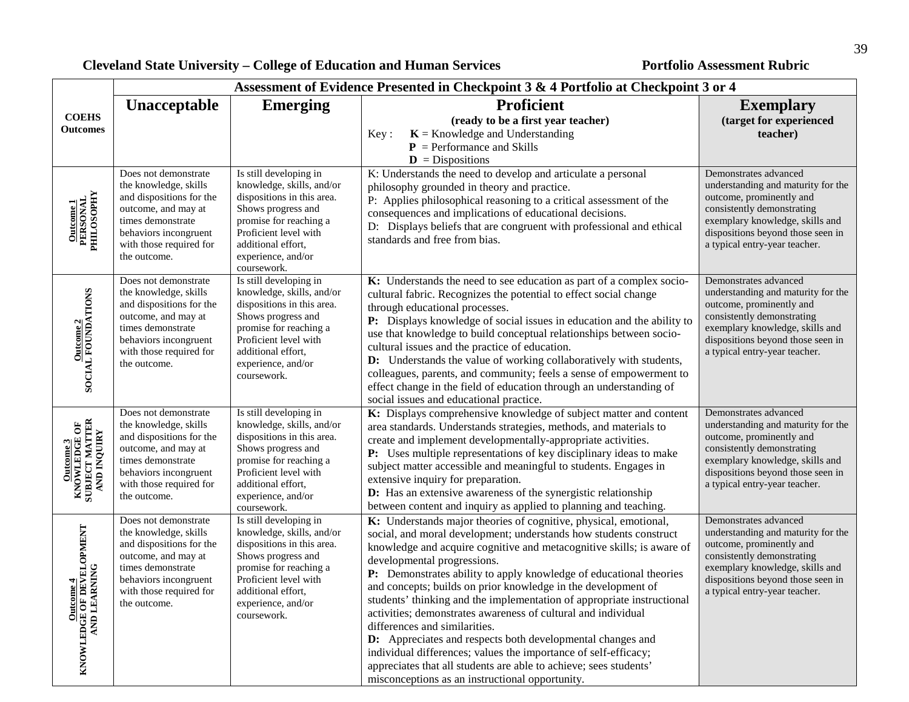**Cleveland State University – College of Education and Human Services** **Portfolio Assessment Rubric**

| COEHS Outcomes | Assessment of Evidence Presented in Checkpoint 3 & 4 Portfolio at Checkpoint 3 or 4 | | | |
|---|---|---|---|---|
| | **Unacceptable** | **Emerging** | **Proficient** (ready to be a first year teacher) Key: **K** = Knowledge and Understanding; **P** = Performance and Skills; **D** = Dispositions | **Exemplary** (target for experienced teacher) |
| **Outcome 1 PERSONAL PHILOSOPHY** | Does not demonstrate the knowledge, skills and dispositions for the outcome, and may at times demonstrate behaviors incongruent with those required for the outcome. | Is still developing in knowledge, skills, and/or dispositions in this area. Shows progress and promise for reaching a Proficient level with additional effort, experience, and/or coursework. | K: Understands the need to develop and articulate a personal philosophy grounded in theory and practice. P: Applies philosophical reasoning to a critical assessment of the consequences and implications of educational decisions. D: Displays beliefs that are congruent with professional and ethical standards and free from bias. | Demonstrates advanced understanding and maturity for the outcome, prominently and consistently demonstrating exemplary knowledge, skills and dispositions beyond those seen in a typical entry-year teacher. |
| **Outcome 2 SOCIAL FOUNDATIONS** | Does not demonstrate the knowledge, skills and dispositions for the outcome, and may at times demonstrate behaviors incongruent with those required for the outcome. | Is still developing in knowledge, skills, and/or dispositions in this area. Shows progress and promise for reaching a Proficient level with additional effort, experience, and/or coursework. | **K:** Understands the need to see education as part of a complex socio-cultural fabric. Recognizes the potential to effect social change through educational processes. **P:** Displays knowledge of social issues in education and the ability to use that knowledge to build conceptual relationships between socio-cultural issues and the practice of education. **D:** Understands the value of working collaboratively with students, colleagues, parents, and community; feels a sense of empowerment to effect change in the field of education through an understanding of social issues and educational practice. | Demonstrates advanced understanding and maturity for the outcome, prominently and consistently demonstrating exemplary knowledge, skills and dispositions beyond those seen in a typical entry-year teacher. |
| **Outcome 3 KNOWLEDGE OF SUBJECT MATTER AND INQUIRY** | Does not demonstrate the knowledge, skills and dispositions for the outcome, and may at times demonstrate behaviors incongruent with those required for the outcome. | Is still developing in knowledge, skills, and/or dispositions in this area. Shows progress and promise for reaching a Proficient level with additional effort, experience, and/or coursework. | **K:** Displays comprehensive knowledge of subject matter and content area standards. Understands strategies, methods, and materials to create and implement developmentally-appropriate activities. **P:** Uses multiple representations of key disciplinary ideas to make subject matter accessible and meaningful to students. Engages in extensive inquiry for preparation. **D:** Has an extensive awareness of the synergistic relationship between content and inquiry as applied to planning and teaching. | Demonstrates advanced understanding and maturity for the outcome, prominently and consistently demonstrating exemplary knowledge, skills and dispositions beyond those seen in a typical entry-year teacher. |
| **Outcome 4 KNOWLEDGE OF DEVELOPMENT AND LEARNING** | Does not demonstrate the knowledge, skills and dispositions for the outcome, and may at times demonstrate behaviors incongruent with those required for the outcome. | Is still developing in knowledge, skills, and/or dispositions in this area. Shows progress and promise for reaching a Proficient level with additional effort, experience, and/or coursework. | **K:** Understands major theories of cognitive, physical, emotional, social, and moral development; understands how students construct knowledge and acquire cognitive and metacognitive skills; is aware of developmental progressions. **P:** Demonstrates ability to apply knowledge of educational theories and concepts; builds on prior knowledge in the development of students' thinking and the implementation of appropriate instructional activities; demonstrates awareness of cultural and individual differences and similarities. **D:** Appreciates and respects both developmental changes and individual differences; values the importance of self-efficacy; appreciates that all students are able to achieve; sees students' misconceptions as an instructional opportunity. | Demonstrates advanced understanding and maturity for the outcome, prominently and consistently demonstrating exemplary knowledge, skills and dispositions beyond those seen in a typical entry-year teacher. |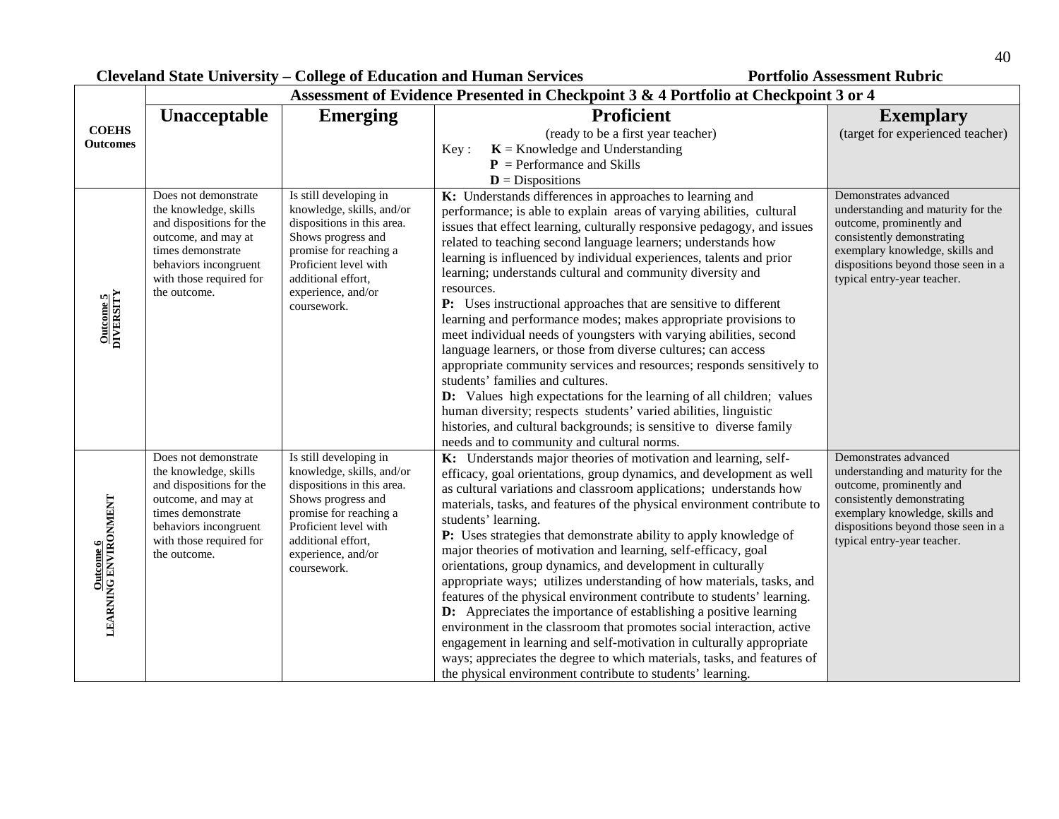**Cleveland State University – College of Education and Human Services** **Portfolio Assessment Rubric**

| COEHS Outcomes | Assessment of Evidence Presented in Checkpoint 3 & 4 Portfolio at Checkpoint 3 or 4 | | | |
|---|---|---|---|---|
| | **Unacceptable** | **Emerging** | **Proficient**<br>(ready to be a first year teacher)<br>Key : **K** = Knowledge and Understanding<br>**P** = Performance and Skills<br>**D** = Dispositions | **Exemplary**<br>(target for experienced teacher) |
| **Outcome 5**<br>**DIVERSITY** | Does not demonstrate the knowledge, skills and dispositions for the outcome, and may at times demonstrate behaviors incongruent with those required for the outcome. | Is still developing in knowledge, skills, and/or dispositions in this area. Shows progress and promise for reaching a Proficient level with additional effort, experience, and/or coursework. | **K:** Understands differences in approaches to learning and performance; is able to explain areas of varying abilities, cultural issues that effect learning, culturally responsive pedagogy, and issues related to teaching second language learners; understands how learning is influenced by individual experiences, talents and prior learning; understands cultural and community diversity and resources.<br>**P:** Uses instructional approaches that are sensitive to different learning and performance modes; makes appropriate provisions to meet individual needs of youngsters with varying abilities, second language learners, or those from diverse cultures; can access appropriate community services and resources; responds sensitively to students' families and cultures.<br>**D:** Values high expectations for the learning of all children; values human diversity; respects students' varied abilities, linguistic histories, and cultural backgrounds; is sensitive to diverse family needs and to community and cultural norms. | Demonstrates advanced understanding and maturity for the outcome, prominently and consistently demonstrating exemplary knowledge, skills and dispositions beyond those seen in a typical entry-year teacher. |
| **Outcome 6**<br>**LEARNING ENVIRONMENT** | Does not demonstrate the knowledge, skills and dispositions for the outcome, and may at times demonstrate behaviors incongruent with those required for the outcome. | Is still developing in knowledge, skills, and/or dispositions in this area. Shows progress and promise for reaching a Proficient level with additional effort, experience, and/or coursework. | **K:** Understands major theories of motivation and learning, self-efficacy, goal orientations, group dynamics, and development as well as cultural variations and classroom applications; understands how materials, tasks, and features of the physical environment contribute to students' learning.<br>**P:** Uses strategies that demonstrate ability to apply knowledge of major theories of motivation and learning, self-efficacy, goal orientations, group dynamics, and development in culturally appropriate ways; utilizes understanding of how materials, tasks, and features of the physical environment contribute to students' learning.<br>**D:** Appreciates the importance of establishing a positive learning environment in the classroom that promotes social interaction, active engagement in learning and self-motivation in culturally appropriate ways; appreciates the degree to which materials, tasks, and features of the physical environment contribute to students' learning. | Demonstrates advanced understanding and maturity for the outcome, prominently and consistently demonstrating exemplary knowledge, skills and dispositions beyond those seen in a typical entry-year teacher. |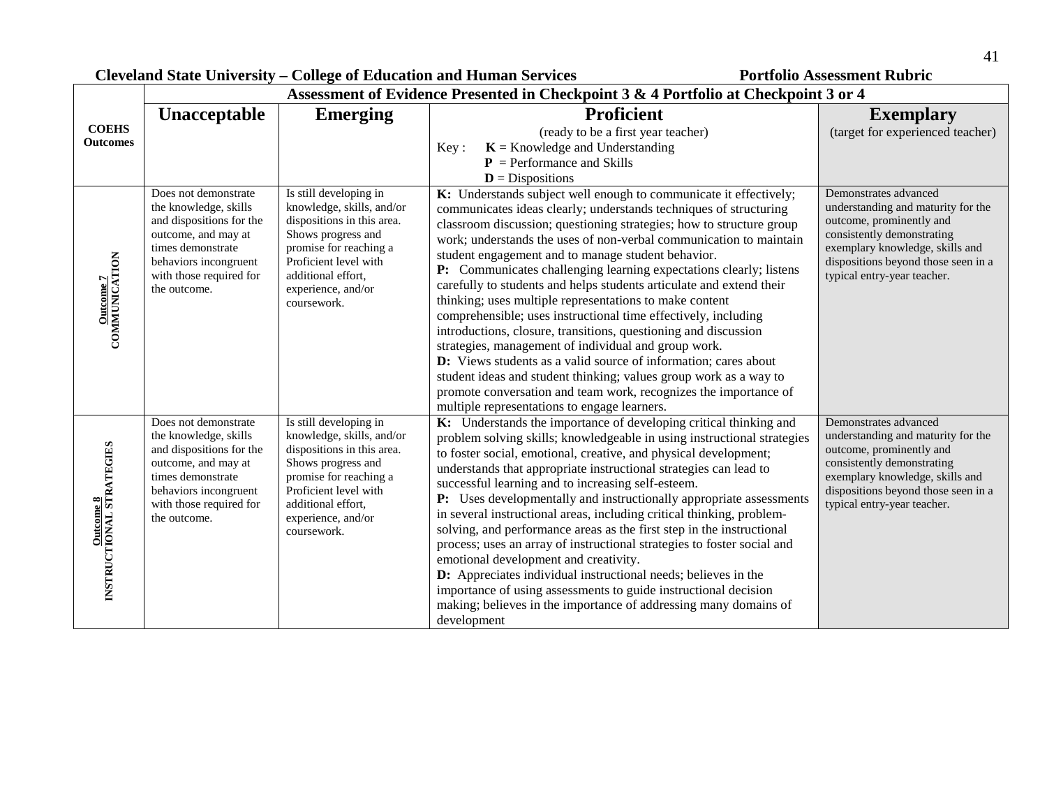**Cleveland State University – College of Education and Human Services** **Portfolio Assessment Rubric**

| COEHS Outcomes | Assessment of Evidence Presented in Checkpoint 3 & 4 Portfolio at Checkpoint 3 or 4 | | | |
|---|---|---|---|---|
| | **Unacceptable** | **Emerging** | **Proficient** (ready to be a first year teacher) Key : **K** = Knowledge and Understanding **P** = Performance and Skills **D** = Dispositions | **Exemplary** (target for experienced teacher) |
| **Outcome 7 COMMUNICATION** | Does not demonstrate the knowledge, skills and dispositions for the outcome, and may at times demonstrate behaviors incongruent with those required for the outcome. | Is still developing in knowledge, skills, and/or dispositions in this area. Shows progress and promise for reaching a Proficient level with additional effort, experience, and/or coursework. | **K:** Understands subject well enough to communicate it effectively; communicates ideas clearly; understands techniques of structuring classroom discussion; questioning strategies; how to structure group work; understands the uses of non-verbal communication to maintain student engagement and to manage student behavior.<br>**P:** Communicates challenging learning expectations clearly; listens carefully to students and helps students articulate and extend their thinking; uses multiple representations to make content comprehensible; uses instructional time effectively, including introductions, closure, transitions, questioning and discussion strategies, management of individual and group work.<br>**D:** Views students as a valid source of information; cares about student ideas and student thinking; values group work as a way to promote conversation and team work, recognizes the importance of multiple representations to engage learners. | Demonstrates advanced understanding and maturity for the outcome, prominently and consistently demonstrating exemplary knowledge, skills and dispositions beyond those seen in a typical entry-year teacher. |
| **Outcome 8 INSTRUCTIONAL STRATEGIES** | Does not demonstrate the knowledge, skills and dispositions for the outcome, and may at times demonstrate behaviors incongruent with those required for the outcome. | Is still developing in knowledge, skills, and/or dispositions in this area. Shows progress and promise for reaching a Proficient level with additional effort, experience, and/or coursework. | **K:** Understands the importance of developing critical thinking and problem solving skills; knowledgeable in using instructional strategies to foster social, emotional, creative, and physical development; understands that appropriate instructional strategies can lead to successful learning and to increasing self-esteem.<br>**P:** Uses developmentally and instructionally appropriate assessments in several instructional areas, including critical thinking, problem-solving, and performance areas as the first step in the instructional process; uses an array of instructional strategies to foster social and emotional development and creativity.<br>**D:** Appreciates individual instructional needs; believes in the importance of using assessments to guide instructional decision making; believes in the importance of addressing many domains of development | Demonstrates advanced understanding and maturity for the outcome, prominently and consistently demonstrating exemplary knowledge, skills and dispositions beyond those seen in a typical entry-year teacher. |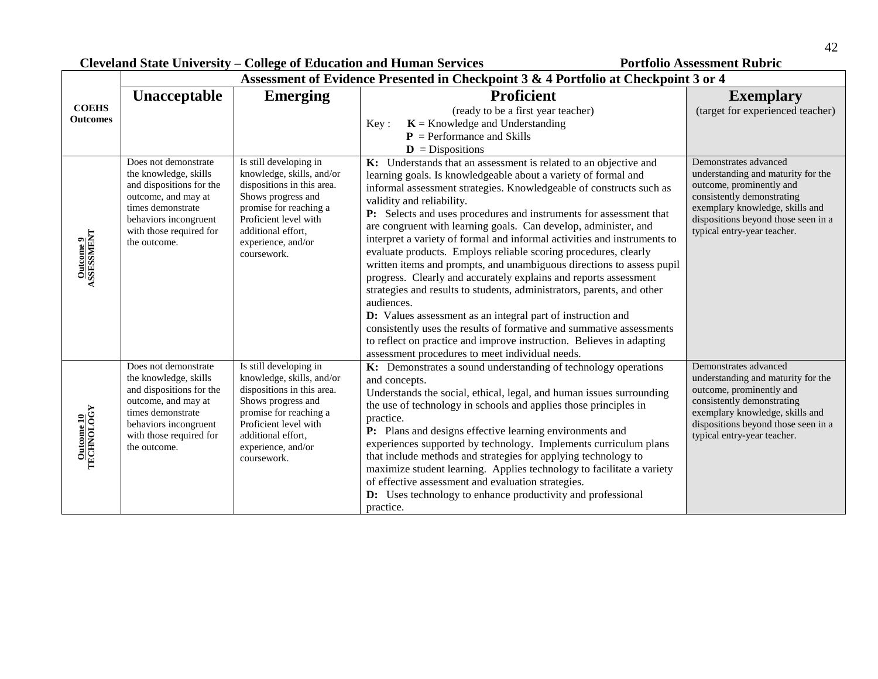**Cleveland State University – College of Education and Human Services** **Portfolio Assessment Rubric**

| COEHS Outcomes | Assessment of Evidence Presented in Checkpoint 3 & 4 Portfolio at Checkpoint 3 or 4 | | | |
|---|---|---|---|---|
| | **Unacceptable** | **Emerging** | **Proficient** (ready to be a first year teacher) Key : **K** = Knowledge and Understanding **P** = Performance and Skills **D** = Dispositions | **Exemplary** (target for experienced teacher) |
| **Outcome 9 ASSESSMENT** | Does not demonstrate the knowledge, skills and dispositions for the outcome, and may at times demonstrate behaviors incongruent with those required for the outcome. | Is still developing in knowledge, skills, and/or dispositions in this area. Shows progress and promise for reaching a Proficient level with additional effort, experience, and/or coursework. | **K:** Understands that an assessment is related to an objective and learning goals. Is knowledgeable about a variety of formal and informal assessment strategies. Knowledgeable of constructs such as validity and reliability.<br>**P:** Selects and uses procedures and instruments for assessment that are congruent with learning goals. Can develop, administer, and interpret a variety of formal and informal activities and instruments to evaluate products. Employs reliable scoring procedures, clearly written items and prompts, and unambiguous directions to assess pupil progress. Clearly and accurately explains and reports assessment strategies and results to students, administrators, parents, and other audiences.<br>**D:** Values assessment as an integral part of instruction and consistently uses the results of formative and summative assessments to reflect on practice and improve instruction. Believes in adapting assessment procedures to meet individual needs. | Demonstrates advanced understanding and maturity for the outcome, prominently and consistently demonstrating exemplary knowledge, skills and dispositions beyond those seen in a typical entry-year teacher. |
| **Outcome 10 TECHNOLOGY** | Does not demonstrate the knowledge, skills and dispositions for the outcome, and may at times demonstrate behaviors incongruent with those required for the outcome. | Is still developing in knowledge, skills, and/or dispositions in this area. Shows progress and promise for reaching a Proficient level with additional effort, experience, and/or coursework. | **K:** Demonstrates a sound understanding of technology operations and concepts.<br>Understands the social, ethical, legal, and human issues surrounding the use of technology in schools and applies those principles in practice.<br>**P:** Plans and designs effective learning environments and experiences supported by technology. Implements curriculum plans that include methods and strategies for applying technology to maximize student learning. Applies technology to facilitate a variety of effective assessment and evaluation strategies.<br>**D:** Uses technology to enhance productivity and professional practice. | Demonstrates advanced understanding and maturity for the outcome, prominently and consistently demonstrating exemplary knowledge, skills and dispositions beyond those seen in a typical entry-year teacher. |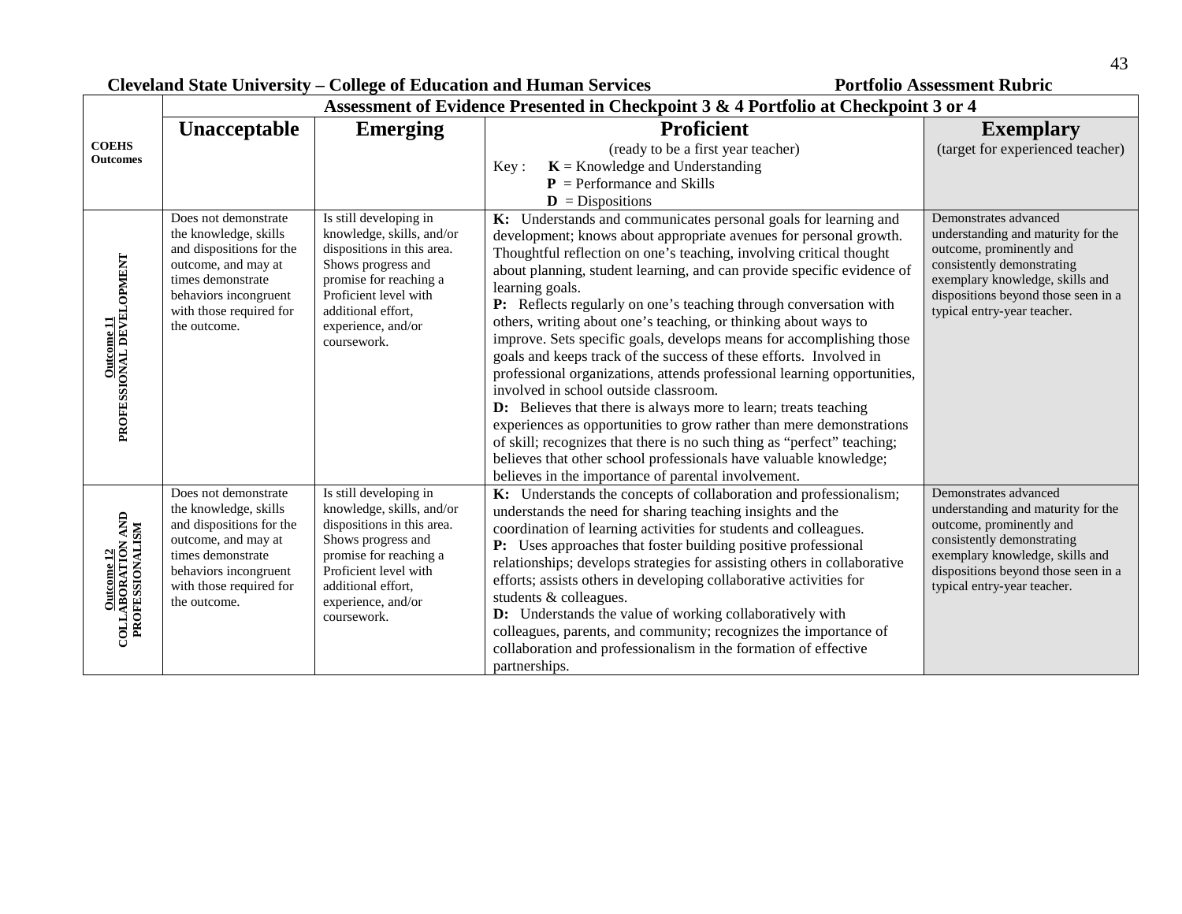**Cleveland State University – College of Education and Human Services** **Portfolio Assessment Rubric**

| COEHS Outcomes | Assessment of Evidence Presented in Checkpoint 3 & 4 Portfolio at Checkpoint 3 or 4 | | | |
|---|---|---|---|---|
| | **Unacceptable** | **Emerging** | **Proficient** (ready to be a first year teacher) Key : **K** = Knowledge and Understanding **P** = Performance and Skills **D** = Dispositions | **Exemplary** (target for experienced teacher) |
| **Outcome 11 PROFESSIONAL DEVELOPMENT** | Does not demonstrate the knowledge, skills and dispositions for the outcome, and may at times demonstrate behaviors incongruent with those required for the outcome. | Is still developing in knowledge, skills, and/or dispositions in this area. Shows progress and promise for reaching a Proficient level with additional effort, experience, and/or coursework. | **K:** Understands and communicates personal goals for learning and development; knows about appropriate avenues for personal growth. Thoughtful reflection on one's teaching, involving critical thought about planning, student learning, and can provide specific evidence of learning goals.<br>**P:** Reflects regularly on one's teaching through conversation with others, writing about one's teaching, or thinking about ways to improve. Sets specific goals, develops means for accomplishing those goals and keeps track of the success of these efforts. Involved in professional organizations, attends professional learning opportunities, involved in school outside classroom.<br>**D:** Believes that there is always more to learn; treats teaching experiences as opportunities to grow rather than mere demonstrations of skill; recognizes that there is no such thing as "perfect" teaching; believes that other school professionals have valuable knowledge; believes in the importance of parental involvement. | Demonstrates advanced understanding and maturity for the outcome, prominently and consistently demonstrating exemplary knowledge, skills and dispositions beyond those seen in a typical entry-year teacher. |
| **Outcome 12 COLLABORATION AND PROFESSIONALISM** | Does not demonstrate the knowledge, skills and dispositions for the outcome, and may at times demonstrate behaviors incongruent with those required for the outcome. | Is still developing in knowledge, skills, and/or dispositions in this area. Shows progress and promise for reaching a Proficient level with additional effort, experience, and/or coursework. | **K:** Understands the concepts of collaboration and professionalism; understands the need for sharing teaching insights and the coordination of learning activities for students and colleagues.<br>**P:** Uses approaches that foster building positive professional relationships; develops strategies for assisting others in collaborative efforts; assists others in developing collaborative activities for students & colleagues.<br>**D:** Understands the value of working collaboratively with colleagues, parents, and community; recognizes the importance of collaboration and professionalism in the formation of effective partnerships. | Demonstrates advanced understanding and maturity for the outcome, prominently and consistently demonstrating exemplary knowledge, skills and dispositions beyond those seen in a typical entry-year teacher. |